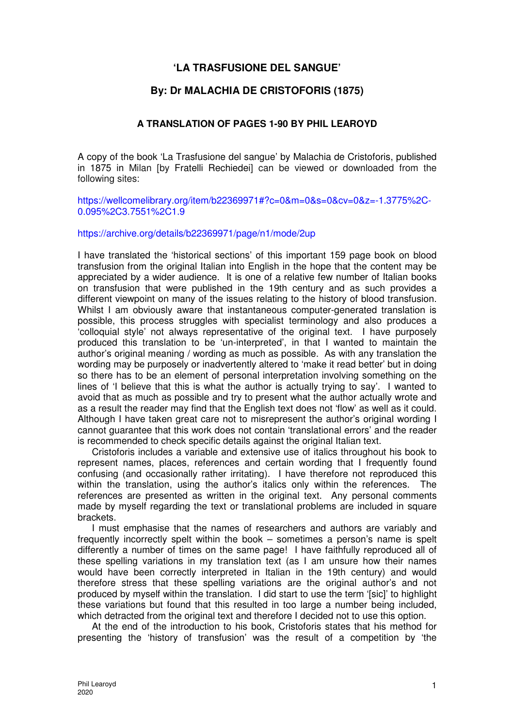# 'LA TRASFUSIONE DEL SANGUE'

## By: Dr MALACHIA DE CRISTOFORIS (1875)

### A TRANSLATION OF PAGES 1-90 BY PHIL LEAROYD

A copy of the book 'La Trasfusione del sangue' by Malachia de Cristoforis, published in 1875 in Milan [by Fratelli Rechiedei] can be viewed or downloaded from the following sites:

https://wellcomelibrary.org/item/b22369971#?c=0&m=0&s=0&cv=0&z=-1.3775%2C-0.095%2C3.7551%2C1.9

https://archive.org/details/b22369971/page/n1/mode/2up

I have translated the 'historical sections' of this important 159 page book on blood transfusion from the original Italian into English in the hope that the content may be appreciated by a wider audience. It is one of a relative few number of Italian books on transfusion that were published in the 19th century and as such provides a different viewpoint on many of the issues relating to the history of blood transfusion. Whilst I am obviously aware that instantaneous computer-generated translation is possible, this process struggles with specialist terminology and also produces a 'colloquial style' not always representative of the original text. I have purposely produced this translation to be 'un-interpreted', in that I wanted to maintain the author's original meaning / wording as much as possible. As with any translation the wording may be purposely or inadvertently altered to 'make it read better' but in doing so there has to be an element of personal interpretation involving something on the lines of 'I believe that this is what the author is actually trying to say'. I wanted to avoid that as much as possible and try to present what the author actually wrote and as a result the reader may find that the English text does not 'flow' as well as it could. Although I have taken great care not to misrepresent the author's original wording I cannot guarantee that this work does not contain 'translational errors' and the reader is recommended to check specific details against the original Italian text.

Cristoforis includes a variable and extensive use of italics throughout his book to represent names, places, references and certain wording that I frequently found confusing (and occasionally rather irritating). I have therefore not reproduced this within the translation, using the author's italics only within the references. The references are presented as written in the original text. Any personal comments made by myself regarding the text or translational problems are included in square brackets.

I must emphasise that the names of researchers and authors are variably and frequently incorrectly spelt within the book – sometimes a person's name is spelt differently a number of times on the same page! I have faithfully reproduced all of these spelling variations in my translation text (as I am unsure how their names would have been correctly interpreted in Italian in the 19th century) and would therefore stress that these spelling variations are the original author's and not produced by myself within the translation. I did start to use the term '[sic]' to highlight these variations but found that this resulted in too large a number being included, which detracted from the original text and therefore I decided not to use this option.

At the end of the introduction to his book, Cristoforis states that his method for presenting the 'history of transfusion' was the result of a competition by 'the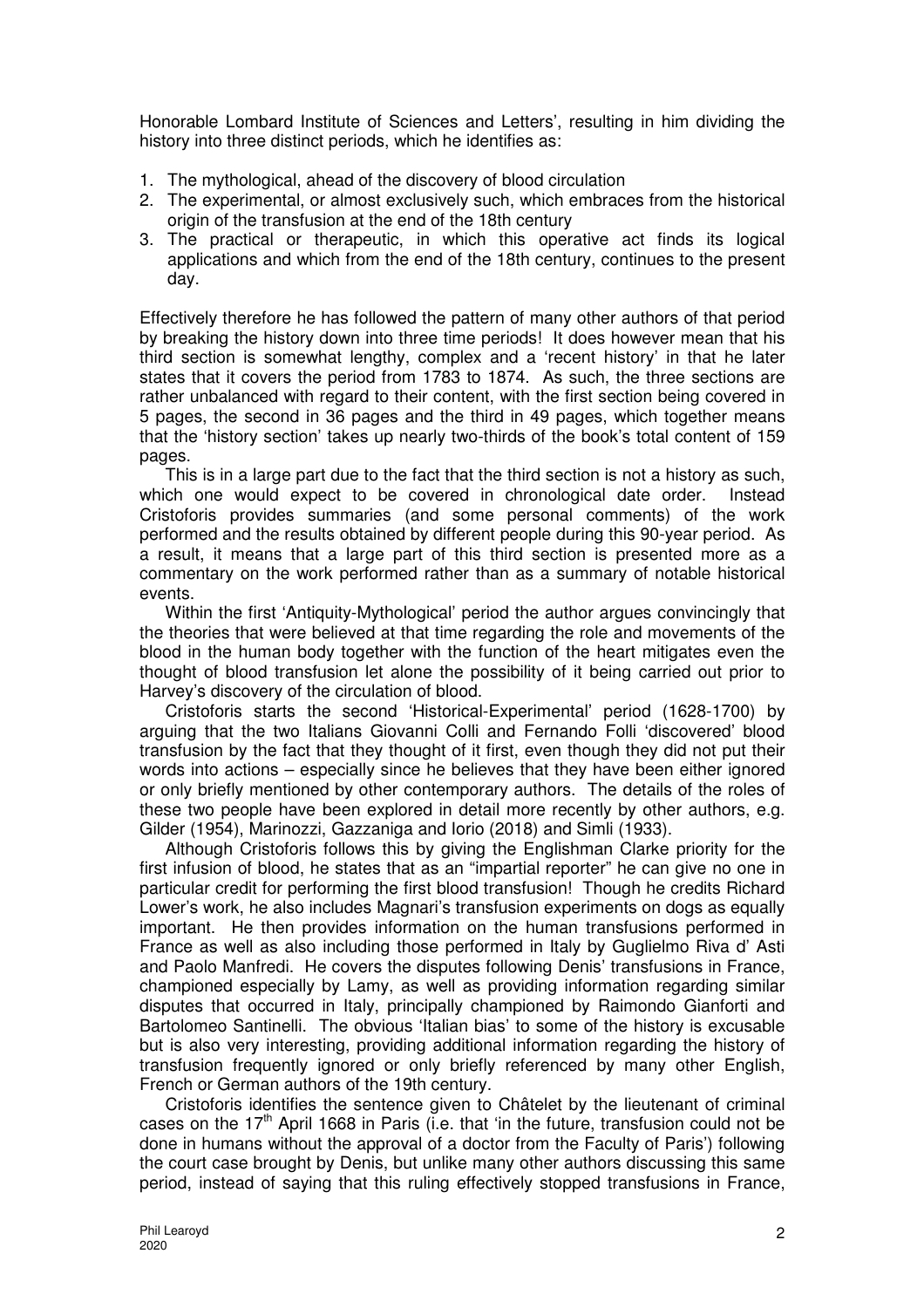Honorable Lombard Institute of Sciences and Letters', resulting in him dividing the history into three distinct periods, which he identifies as:

1. The mythological, ahead of the discovery of blood circulation
2. The experimental, or almost exclusively such, which embraces from the historical origin of the transfusion at the end of the 18th century
3. The practical or therapeutic, in which this operative act finds its logical applications and which from the end of the 18th century, continues to the present day.

Effectively therefore he has followed the pattern of many other authors of that period by breaking the history down into three time periods! It does however mean that his third section is somewhat lengthy, complex and a 'recent history' in that he later states that it covers the period from 1783 to 1874. As such, the three sections are rather unbalanced with regard to their content, with the first section being covered in 5 pages, the second in 36 pages and the third in 49 pages, which together means that the 'history section' takes up nearly two-thirds of the book's total content of 159 pages.

This is in a large part due to the fact that the third section is not a history as such, which one would expect to be covered in chronological date order. Instead Cristoforis provides summaries (and some personal comments) of the work performed and the results obtained by different people during this 90-year period. As a result, it means that a large part of this third section is presented more as a commentary on the work performed rather than as a summary of notable historical events.

Within the first 'Antiquity-Mythological' period the author argues convincingly that the theories that were believed at that time regarding the role and movements of the blood in the human body together with the function of the heart mitigates even the thought of blood transfusion let alone the possibility of it being carried out prior to Harvey's discovery of the circulation of blood.

Cristoforis starts the second 'Historical-Experimental' period (1628-1700) by arguing that the two Italians Giovanni Colli and Fernando Folli 'discovered' blood transfusion by the fact that they thought of it first, even though they did not put their words into actions – especially since he believes that they have been either ignored or only briefly mentioned by other contemporary authors. The details of the roles of these two people have been explored in detail more recently by other authors, e.g. Gilder (1954), Marinozzi, Gazzaniga and Iorio (2018) and Simli (1933).

Although Cristoforis follows this by giving the Englishman Clarke priority for the first infusion of blood, he states that as an "impartial reporter" he can give no one in particular credit for performing the first blood transfusion! Though he credits Richard Lower's work, he also includes Magnari's transfusion experiments on dogs as equally important. He then provides information on the human transfusions performed in France as well as also including those performed in Italy by Guglielmo Riva d' Asti and Paolo Manfredi. He covers the disputes following Denis' transfusions in France, championed especially by Lamy, as well as providing information regarding similar disputes that occurred in Italy, principally championed by Raimondo Gianforti and Bartolomeo Santinelli. The obvious 'Italian bias' to some of the history is excusable but is also very interesting, providing additional information regarding the history of transfusion frequently ignored or only briefly referenced by many other English, French or German authors of the 19th century.

Cristoforis identifies the sentence given to Châtelet by the lieutenant of criminal cases on the 17th April 1668 in Paris (i.e. that 'in the future, transfusion could not be done in humans without the approval of a doctor from the Faculty of Paris') following the court case brought by Denis, but unlike many other authors discussing this same period, instead of saying that this ruling effectively stopped transfusions in France,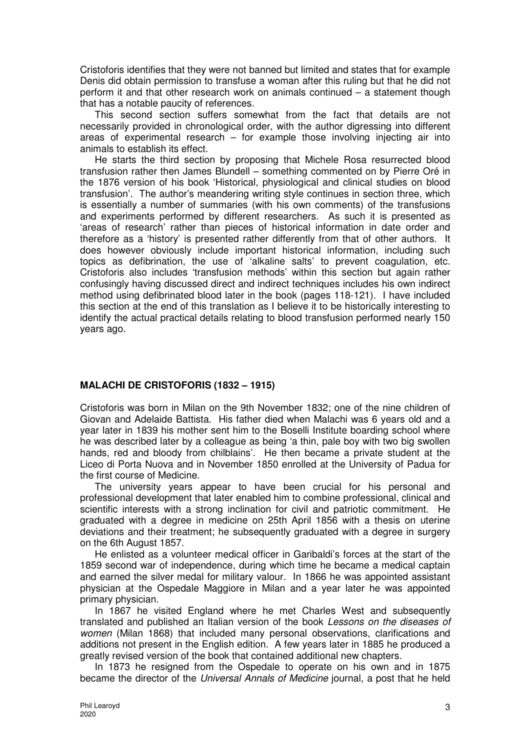Cristoforis identifies that they were not banned but limited and states that for example Denis did obtain permission to transfuse a woman after this ruling but that he did not perform it and that other research work on animals continued – a statement though that has a notable paucity of references.

This second section suffers somewhat from the fact that details are not necessarily provided in chronological order, with the author digressing into different areas of experimental research – for example those involving injecting air into animals to establish its effect.

He starts the third section by proposing that Michele Rosa resurrected blood transfusion rather then James Blundell – something commented on by Pierre Oré in the 1876 version of his book 'Historical, physiological and clinical studies on blood transfusion'. The author's meandering writing style continues in section three, which is essentially a number of summaries (with his own comments) of the transfusions and experiments performed by different researchers. As such it is presented as 'areas of research' rather than pieces of historical information in date order and therefore as a 'history' is presented rather differently from that of other authors. It does however obviously include important historical information, including such topics as defibrination, the use of 'alkaline salts' to prevent coagulation, etc. Cristoforis also includes 'transfusion methods' within this section but again rather confusingly having discussed direct and indirect techniques includes his own indirect method using defibrinated blood later in the book (pages 118-121). I have included this section at the end of this translation as I believe it to be historically interesting to identify the actual practical details relating to blood transfusion performed nearly 150 years ago.

## MALACHI DE CRISTOFORIS (1832 – 1915)

Cristoforis was born in Milan on the 9th November 1832; one of the nine children of Giovan and Adelaide Battista. His father died when Malachi was 6 years old and a year later in 1839 his mother sent him to the Boselli Institute boarding school where he was described later by a colleague as being 'a thin, pale boy with two big swollen hands, red and bloody from chilblains'. He then became a private student at the Liceo di Porta Nuova and in November 1850 enrolled at the University of Padua for the first course of Medicine.

The university years appear to have been crucial for his personal and professional development that later enabled him to combine professional, clinical and scientific interests with a strong inclination for civil and patriotic commitment. He graduated with a degree in medicine on 25th April 1856 with a thesis on uterine deviations and their treatment; he subsequently graduated with a degree in surgery on the 6th August 1857.

He enlisted as a volunteer medical officer in Garibaldi's forces at the start of the 1859 second war of independence, during which time he became a medical captain and earned the silver medal for military valour. In 1866 he was appointed assistant physician at the Ospedale Maggiore in Milan and a year later he was appointed primary physician.

In 1867 he visited England where he met Charles West and subsequently translated and published an Italian version of the book *Lessons on the diseases of women* (Milan 1868) that included many personal observations, clarifications and additions not present in the English edition. A few years later in 1885 he produced a greatly revised version of the book that contained additional new chapters.

In 1873 he resigned from the Ospedale to operate on his own and in 1875 became the director of the *Universal Annals of Medicine* journal, a post that he held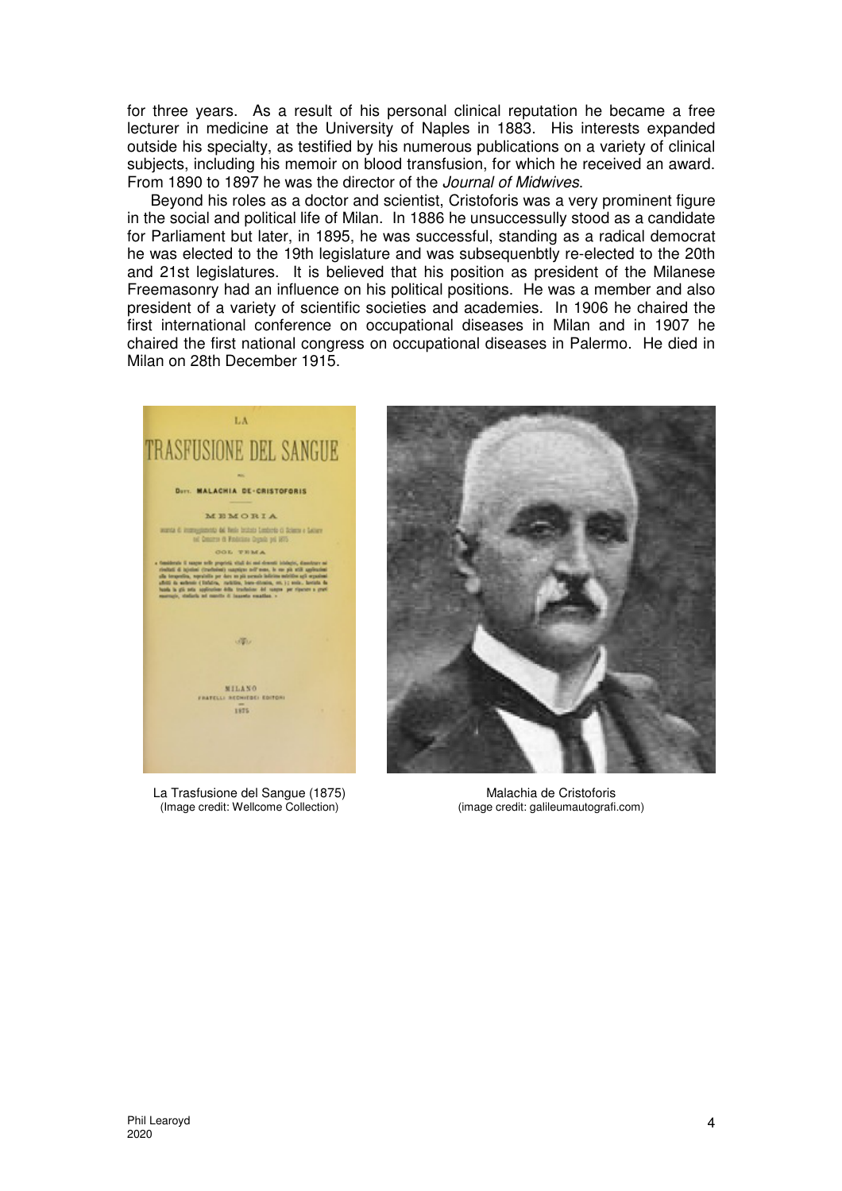for three years. As a result of his personal clinical reputation he became a free lecturer in medicine at the University of Naples in 1883. His interests expanded outside his specialty, as testified by his numerous publications on a variety of clinical subjects, including his memoir on blood transfusion, for which he received an award. From 1890 to 1897 he was the director of the *Journal of Midwives*.

Beyond his roles as a doctor and scientist, Cristoforis was a very prominent figure in the social and political life of Milan. In 1886 he unsuccessully stood as a candidate for Parliament but later, in 1895, he was successful, standing as a radical democrat he was elected to the 19th legislature and was subsequenbtly re-elected to the 20th and 21st legislatures. It is believed that his position as president of the Milanese Freemasonry had an influence on his political positions. He was a member and also president of a variety of scientific societies and academies. In 1906 he chaired the first international conference on occupational diseases in Milan and in 1907 he chaired the first national congress on occupational diseases in Palermo. He died in Milan on 28th December 1915.

La Trasfusione del Sangue (1875)
(Image credit: Wellcome Collection)

Malachia de Cristoforis
(image credit: galileumautografi.com)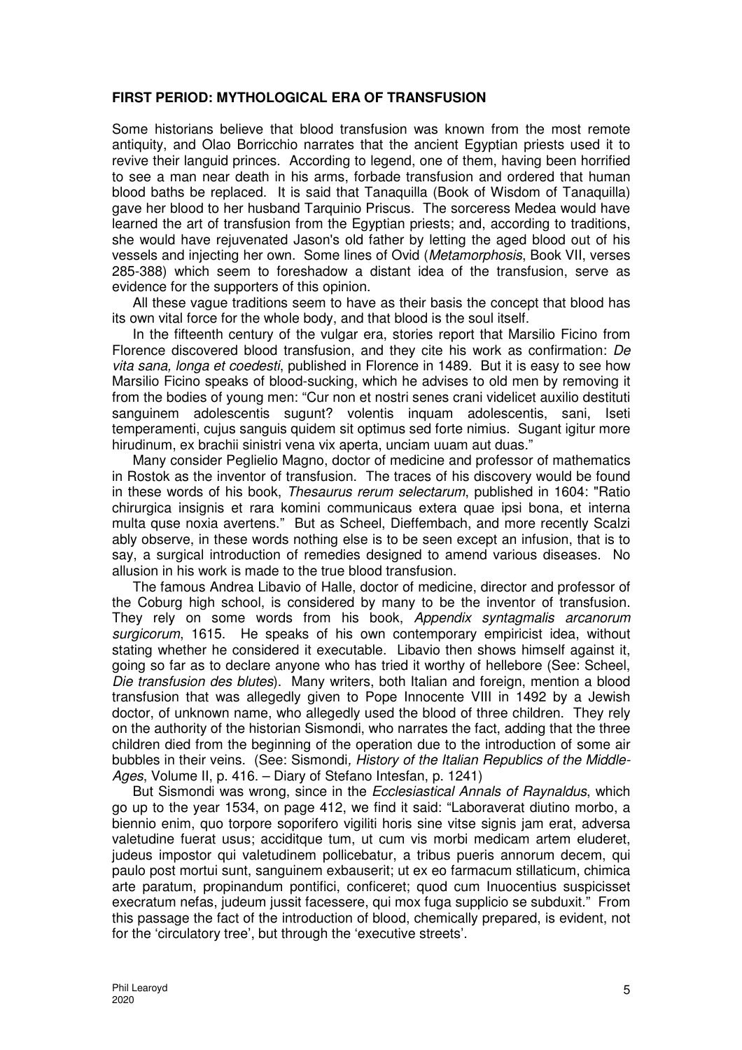**FIRST PERIOD: MYTHOLOGICAL ERA OF TRANSFUSION**

Some historians believe that blood transfusion was known from the most remote antiquity, and Olao Borricchio narrates that the ancient Egyptian priests used it to revive their languid princes. According to legend, one of them, having been horrified to see a man near death in his arms, forbade transfusion and ordered that human blood baths be replaced. It is said that Tanaquilla (Book of Wisdom of Tanaquilla) gave her blood to her husband Tarquinio Priscus. The sorceress Medea would have learned the art of transfusion from the Egyptian priests; and, according to traditions, she would have rejuvenated Jason's old father by letting the aged blood out of his vessels and injecting her own. Some lines of Ovid (*Metamorphosis*, Book VII, verses 285-388) which seem to foreshadow a distant idea of the transfusion, serve as evidence for the supporters of this opinion.

All these vague traditions seem to have as their basis the concept that blood has its own vital force for the whole body, and that blood is the soul itself.

In the fifteenth century of the vulgar era, stories report that Marsilio Ficino from Florence discovered blood transfusion, and they cite his work as confirmation: *De vita sana, longa et coedesti*, published in Florence in 1489. But it is easy to see how Marsilio Ficino speaks of blood-sucking, which he advises to old men by removing it from the bodies of young men: "Cur non et nostri senes crani videlicet auxilio destituti sanguinem adolescentis sugunt? volentis inquam adolescentis, sani, Iseti temperamenti, cujus sanguis quidem sit optimus sed forte nimius. Sugant igitur more hirudinum, ex brachii sinistri vena vix aperta, unciam uuam aut duas."

Many consider Peglielio Magno, doctor of medicine and professor of mathematics in Rostok as the inventor of transfusion. The traces of his discovery would be found in these words of his book, *Thesaurus rerum selectarum*, published in 1604: "Ratio chirurgica insignis et rara komini communicaus extera quae ipsi bona, et interna multa quse noxia avertens." But as Scheel, Dieffembach, and more recently Scalzi ably observe, in these words nothing else is to be seen except an infusion, that is to say, a surgical introduction of remedies designed to amend various diseases. No allusion in his work is made to the true blood transfusion.

The famous Andrea Libavio of Halle, doctor of medicine, director and professor of the Coburg high school, is considered by many to be the inventor of transfusion. They rely on some words from his book, *Appendix syntagmalis arcanorum surgicorum*, 1615. He speaks of his own contemporary empiricist idea, without stating whether he considered it executable. Libavio then shows himself against it, going so far as to declare anyone who has tried it worthy of hellebore (See: Scheel, *Die transfusion des blutes*). Many writers, both Italian and foreign, mention a blood transfusion that was allegedly given to Pope Innocente VIII in 1492 by a Jewish doctor, of unknown name, who allegedly used the blood of three children. They rely on the authority of the historian Sismondi, who narrates the fact, adding that the three children died from the beginning of the operation due to the introduction of some air bubbles in their veins. (See: Sismondi, *History of the Italian Republics of the Middle-Ages*, Volume II, p. 416. – Diary of Stefano Intesfan, p. 1241)

But Sismondi was wrong, since in the *Ecclesiastical Annals of Raynaldus*, which go up to the year 1534, on page 412, we find it said: "Laboraverat diutino morbo, a biennio enim, quo torpore soporifero vigiliti horis sine vitse signis jam erat, adversa valetudine fuerat usus; acciditque tum, ut cum vis morbi medicam artem eluderet, judeus impostor qui valetudinem pollicebatur, a tribus pueris annorum decem, qui paulo post mortui sunt, sanguinem exbauserit; ut ex eo farmacum stillaticum, chimica arte paratum, propinandum pontifici, conficeret; quod cum Inuocentius suspicisset execratum nefas, judeum jussit facessere, qui mox fuga supplicio se subduxit." From this passage the fact of the introduction of blood, chemically prepared, is evident, not for the 'circulatory tree', but through the 'executive streets'.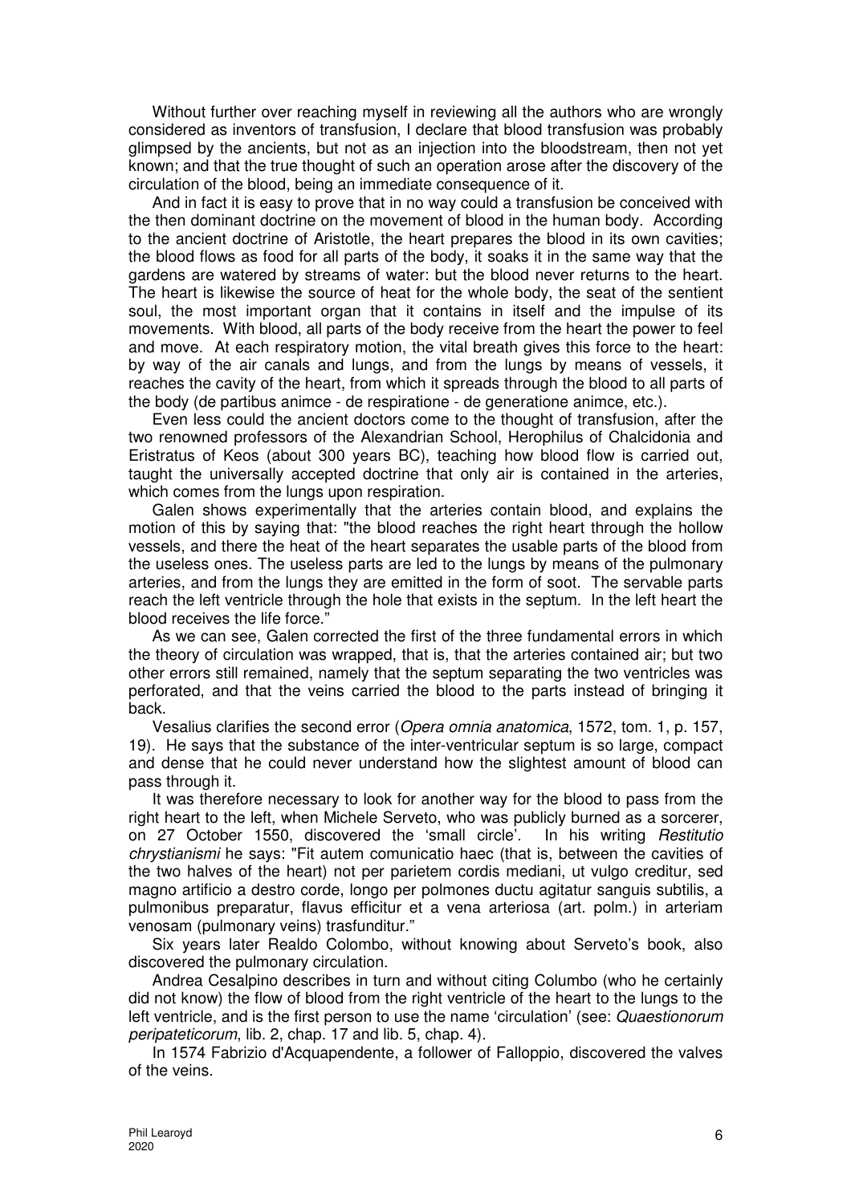Without further over reaching myself in reviewing all the authors who are wrongly considered as inventors of transfusion, I declare that blood transfusion was probably glimpsed by the ancients, but not as an injection into the bloodstream, then not yet known; and that the true thought of such an operation arose after the discovery of the circulation of the blood, being an immediate consequence of it.

And in fact it is easy to prove that in no way could a transfusion be conceived with the then dominant doctrine on the movement of blood in the human body. According to the ancient doctrine of Aristotle, the heart prepares the blood in its own cavities; the blood flows as food for all parts of the body, it soaks it in the same way that the gardens are watered by streams of water: but the blood never returns to the heart. The heart is likewise the source of heat for the whole body, the seat of the sentient soul, the most important organ that it contains in itself and the impulse of its movements. With blood, all parts of the body receive from the heart the power to feel and move. At each respiratory motion, the vital breath gives this force to the heart: by way of the air canals and lungs, and from the lungs by means of vessels, it reaches the cavity of the heart, from which it spreads through the blood to all parts of the body (de partibus animce - de respiratione - de generatione animce, etc.).

Even less could the ancient doctors come to the thought of transfusion, after the two renowned professors of the Alexandrian School, Herophilus of Chalcidonia and Eristratus of Keos (about 300 years BC), teaching how blood flow is carried out, taught the universally accepted doctrine that only air is contained in the arteries, which comes from the lungs upon respiration.

Galen shows experimentally that the arteries contain blood, and explains the motion of this by saying that: "the blood reaches the right heart through the hollow vessels, and there the heat of the heart separates the usable parts of the blood from the useless ones. The useless parts are led to the lungs by means of the pulmonary arteries, and from the lungs they are emitted in the form of soot. The servable parts reach the left ventricle through the hole that exists in the septum. In the left heart the blood receives the life force."

As we can see, Galen corrected the first of the three fundamental errors in which the theory of circulation was wrapped, that is, that the arteries contained air; but two other errors still remained, namely that the septum separating the two ventricles was perforated, and that the veins carried the blood to the parts instead of bringing it back.

Vesalius clarifies the second error (*Opera omnia anatomica*, 1572, tom. 1, p. 157, 19). He says that the substance of the inter-ventricular septum is so large, compact and dense that he could never understand how the slightest amount of blood can pass through it.

It was therefore necessary to look for another way for the blood to pass from the right heart to the left, when Michele Serveto, who was publicly burned as a sorcerer, on 27 October 1550, discovered the 'small circle'. In his writing *Restitutio chrystianismi* he says: "Fit autem comunicatio haec (that is, between the cavities of the two halves of the heart) not per parietem cordis mediani, ut vulgo creditur, sed magno artificio a destro corde, longo per polmones ductu agitatur sanguis subtilis, a pulmonibus preparatur, flavus efficitur et a vena arteriosa (art. polm.) in arteriam venosam (pulmonary veins) trasfunditur."

Six years later Realdo Colombo, without knowing about Serveto's book, also discovered the pulmonary circulation.

Andrea Cesalpino describes in turn and without citing Columbo (who he certainly did not know) the flow of blood from the right ventricle of the heart to the lungs to the left ventricle, and is the first person to use the name 'circulation' (see: *Quaestionorum peripateticorum*, lib. 2, chap. 17 and lib. 5, chap. 4).

In 1574 Fabrizio d'Acquapendente, a follower of Falloppio, discovered the valves of the veins.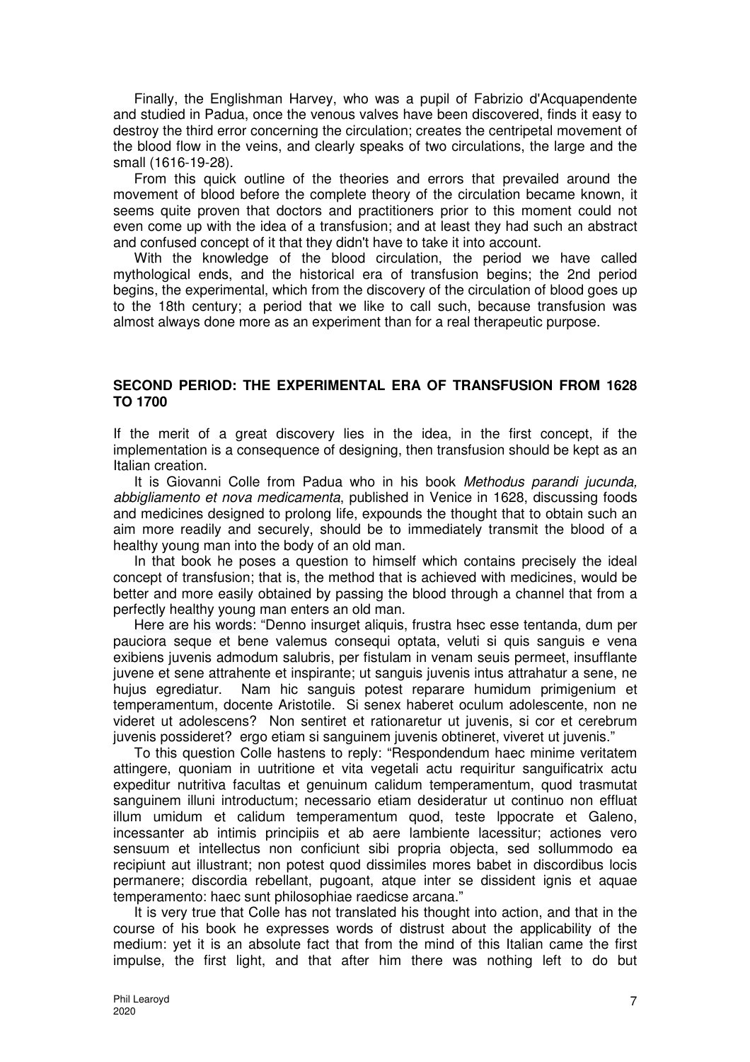Finally, the Englishman Harvey, who was a pupil of Fabrizio d'Acquapendente and studied in Padua, once the venous valves have been discovered, finds it easy to destroy the third error concerning the circulation; creates the centripetal movement of the blood flow in the veins, and clearly speaks of two circulations, the large and the small (1616-19-28).

From this quick outline of the theories and errors that prevailed around the movement of blood before the complete theory of the circulation became known, it seems quite proven that doctors and practitioners prior to this moment could not even come up with the idea of a transfusion; and at least they had such an abstract and confused concept of it that they didn't have to take it into account.

With the knowledge of the blood circulation, the period we have called mythological ends, and the historical era of transfusion begins; the 2nd period begins, the experimental, which from the discovery of the circulation of blood goes up to the 18th century; a period that we like to call such, because transfusion was almost always done more as an experiment than for a real therapeutic purpose.

## SECOND PERIOD: THE EXPERIMENTAL ERA OF TRANSFUSION FROM 1628 TO 1700

If the merit of a great discovery lies in the idea, in the first concept, if the implementation is a consequence of designing, then transfusion should be kept as an Italian creation.

It is Giovanni Colle from Padua who in his book *Methodus parandi jucunda, abbigliamento et nova medicamenta*, published in Venice in 1628, discussing foods and medicines designed to prolong life, expounds the thought that to obtain such an aim more readily and securely, should be to immediately transmit the blood of a healthy young man into the body of an old man.

In that book he poses a question to himself which contains precisely the ideal concept of transfusion; that is, the method that is achieved with medicines, would be better and more easily obtained by passing the blood through a channel that from a perfectly healthy young man enters an old man.

Here are his words: "Denno insurget aliquis, frustra hsec esse tentanda, dum per pauciora seque et bene valemus consequi optata, veluti si quis sanguis e vena exibiens juvenis admodum salubris, per fistulam in venam seuis permeet, insufflante juvene et sene attrahente et inspirante; ut sanguis juvenis intus attrahatur a sene, ne hujus egrediatur. Nam hic sanguis potest reparare humidum primigenium et temperamentum, docente Aristotile. Si senex haberet oculum adolescente, non ne videret ut adolescens? Non sentiret et rationaretur ut juvenis, si cor et cerebrum juvenis possideret? ergo etiam si sanguinem juvenis obtineret, viveret ut juvenis."

To this question Colle hastens to reply: "Respondendum haec minime veritatem attingere, quoniam in uutritione et vita vegetali actu requiritur sanguificatrix actu expeditur nutritiva facultas et genuinum calidum temperamentum, quod trasmutat sanguinem illuni introductum; necessario etiam desideratur ut continuo non effluat illum umidum et calidum temperamentum quod, teste Ippocrate et Galeno, incessanter ab intimis principiis et ab aere lambiente lacessitur; actiones vero sensuum et intellectus non conficiunt sibi propria objecta, sed sollummodo ea recipiunt aut illustrant; non potest quod dissimiles mores babet in discordibus locis permanere; discordia rebellant, pugoant, atque inter se dissident ignis et aquae temperamento: haec sunt philosophiae raedicse arcana."

It is very true that Colle has not translated his thought into action, and that in the course of his book he expresses words of distrust about the applicability of the medium: yet it is an absolute fact that from the mind of this Italian came the first impulse, the first light, and that after him there was nothing left to do but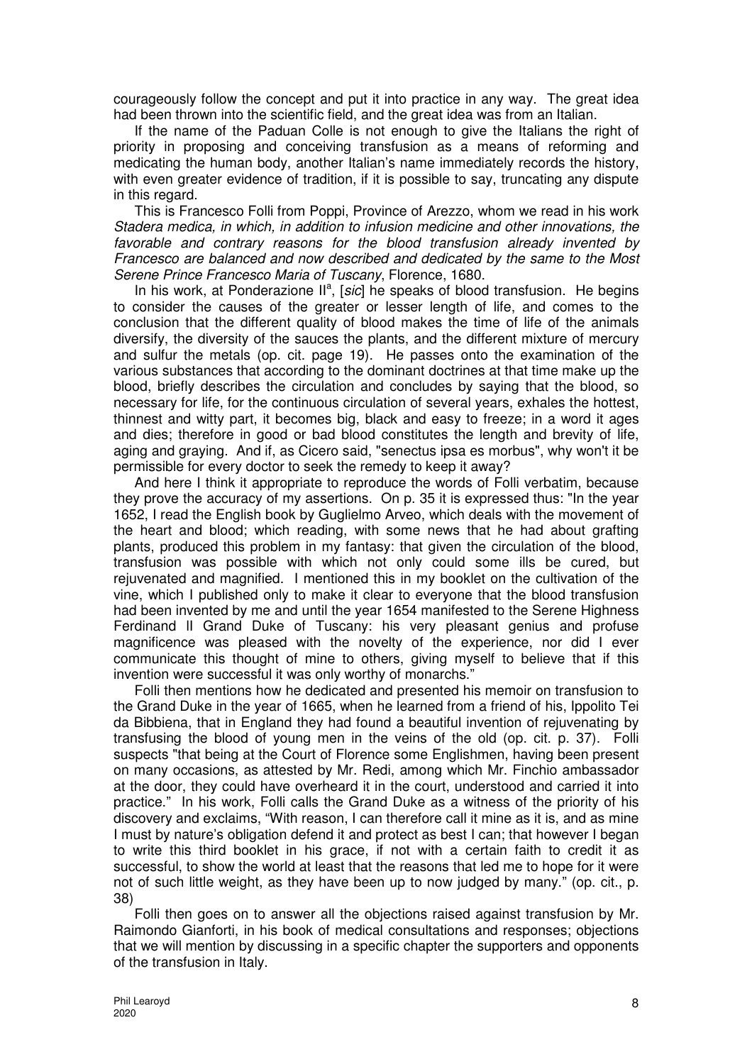courageously follow the concept and put it into practice in any way. The great idea had been thrown into the scientific field, and the great idea was from an Italian.

If the name of the Paduan Colle is not enough to give the Italians the right of priority in proposing and conceiving transfusion as a means of reforming and medicating the human body, another Italian's name immediately records the history, with even greater evidence of tradition, if it is possible to say, truncating any dispute in this regard.

This is Francesco Folli from Poppi, Province of Arezzo, whom we read in his work *Stadera medica, in which, in addition to infusion medicine and other innovations, the favorable and contrary reasons for the blood transfusion already invented by Francesco are balanced and now described and dedicated by the same to the Most Serene Prince Francesco Maria of Tuscany*, Florence, 1680.

In his work, at Ponderazione II[a], [*sic*] he speaks of blood transfusion. He begins to consider the causes of the greater or lesser length of life, and comes to the conclusion that the different quality of blood makes the time of life of the animals diversify, the diversity of the sauces the plants, and the different mixture of mercury and sulfur the metals (op. cit. page 19). He passes onto the examination of the various substances that according to the dominant doctrines at that time make up the blood, briefly describes the circulation and concludes by saying that the blood, so necessary for life, for the continuous circulation of several years, exhales the hottest, thinnest and witty part, it becomes big, black and easy to freeze; in a word it ages and dies; therefore in good or bad blood constitutes the length and brevity of life, aging and graying. And if, as Cicero said, "senectus ipsa es morbus", why won't it be permissible for every doctor to seek the remedy to keep it away?

And here I think it appropriate to reproduce the words of Folli verbatim, because they prove the accuracy of my assertions. On p. 35 it is expressed thus: "In the year 1652, I read the English book by Guglielmo Arveo, which deals with the movement of the heart and blood; which reading, with some news that he had about grafting plants, produced this problem in my fantasy: that given the circulation of the blood, transfusion was possible with which not only could some ills be cured, but rejuvenated and magnified. I mentioned this in my booklet on the cultivation of the vine, which I published only to make it clear to everyone that the blood transfusion had been invented by me and until the year 1654 manifested to the Serene Highness Ferdinand II Grand Duke of Tuscany: his very pleasant genius and profuse magnificence was pleased with the novelty of the experience, nor did I ever communicate this thought of mine to others, giving myself to believe that if this invention were successful it was only worthy of monarchs."

Folli then mentions how he dedicated and presented his memoir on transfusion to the Grand Duke in the year of 1665, when he learned from a friend of his, Ippolito Tei da Bibbiena, that in England they had found a beautiful invention of rejuvenating by transfusing the blood of young men in the veins of the old (op. cit. p. 37). Folli suspects "that being at the Court of Florence some Englishmen, having been present on many occasions, as attested by Mr. Redi, among which Mr. Finchio ambassador at the door, they could have overheard it in the court, understood and carried it into practice." In his work, Folli calls the Grand Duke as a witness of the priority of his discovery and exclaims, "With reason, I can therefore call it mine as it is, and as mine I must by nature's obligation defend it and protect as best I can; that however I began to write this third booklet in his grace, if not with a certain faith to credit it as successful, to show the world at least that the reasons that led me to hope for it were not of such little weight, as they have been up to now judged by many." (op. cit., p. 38)

Folli then goes on to answer all the objections raised against transfusion by Mr. Raimondo Gianforti, in his book of medical consultations and responses; objections that we will mention by discussing in a specific chapter the supporters and opponents of the transfusion in Italy.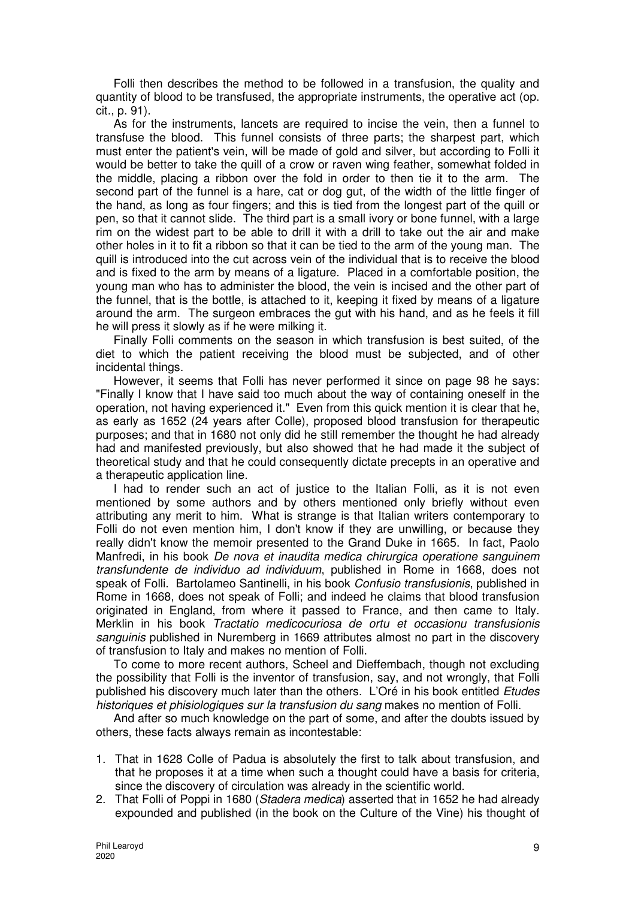Folli then describes the method to be followed in a transfusion, the quality and quantity of blood to be transfused, the appropriate instruments, the operative act (op. cit., p. 91).

As for the instruments, lancets are required to incise the vein, then a funnel to transfuse the blood. This funnel consists of three parts; the sharpest part, which must enter the patient's vein, will be made of gold and silver, but according to Folli it would be better to take the quill of a crow or raven wing feather, somewhat folded in the middle, placing a ribbon over the fold in order to then tie it to the arm. The second part of the funnel is a hare, cat or dog gut, of the width of the little finger of the hand, as long as four fingers; and this is tied from the longest part of the quill or pen, so that it cannot slide. The third part is a small ivory or bone funnel, with a large rim on the widest part to be able to drill it with a drill to take out the air and make other holes in it to fit a ribbon so that it can be tied to the arm of the young man. The quill is introduced into the cut across vein of the individual that is to receive the blood and is fixed to the arm by means of a ligature. Placed in a comfortable position, the young man who has to administer the blood, the vein is incised and the other part of the funnel, that is the bottle, is attached to it, keeping it fixed by means of a ligature around the arm. The surgeon embraces the gut with his hand, and as he feels it fill he will press it slowly as if he were milking it.

Finally Folli comments on the season in which transfusion is best suited, of the diet to which the patient receiving the blood must be subjected, and of other incidental things.

However, it seems that Folli has never performed it since on page 98 he says: "Finally I know that I have said too much about the way of containing oneself in the operation, not having experienced it." Even from this quick mention it is clear that he, as early as 1652 (24 years after Colle), proposed blood transfusion for therapeutic purposes; and that in 1680 not only did he still remember the thought he had already had and manifested previously, but also showed that he had made it the subject of theoretical study and that he could consequently dictate precepts in an operative and a therapeutic application line.

I had to render such an act of justice to the Italian Folli, as it is not even mentioned by some authors and by others mentioned only briefly without even attributing any merit to him. What is strange is that Italian writers contemporary to Folli do not even mention him, I don't know if they are unwilling, or because they really didn't know the memoir presented to the Grand Duke in 1665. In fact, Paolo Manfredi, in his book *De nova et inaudita medica chirurgica operatione sanguinem transfundente de individuo ad individuum*, published in Rome in 1668, does not speak of Folli. Bartolameo Santinelli, in his book *Confusio transfusionis*, published in Rome in 1668, does not speak of Folli; and indeed he claims that blood transfusion originated in England, from where it passed to France, and then came to Italy. Merklin in his book *Tractatio medicocuriosa de ortu et occasionu transfusionis sanguinis* published in Nuremberg in 1669 attributes almost no part in the discovery of transfusion to Italy and makes no mention of Folli.

To come to more recent authors, Scheel and Dieffembach, though not excluding the possibility that Folli is the inventor of transfusion, say, and not wrongly, that Folli published his discovery much later than the others. L'Oré in his book entitled *Etudes historiques et phisiologiques sur la transfusion du sang* makes no mention of Folli.

And after so much knowledge on the part of some, and after the doubts issued by others, these facts always remain as incontestable:

1. That in 1628 Colle of Padua is absolutely the first to talk about transfusion, and that he proposes it at a time when such a thought could have a basis for criteria, since the discovery of circulation was already in the scientific world.
2. That Folli of Poppi in 1680 (*Stadera medica*) asserted that in 1652 he had already expounded and published (in the book on the Culture of the Vine) his thought of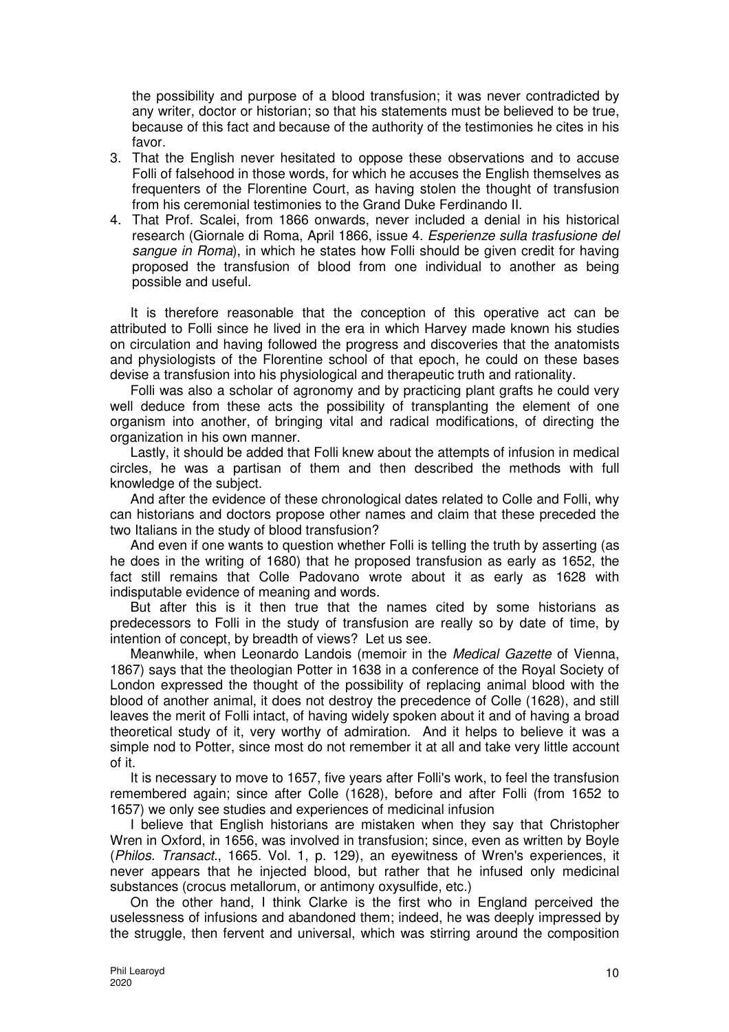the possibility and purpose of a blood transfusion; it was never contradicted by any writer, doctor or historian; so that his statements must be believed to be true, because of this fact and because of the authority of the testimonies he cites in his favor.

3. That the English never hesitated to oppose these observations and to accuse Folli of falsehood in those words, for which he accuses the English themselves as frequenters of the Florentine Court, as having stolen the thought of transfusion from his ceremonial testimonies to the Grand Duke Ferdinando II.
4. That Prof. Scalei, from 1866 onwards, never included a denial in his historical research (Giornale di Roma, April 1866, issue 4. *Esperienze sulla trasfusione del sangue in Roma*), in which he states how Folli should be given credit for having proposed the transfusion of blood from one individual to another as being possible and useful.

It is therefore reasonable that the conception of this operative act can be attributed to Folli since he lived in the era in which Harvey made known his studies on circulation and having followed the progress and discoveries that the anatomists and physiologists of the Florentine school of that epoch, he could on these bases devise a transfusion into his physiological and therapeutic truth and rationality.

Folli was also a scholar of agronomy and by practicing plant grafts he could very well deduce from these acts the possibility of transplanting the element of one organism into another, of bringing vital and radical modifications, of directing the organization in his own manner.

Lastly, it should be added that Folli knew about the attempts of infusion in medical circles, he was a partisan of them and then described the methods with full knowledge of the subject.

And after the evidence of these chronological dates related to Colle and Folli, why can historians and doctors propose other names and claim that these preceded the two Italians in the study of blood transfusion?

And even if one wants to question whether Folli is telling the truth by asserting (as he does in the writing of 1680) that he proposed transfusion as early as 1652, the fact still remains that Colle Padovano wrote about it as early as 1628 with indisputable evidence of meaning and words.

But after this is it then true that the names cited by some historians as predecessors to Folli in the study of transfusion are really so by date of time, by intention of concept, by breadth of views? Let us see.

Meanwhile, when Leonardo Landois (memoir in the *Medical Gazette* of Vienna, 1867) says that the theologian Potter in 1638 in a conference of the Royal Society of London expressed the thought of the possibility of replacing animal blood with the blood of another animal, it does not destroy the precedence of Colle (1628), and still leaves the merit of Folli intact, of having widely spoken about it and of having a broad theoretical study of it, very worthy of admiration. And it helps to believe it was a simple nod to Potter, since most do not remember it at all and take very little account of it.

It is necessary to move to 1657, five years after Folli's work, to feel the transfusion remembered again; since after Colle (1628), before and after Folli (from 1652 to 1657) we only see studies and experiences of medicinal infusion

I believe that English historians are mistaken when they say that Christopher Wren in Oxford, in 1656, was involved in transfusion; since, even as written by Boyle (*Philos. Transact.*, 1665. Vol. 1, p. 129), an eyewitness of Wren's experiences, it never appears that he injected blood, but rather that he infused only medicinal substances (crocus metallorum, or antimony oxysulfide, etc.)

On the other hand, I think Clarke is the first who in England perceived the uselessness of infusions and abandoned them; indeed, he was deeply impressed by the struggle, then fervent and universal, which was stirring around the composition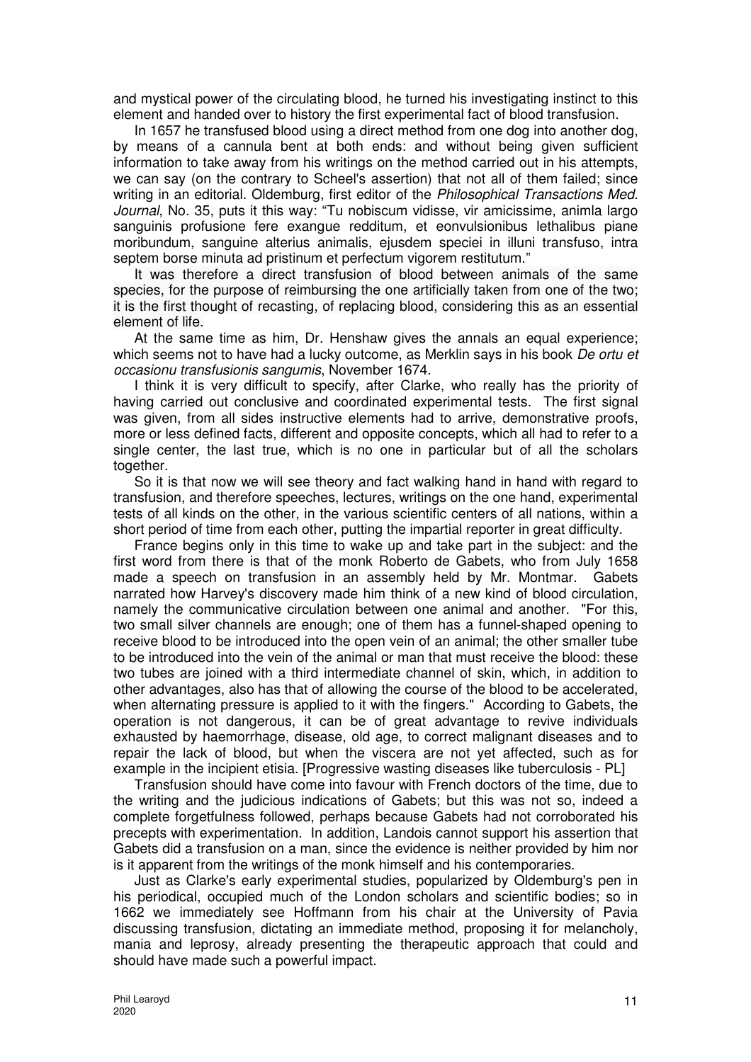and mystical power of the circulating blood, he turned his investigating instinct to this element and handed over to history the first experimental fact of blood transfusion.

In 1657 he transfused blood using a direct method from one dog into another dog, by means of a cannula bent at both ends: and without being given sufficient information to take away from his writings on the method carried out in his attempts, we can say (on the contrary to Scheel's assertion) that not all of them failed; since writing in an editorial. Oldemburg, first editor of the *Philosophical Transactions Med. Journal*, No. 35, puts it this way: "Tu nobiscum vidisse, vir amicissime, animla largo sanguinis profusione fere exangue redditum, et eonvulsionibus lethalibus piane moribundum, sanguine alterius animalis, ejusdem speciei in illuni transfuso, intra septem borse minuta ad pristinum et perfectum vigorem restitutum."

It was therefore a direct transfusion of blood between animals of the same species, for the purpose of reimbursing the one artificially taken from one of the two; it is the first thought of recasting, of replacing blood, considering this as an essential element of life.

At the same time as him, Dr. Henshaw gives the annals an equal experience; which seems not to have had a lucky outcome, as Merklin says in his book *De ortu et occasionu transfusionis sangumis*, November 1674.

I think it is very difficult to specify, after Clarke, who really has the priority of having carried out conclusive and coordinated experimental tests. The first signal was given, from all sides instructive elements had to arrive, demonstrative proofs, more or less defined facts, different and opposite concepts, which all had to refer to a single center, the last true, which is no one in particular but of all the scholars together.

So it is that now we will see theory and fact walking hand in hand with regard to transfusion, and therefore speeches, lectures, writings on the one hand, experimental tests of all kinds on the other, in the various scientific centers of all nations, within a short period of time from each other, putting the impartial reporter in great difficulty.

France begins only in this time to wake up and take part in the subject: and the first word from there is that of the monk Roberto de Gabets, who from July 1658 made a speech on transfusion in an assembly held by Mr. Montmar. Gabets narrated how Harvey's discovery made him think of a new kind of blood circulation, namely the communicative circulation between one animal and another. "For this, two small silver channels are enough; one of them has a funnel-shaped opening to receive blood to be introduced into the open vein of an animal; the other smaller tube to be introduced into the vein of the animal or man that must receive the blood: these two tubes are joined with a third intermediate channel of skin, which, in addition to other advantages, also has that of allowing the course of the blood to be accelerated, when alternating pressure is applied to it with the fingers." According to Gabets, the operation is not dangerous, it can be of great advantage to revive individuals exhausted by haemorrhage, disease, old age, to correct malignant diseases and to repair the lack of blood, but when the viscera are not yet affected, such as for example in the incipient etisia. [Progressive wasting diseases like tuberculosis - PL]

Transfusion should have come into favour with French doctors of the time, due to the writing and the judicious indications of Gabets; but this was not so, indeed a complete forgetfulness followed, perhaps because Gabets had not corroborated his precepts with experimentation. In addition, Landois cannot support his assertion that Gabets did a transfusion on a man, since the evidence is neither provided by him nor is it apparent from the writings of the monk himself and his contemporaries.

Just as Clarke's early experimental studies, popularized by Oldemburg's pen in his periodical, occupied much of the London scholars and scientific bodies; so in 1662 we immediately see Hoffmann from his chair at the University of Pavia discussing transfusion, dictating an immediate method, proposing it for melancholy, mania and leprosy, already presenting the therapeutic approach that could and should have made such a powerful impact.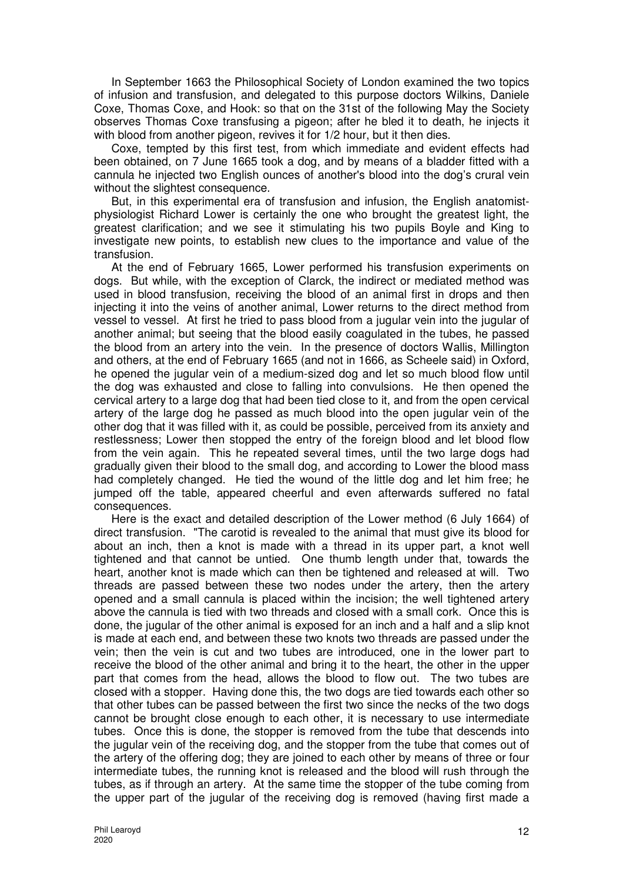In September 1663 the Philosophical Society of London examined the two topics of infusion and transfusion, and delegated to this purpose doctors Wilkins, Daniele Coxe, Thomas Coxe, and Hook: so that on the 31st of the following May the Society observes Thomas Coxe transfusing a pigeon; after he bled it to death, he injects it with blood from another pigeon, revives it for 1/2 hour, but it then dies.

Coxe, tempted by this first test, from which immediate and evident effects had been obtained, on 7 June 1665 took a dog, and by means of a bladder fitted with a cannula he injected two English ounces of another's blood into the dog's crural vein without the slightest consequence.

But, in this experimental era of transfusion and infusion, the English anatomist-physiologist Richard Lower is certainly the one who brought the greatest light, the greatest clarification; and we see it stimulating his two pupils Boyle and King to investigate new points, to establish new clues to the importance and value of the transfusion.

At the end of February 1665, Lower performed his transfusion experiments on dogs. But while, with the exception of Clarck, the indirect or mediated method was used in blood transfusion, receiving the blood of an animal first in drops and then injecting it into the veins of another animal, Lower returns to the direct method from vessel to vessel. At first he tried to pass blood from a jugular vein into the jugular of another animal; but seeing that the blood easily coagulated in the tubes, he passed the blood from an artery into the vein. In the presence of doctors Wallis, Millington and others, at the end of February 1665 (and not in 1666, as Scheele said) in Oxford, he opened the jugular vein of a medium-sized dog and let so much blood flow until the dog was exhausted and close to falling into convulsions. He then opened the cervical artery to a large dog that had been tied close to it, and from the open cervical artery of the large dog he passed as much blood into the open jugular vein of the other dog that it was filled with it, as could be possible, perceived from its anxiety and restlessness; Lower then stopped the entry of the foreign blood and let blood flow from the vein again. This he repeated several times, until the two large dogs had gradually given their blood to the small dog, and according to Lower the blood mass had completely changed. He tied the wound of the little dog and let him free; he jumped off the table, appeared cheerful and even afterwards suffered no fatal consequences.

Here is the exact and detailed description of the Lower method (6 July 1664) of direct transfusion. "The carotid is revealed to the animal that must give its blood for about an inch, then a knot is made with a thread in its upper part, a knot well tightened and that cannot be untied. One thumb length under that, towards the heart, another knot is made which can then be tightened and released at will. Two threads are passed between these two nodes under the artery, then the artery opened and a small cannula is placed within the incision; the well tightened artery above the cannula is tied with two threads and closed with a small cork. Once this is done, the jugular of the other animal is exposed for an inch and a half and a slip knot is made at each end, and between these two knots two threads are passed under the vein; then the vein is cut and two tubes are introduced, one in the lower part to receive the blood of the other animal and bring it to the heart, the other in the upper part that comes from the head, allows the blood to flow out. The two tubes are closed with a stopper. Having done this, the two dogs are tied towards each other so that other tubes can be passed between the first two since the necks of the two dogs cannot be brought close enough to each other, it is necessary to use intermediate tubes. Once this is done, the stopper is removed from the tube that descends into the jugular vein of the receiving dog, and the stopper from the tube that comes out of the artery of the offering dog; they are joined to each other by means of three or four intermediate tubes, the running knot is released and the blood will rush through the tubes, as if through an artery. At the same time the stopper of the tube coming from the upper part of the jugular of the receiving dog is removed (having first made a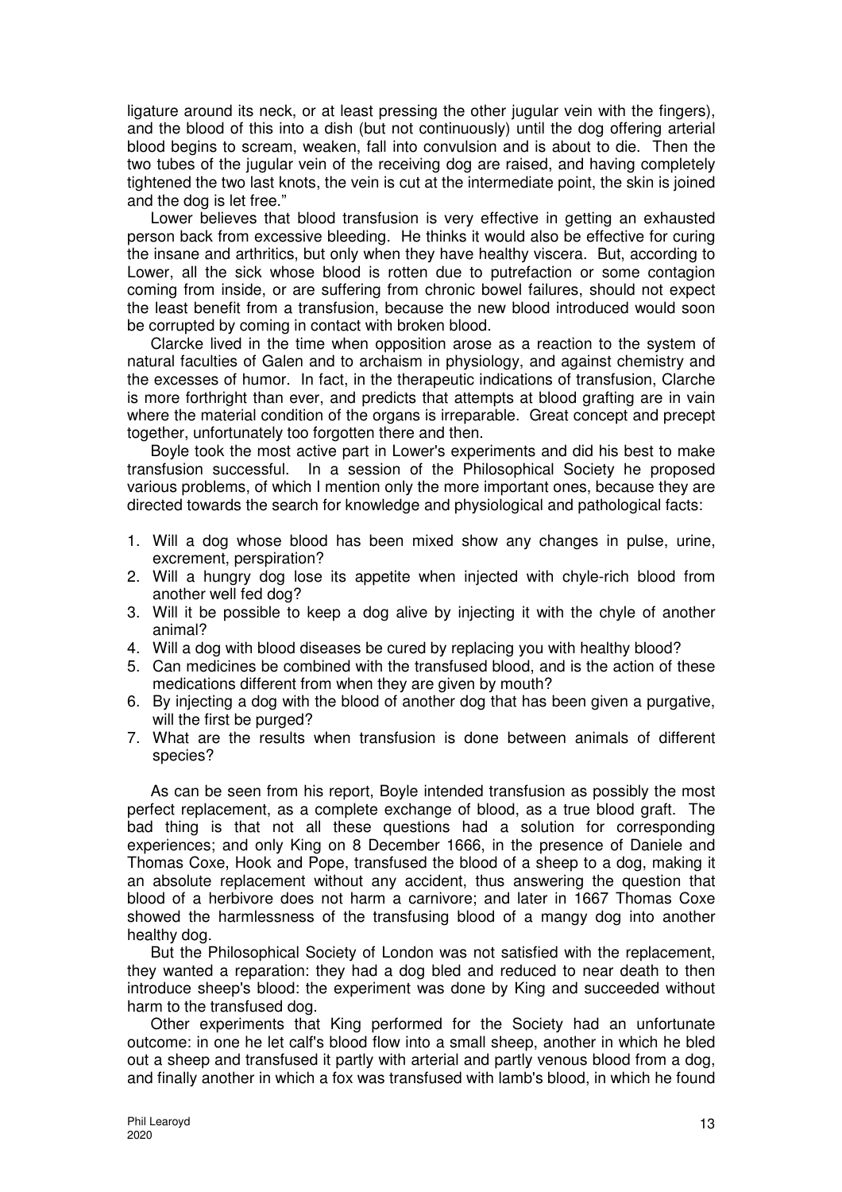ligature around its neck, or at least pressing the other jugular vein with the fingers), and the blood of this into a dish (but not continuously) until the dog offering arterial blood begins to scream, weaken, fall into convulsion and is about to die. Then the two tubes of the jugular vein of the receiving dog are raised, and having completely tightened the two last knots, the vein is cut at the intermediate point, the skin is joined and the dog is let free."

Lower believes that blood transfusion is very effective in getting an exhausted person back from excessive bleeding. He thinks it would also be effective for curing the insane and arthritics, but only when they have healthy viscera. But, according to Lower, all the sick whose blood is rotten due to putrefaction or some contagion coming from inside, or are suffering from chronic bowel failures, should not expect the least benefit from a transfusion, because the new blood introduced would soon be corrupted by coming in contact with broken blood.

Clarcke lived in the time when opposition arose as a reaction to the system of natural faculties of Galen and to archaism in physiology, and against chemistry and the excesses of humor. In fact, in the therapeutic indications of transfusion, Clarche is more forthright than ever, and predicts that attempts at blood grafting are in vain where the material condition of the organs is irreparable. Great concept and precept together, unfortunately too forgotten there and then.

Boyle took the most active part in Lower's experiments and did his best to make transfusion successful. In a session of the Philosophical Society he proposed various problems, of which I mention only the more important ones, because they are directed towards the search for knowledge and physiological and pathological facts:

1. Will a dog whose blood has been mixed show any changes in pulse, urine, excrement, perspiration?
2. Will a hungry dog lose its appetite when injected with chyle-rich blood from another well fed dog?
3. Will it be possible to keep a dog alive by injecting it with the chyle of another animal?
4. Will a dog with blood diseases be cured by replacing you with healthy blood?
5. Can medicines be combined with the transfused blood, and is the action of these medications different from when they are given by mouth?
6. By injecting a dog with the blood of another dog that has been given a purgative, will the first be purged?
7. What are the results when transfusion is done between animals of different species?

As can be seen from his report, Boyle intended transfusion as possibly the most perfect replacement, as a complete exchange of blood, as a true blood graft. The bad thing is that not all these questions had a solution for corresponding experiences; and only King on 8 December 1666, in the presence of Daniele and Thomas Coxe, Hook and Pope, transfused the blood of a sheep to a dog, making it an absolute replacement without any accident, thus answering the question that blood of a herbivore does not harm a carnivore; and later in 1667 Thomas Coxe showed the harmlessness of the transfusing blood of a mangy dog into another healthy dog.

But the Philosophical Society of London was not satisfied with the replacement, they wanted a reparation: they had a dog bled and reduced to near death to then introduce sheep's blood: the experiment was done by King and succeeded without harm to the transfused dog.

Other experiments that King performed for the Society had an unfortunate outcome: in one he let calf's blood flow into a small sheep, another in which he bled out a sheep and transfused it partly with arterial and partly venous blood from a dog, and finally another in which a fox was transfused with lamb's blood, in which he found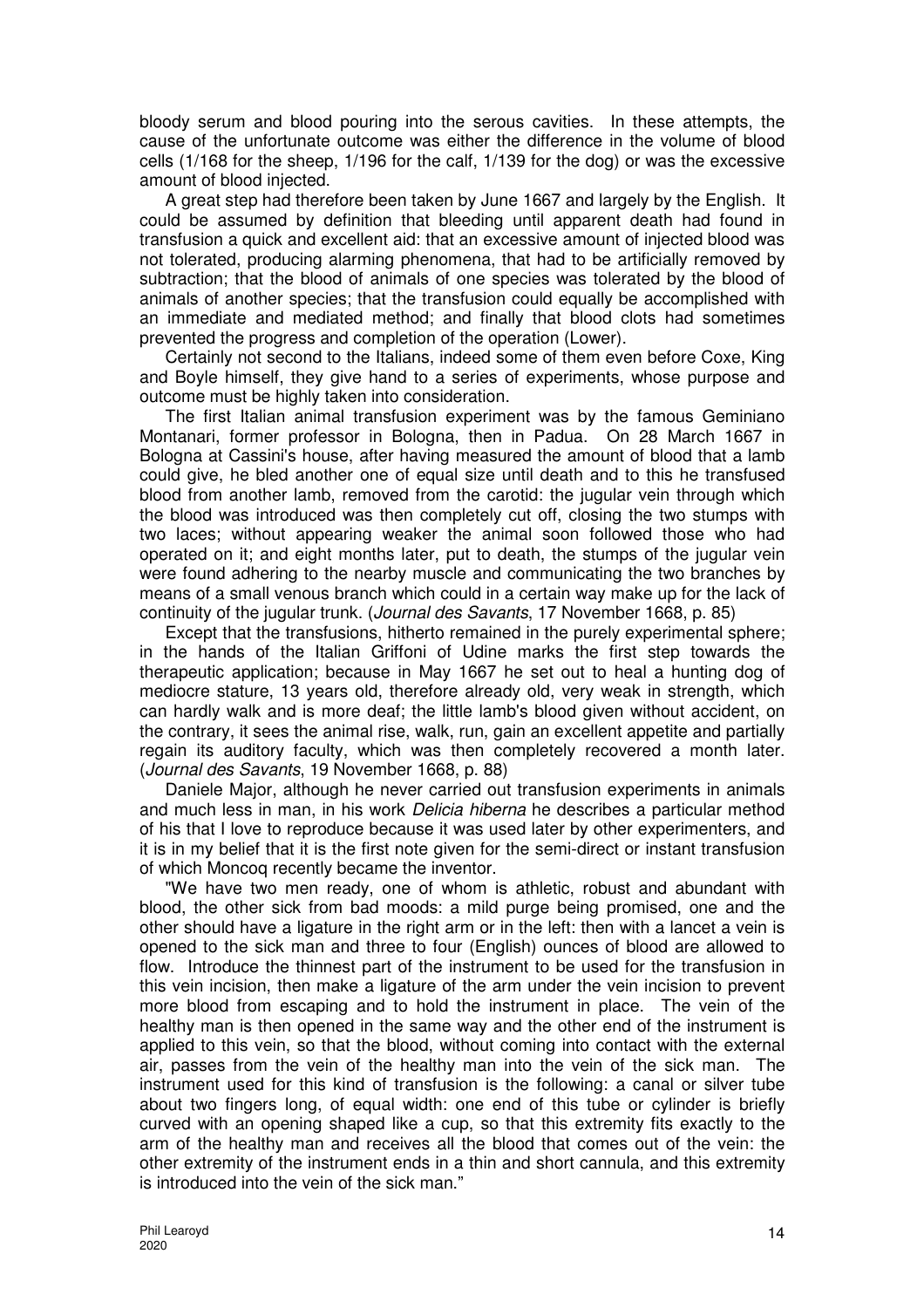bloody serum and blood pouring into the serous cavities. In these attempts, the cause of the unfortunate outcome was either the difference in the volume of blood cells (1/168 for the sheep, 1/196 for the calf, 1/139 for the dog) or was the excessive amount of blood injected.

A great step had therefore been taken by June 1667 and largely by the English. It could be assumed by definition that bleeding until apparent death had found in transfusion a quick and excellent aid: that an excessive amount of injected blood was not tolerated, producing alarming phenomena, that had to be artificially removed by subtraction; that the blood of animals of one species was tolerated by the blood of animals of another species; that the transfusion could equally be accomplished with an immediate and mediated method; and finally that blood clots had sometimes prevented the progress and completion of the operation (Lower).

Certainly not second to the Italians, indeed some of them even before Coxe, King and Boyle himself, they give hand to a series of experiments, whose purpose and outcome must be highly taken into consideration.

The first Italian animal transfusion experiment was by the famous Geminiano Montanari, former professor in Bologna, then in Padua. On 28 March 1667 in Bologna at Cassini's house, after having measured the amount of blood that a lamb could give, he bled another one of equal size until death and to this he transfused blood from another lamb, removed from the carotid: the jugular vein through which the blood was introduced was then completely cut off, closing the two stumps with two laces; without appearing weaker the animal soon followed those who had operated on it; and eight months later, put to death, the stumps of the jugular vein were found adhering to the nearby muscle and communicating the two branches by means of a small venous branch which could in a certain way make up for the lack of continuity of the jugular trunk. (*Journal des Savants*, 17 November 1668, p. 85)

Except that the transfusions, hitherto remained in the purely experimental sphere; in the hands of the Italian Griffoni of Udine marks the first step towards the therapeutic application; because in May 1667 he set out to heal a hunting dog of mediocre stature, 13 years old, therefore already old, very weak in strength, which can hardly walk and is more deaf; the little lamb's blood given without accident, on the contrary, it sees the animal rise, walk, run, gain an excellent appetite and partially regain its auditory faculty, which was then completely recovered a month later. (*Journal des Savants*, 19 November 1668, p. 88)

Daniele Major, although he never carried out transfusion experiments in animals and much less in man, in his work *Delicia hiberna* he describes a particular method of his that I love to reproduce because it was used later by other experimenters, and it is in my belief that it is the first note given for the semi-direct or instant transfusion of which Moncoq recently became the inventor.

"We have two men ready, one of whom is athletic, robust and abundant with blood, the other sick from bad moods: a mild purge being promised, one and the other should have a ligature in the right arm or in the left: then with a lancet a vein is opened to the sick man and three to four (English) ounces of blood are allowed to flow. Introduce the thinnest part of the instrument to be used for the transfusion in this vein incision, then make a ligature of the arm under the vein incision to prevent more blood from escaping and to hold the instrument in place. The vein of the healthy man is then opened in the same way and the other end of the instrument is applied to this vein, so that the blood, without coming into contact with the external air, passes from the vein of the healthy man into the vein of the sick man. The instrument used for this kind of transfusion is the following: a canal or silver tube about two fingers long, of equal width: one end of this tube or cylinder is briefly curved with an opening shaped like a cup, so that this extremity fits exactly to the arm of the healthy man and receives all the blood that comes out of the vein: the other extremity of the instrument ends in a thin and short cannula, and this extremity is introduced into the vein of the sick man."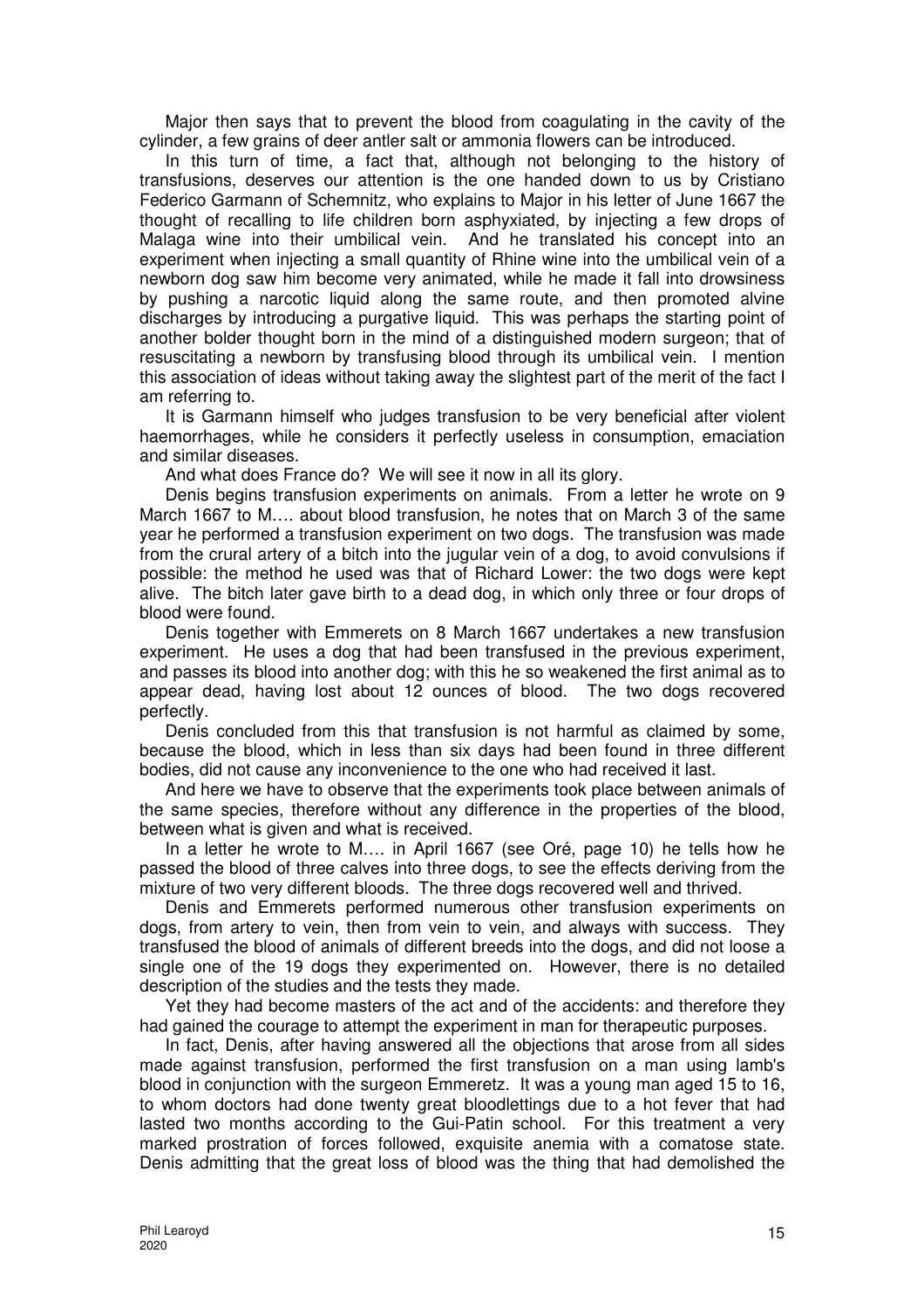Major then says that to prevent the blood from coagulating in the cavity of the cylinder, a few grains of deer antler salt or ammonia flowers can be introduced.

In this turn of time, a fact that, although not belonging to the history of transfusions, deserves our attention is the one handed down to us by Cristiano Federico Garmann of Schemnitz, who explains to Major in his letter of June 1667 the thought of recalling to life children born asphyxiated, by injecting a few drops of Malaga wine into their umbilical vein. And he translated his concept into an experiment when injecting a small quantity of Rhine wine into the umbilical vein of a newborn dog saw him become very animated, while he made it fall into drowsiness by pushing a narcotic liquid along the same route, and then promoted alvine discharges by introducing a purgative liquid. This was perhaps the starting point of another bolder thought born in the mind of a distinguished modern surgeon; that of resuscitating a newborn by transfusing blood through its umbilical vein. I mention this association of ideas without taking away the slightest part of the merit of the fact I am referring to.

It is Garmann himself who judges transfusion to be very beneficial after violent haemorrhages, while he considers it perfectly useless in consumption, emaciation and similar diseases.

And what does France do? We will see it now in all its glory.

Denis begins transfusion experiments on animals. From a letter he wrote on 9 March 1667 to M…. about blood transfusion, he notes that on March 3 of the same year he performed a transfusion experiment on two dogs. The transfusion was made from the crural artery of a bitch into the jugular vein of a dog, to avoid convulsions if possible: the method he used was that of Richard Lower: the two dogs were kept alive. The bitch later gave birth to a dead dog, in which only three or four drops of blood were found.

Denis together with Emmerets on 8 March 1667 undertakes a new transfusion experiment. He uses a dog that had been transfused in the previous experiment, and passes its blood into another dog; with this he so weakened the first animal as to appear dead, having lost about 12 ounces of blood. The two dogs recovered perfectly.

Denis concluded from this that transfusion is not harmful as claimed by some, because the blood, which in less than six days had been found in three different bodies, did not cause any inconvenience to the one who had received it last.

And here we have to observe that the experiments took place between animals of the same species, therefore without any difference in the properties of the blood, between what is given and what is received.

In a letter he wrote to M…. in April 1667 (see Oré, page 10) he tells how he passed the blood of three calves into three dogs, to see the effects deriving from the mixture of two very different bloods. The three dogs recovered well and thrived.

Denis and Emmerets performed numerous other transfusion experiments on dogs, from artery to vein, then from vein to vein, and always with success. They transfused the blood of animals of different breeds into the dogs, and did not loose a single one of the 19 dogs they experimented on. However, there is no detailed description of the studies and the tests they made.

Yet they had become masters of the act and of the accidents: and therefore they had gained the courage to attempt the experiment in man for therapeutic purposes.

In fact, Denis, after having answered all the objections that arose from all sides made against transfusion, performed the first transfusion on a man using lamb's blood in conjunction with the surgeon Emmeretz. It was a young man aged 15 to 16, to whom doctors had done twenty great bloodlettings due to a hot fever that had lasted two months according to the Gui-Patin school. For this treatment a very marked prostration of forces followed, exquisite anemia with a comatose state. Denis admitting that the great loss of blood was the thing that had demolished the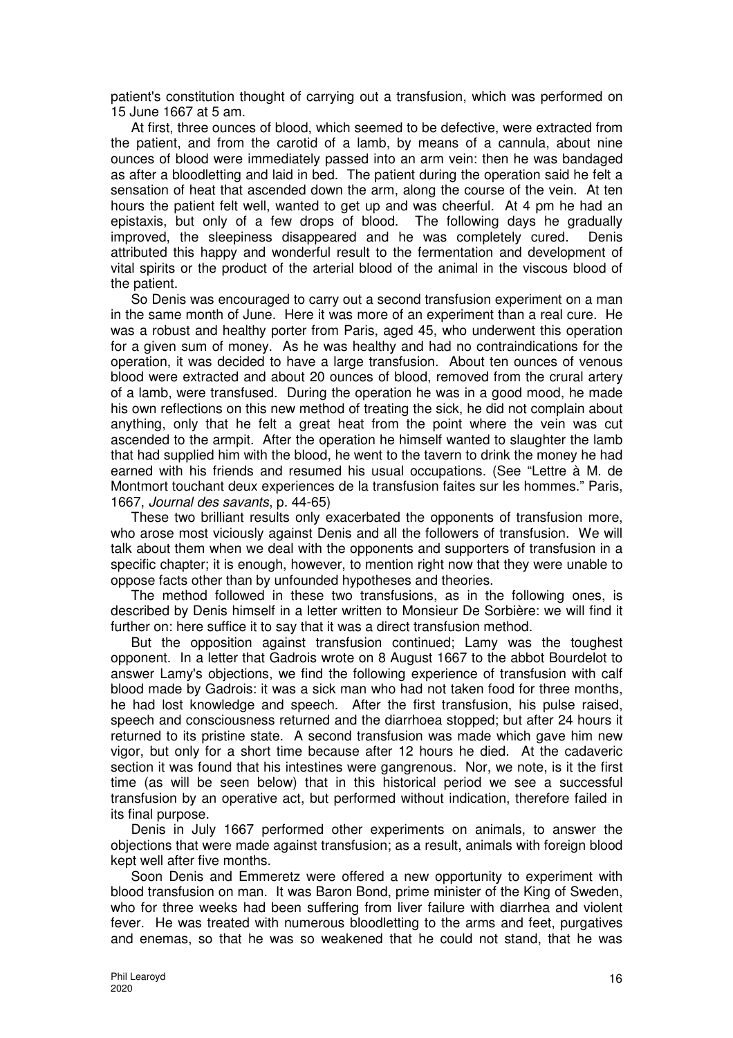patient's constitution thought of carrying out a transfusion, which was performed on 15 June 1667 at 5 am.

At first, three ounces of blood, which seemed to be defective, were extracted from the patient, and from the carotid of a lamb, by means of a cannula, about nine ounces of blood were immediately passed into an arm vein: then he was bandaged as after a bloodletting and laid in bed. The patient during the operation said he felt a sensation of heat that ascended down the arm, along the course of the vein. At ten hours the patient felt well, wanted to get up and was cheerful. At 4 pm he had an epistaxis, but only of a few drops of blood. The following days he gradually improved, the sleepiness disappeared and he was completely cured. Denis attributed this happy and wonderful result to the fermentation and development of vital spirits or the product of the arterial blood of the animal in the viscous blood of the patient.

So Denis was encouraged to carry out a second transfusion experiment on a man in the same month of June. Here it was more of an experiment than a real cure. He was a robust and healthy porter from Paris, aged 45, who underwent this operation for a given sum of money. As he was healthy and had no contraindications for the operation, it was decided to have a large transfusion. About ten ounces of venous blood were extracted and about 20 ounces of blood, removed from the crural artery of a lamb, were transfused. During the operation he was in a good mood, he made his own reflections on this new method of treating the sick, he did not complain about anything, only that he felt a great heat from the point where the vein was cut ascended to the armpit. After the operation he himself wanted to slaughter the lamb that had supplied him with the blood, he went to the tavern to drink the money he had earned with his friends and resumed his usual occupations. (See "Lettre à M. de Montmort touchant deux experiences de la transfusion faites sur les hommes." Paris, 1667, *Journal des savants*, p. 44-65)

These two brilliant results only exacerbated the opponents of transfusion more, who arose most viciously against Denis and all the followers of transfusion. We will talk about them when we deal with the opponents and supporters of transfusion in a specific chapter; it is enough, however, to mention right now that they were unable to oppose facts other than by unfounded hypotheses and theories.

The method followed in these two transfusions, as in the following ones, is described by Denis himself in a letter written to Monsieur De Sorbière: we will find it further on: here suffice it to say that it was a direct transfusion method.

But the opposition against transfusion continued; Lamy was the toughest opponent. In a letter that Gadrois wrote on 8 August 1667 to the abbot Bourdelot to answer Lamy's objections, we find the following experience of transfusion with calf blood made by Gadrois: it was a sick man who had not taken food for three months, he had lost knowledge and speech. After the first transfusion, his pulse raised, speech and consciousness returned and the diarrhoea stopped; but after 24 hours it returned to its pristine state. A second transfusion was made which gave him new vigor, but only for a short time because after 12 hours he died. At the cadaveric section it was found that his intestines were gangrenous. Nor, we note, is it the first time (as will be seen below) that in this historical period we see a successful transfusion by an operative act, but performed without indication, therefore failed in its final purpose.

Denis in July 1667 performed other experiments on animals, to answer the objections that were made against transfusion; as a result, animals with foreign blood kept well after five months.

Soon Denis and Emmeretz were offered a new opportunity to experiment with blood transfusion on man. It was Baron Bond, prime minister of the King of Sweden, who for three weeks had been suffering from liver failure with diarrhea and violent fever. He was treated with numerous bloodletting to the arms and feet, purgatives and enemas, so that he was so weakened that he could not stand, that he was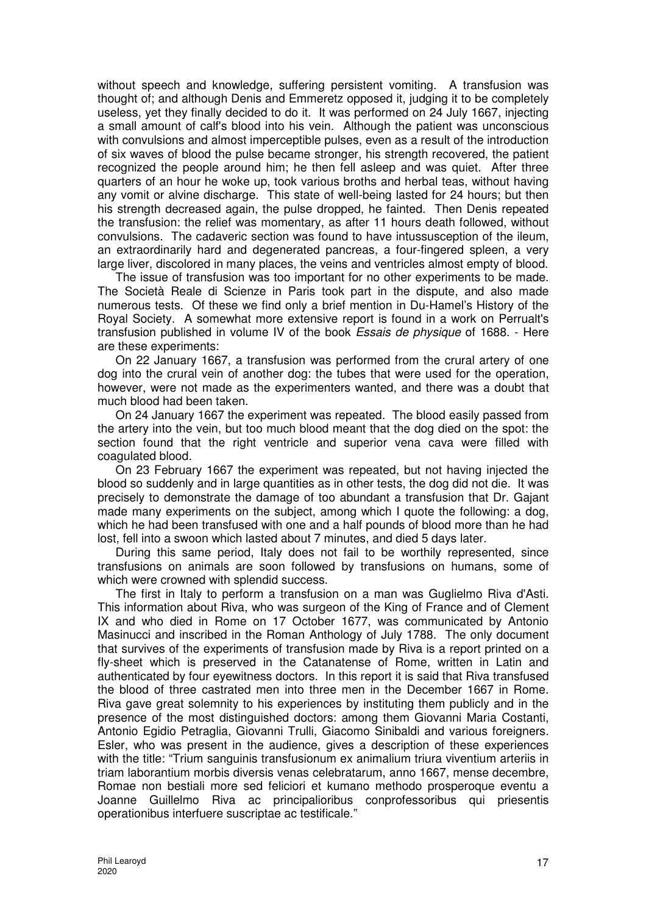without speech and knowledge, suffering persistent vomiting. A transfusion was thought of; and although Denis and Emmeretz opposed it, judging it to be completely useless, yet they finally decided to do it. It was performed on 24 July 1667, injecting a small amount of calf's blood into his vein. Although the patient was unconscious with convulsions and almost imperceptible pulses, even as a result of the introduction of six waves of blood the pulse became stronger, his strength recovered, the patient recognized the people around him; he then fell asleep and was quiet. After three quarters of an hour he woke up, took various broths and herbal teas, without having any vomit or alvine discharge. This state of well-being lasted for 24 hours; but then his strength decreased again, the pulse dropped, he fainted. Then Denis repeated the transfusion: the relief was momentary, as after 11 hours death followed, without convulsions. The cadaveric section was found to have intussusception of the ileum, an extraordinarily hard and degenerated pancreas, a four-fingered spleen, a very large liver, discolored in many places, the veins and ventricles almost empty of blood.

The issue of transfusion was too important for no other experiments to be made. The Società Reale di Scienze in Paris took part in the dispute, and also made numerous tests. Of these we find only a brief mention in Du-Hamel's History of the Royal Society. A somewhat more extensive report is found in a work on Perrualt's transfusion published in volume IV of the book *Essais de physique* of 1688. - Here are these experiments:

On 22 January 1667, a transfusion was performed from the crural artery of one dog into the crural vein of another dog: the tubes that were used for the operation, however, were not made as the experimenters wanted, and there was a doubt that much blood had been taken.

On 24 January 1667 the experiment was repeated. The blood easily passed from the artery into the vein, but too much blood meant that the dog died on the spot: the section found that the right ventricle and superior vena cava were filled with coagulated blood.

On 23 February 1667 the experiment was repeated, but not having injected the blood so suddenly and in large quantities as in other tests, the dog did not die. It was precisely to demonstrate the damage of too abundant a transfusion that Dr. Gajant made many experiments on the subject, among which I quote the following: a dog, which he had been transfused with one and a half pounds of blood more than he had lost, fell into a swoon which lasted about 7 minutes, and died 5 days later.

During this same period, Italy does not fail to be worthily represented, since transfusions on animals are soon followed by transfusions on humans, some of which were crowned with splendid success.

The first in Italy to perform a transfusion on a man was Guglielmo Riva d'Asti. This information about Riva, who was surgeon of the King of France and of Clement IX and who died in Rome on 17 October 1677, was communicated by Antonio Masinucci and inscribed in the Roman Anthology of July 1788. The only document that survives of the experiments of transfusion made by Riva is a report printed on a fly-sheet which is preserved in the Catanatense of Rome, written in Latin and authenticated by four eyewitness doctors. In this report it is said that Riva transfused the blood of three castrated men into three men in the December 1667 in Rome. Riva gave great solemnity to his experiences by instituting them publicly and in the presence of the most distinguished doctors: among them Giovanni Maria Costanti, Antonio Egidio Petraglia, Giovanni Trulli, Giacomo Sinibaldi and various foreigners. Esler, who was present in the audience, gives a description of these experiences with the title: "Trium sanguinis transfusionum ex animalium triura viventium arteriis in triam laborantium morbis diversis venas celebratarum, anno 1667, mense decembre, Romae non bestiali more sed feliciori et kumano methodo prosperoque eventu a Joanne Guillelmo Riva ac principalioribus conprofessoribus qui priesentis operationibus interfuere suscriptae ac testificale."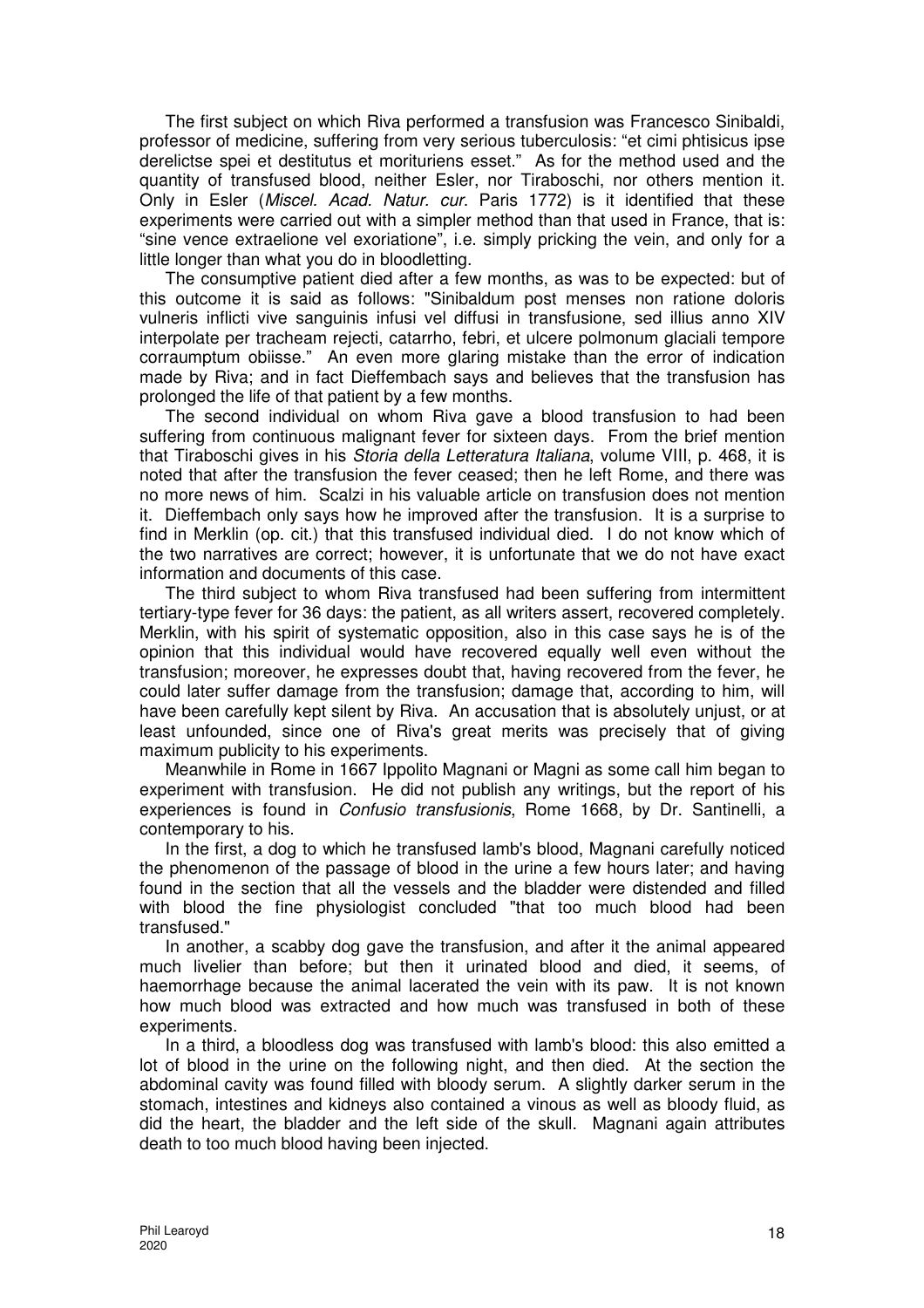The first subject on which Riva performed a transfusion was Francesco Sinibaldi, professor of medicine, suffering from very serious tuberculosis: “et cimi phtisicus ipse derelictse spei et destitutus et morituriens esset.” As for the method used and the quantity of transfused blood, neither Esler, nor Tiraboschi, nor others mention it. Only in Esler (*Miscel. Acad. Natur. cur.* Paris 1772) is it identified that these experiments were carried out with a simpler method than that used in France, that is: “sine vence extraelione vel exoriatione”, i.e. simply pricking the vein, and only for a little longer than what you do in bloodletting.

The consumptive patient died after a few months, as was to be expected: but of this outcome it is said as follows: "Sinibaldum post menses non ratione doloris vulneris inflicti vive sanguinis infusi vel diffusi in transfusione, sed illius anno XIV interpolate per tracheam rejecti, catarrho, febri, et ulcere polmonum glaciali tempore corraumptum obiisse." An even more glaring mistake than the error of indication made by Riva; and in fact Dieffembach says and believes that the transfusion has prolonged the life of that patient by a few months.

The second individual on whom Riva gave a blood transfusion to had been suffering from continuous malignant fever for sixteen days. From the brief mention that Tiraboschi gives in his *Storia della Letteratura Italiana*, volume VIII, p. 468, it is noted that after the transfusion the fever ceased; then he left Rome, and there was no more news of him. Scalzi in his valuable article on transfusion does not mention it. Dieffembach only says how he improved after the transfusion. It is a surprise to find in Merklin (op. cit.) that this transfused individual died. I do not know which of the two narratives are correct; however, it is unfortunate that we do not have exact information and documents of this case.

The third subject to whom Riva transfused had been suffering from intermittent tertiary-type fever for 36 days: the patient, as all writers assert, recovered completely. Merklin, with his spirit of systematic opposition, also in this case says he is of the opinion that this individual would have recovered equally well even without the transfusion; moreover, he expresses doubt that, having recovered from the fever, he could later suffer damage from the transfusion; damage that, according to him, will have been carefully kept silent by Riva. An accusation that is absolutely unjust, or at least unfounded, since one of Riva's great merits was precisely that of giving maximum publicity to his experiments.

Meanwhile in Rome in 1667 Ippolito Magnani or Magni as some call him began to experiment with transfusion. He did not publish any writings, but the report of his experiences is found in *Confusio transfusionis*, Rome 1668, by Dr. Santinelli, a contemporary to his.

In the first, a dog to which he transfused lamb's blood, Magnani carefully noticed the phenomenon of the passage of blood in the urine a few hours later; and having found in the section that all the vessels and the bladder were distended and filled with blood the fine physiologist concluded "that too much blood had been transfused."

In another, a scabby dog gave the transfusion, and after it the animal appeared much livelier than before; but then it urinated blood and died, it seems, of haemorrhage because the animal lacerated the vein with its paw. It is not known how much blood was extracted and how much was transfused in both of these experiments.

In a third, a bloodless dog was transfused with lamb's blood: this also emitted a lot of blood in the urine on the following night, and then died. At the section the abdominal cavity was found filled with bloody serum. A slightly darker serum in the stomach, intestines and kidneys also contained a vinous as well as bloody fluid, as did the heart, the bladder and the left side of the skull. Magnani again attributes death to too much blood having been injected.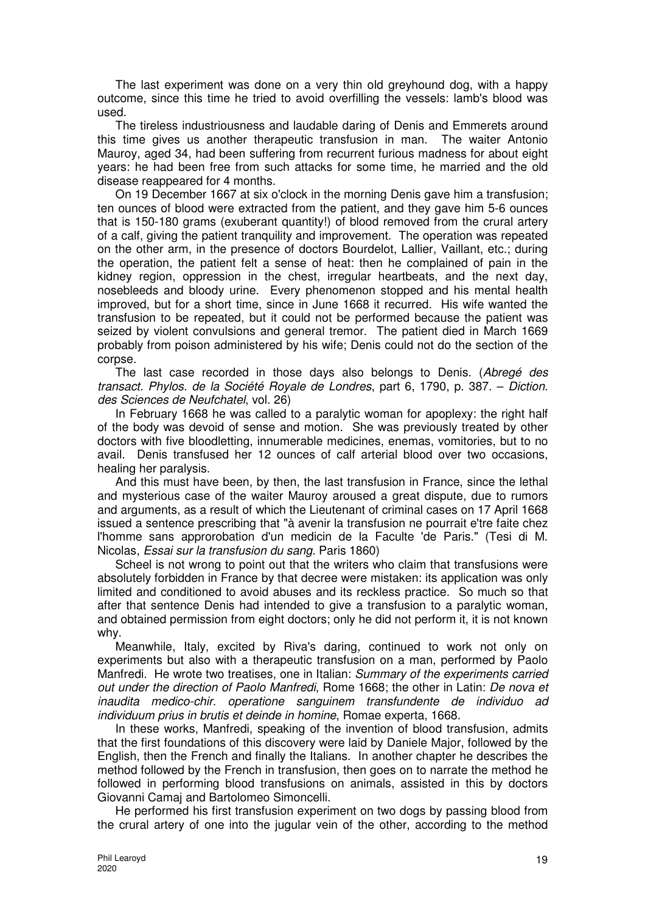The last experiment was done on a very thin old greyhound dog, with a happy outcome, since this time he tried to avoid overfilling the vessels: lamb's blood was used.

The tireless industriousness and laudable daring of Denis and Emmerets around this time gives us another therapeutic transfusion in man. The waiter Antonio Mauroy, aged 34, had been suffering from recurrent furious madness for about eight years: he had been free from such attacks for some time, he married and the old disease reappeared for 4 months.

On 19 December 1667 at six o'clock in the morning Denis gave him a transfusion; ten ounces of blood were extracted from the patient, and they gave him 5-6 ounces that is 150-180 grams (exuberant quantity!) of blood removed from the crural artery of a calf, giving the patient tranquility and improvement. The operation was repeated on the other arm, in the presence of doctors Bourdelot, Lallier, Vaillant, etc.; during the operation, the patient felt a sense of heat: then he complained of pain in the kidney region, oppression in the chest, irregular heartbeats, and the next day, nosebleeds and bloody urine. Every phenomenon stopped and his mental health improved, but for a short time, since in June 1668 it recurred. His wife wanted the transfusion to be repeated, but it could not be performed because the patient was seized by violent convulsions and general tremor. The patient died in March 1669 probably from poison administered by his wife; Denis could not do the section of the corpse.

The last case recorded in those days also belongs to Denis. (*Abregé des transact. Phylos. de la Société Royale de Londres*, part 6, 1790, p. 387. – *Diction. des Sciences de Neufchatel*, vol. 26)

In February 1668 he was called to a paralytic woman for apoplexy: the right half of the body was devoid of sense and motion. She was previously treated by other doctors with five bloodletting, innumerable medicines, enemas, vomitories, but to no avail. Denis transfused her 12 ounces of calf arterial blood over two occasions, healing her paralysis.

And this must have been, by then, the last transfusion in France, since the lethal and mysterious case of the waiter Mauroy aroused a great dispute, due to rumors and arguments, as a result of which the Lieutenant of criminal cases on 17 April 1668 issued a sentence prescribing that "à avenir la transfusion ne pourrait e'tre faite chez l'homme sans approrobation d'un medicin de la Faculte 'de Paris." (Tesi di M. Nicolas, *Essai sur la transfusion du sang*. Paris 1860)

Scheel is not wrong to point out that the writers who claim that transfusions were absolutely forbidden in France by that decree were mistaken: its application was only limited and conditioned to avoid abuses and its reckless practice. So much so that after that sentence Denis had intended to give a transfusion to a paralytic woman, and obtained permission from eight doctors; only he did not perform it, it is not known why.

Meanwhile, Italy, excited by Riva's daring, continued to work not only on experiments but also with a therapeutic transfusion on a man, performed by Paolo Manfredi. He wrote two treatises, one in Italian: *Summary of the experiments carried out under the direction of Paolo Manfredi*, Rome 1668; the other in Latin: *De nova et inaudita medico-chir. operatione sanguinem transfundente de individuo ad individuum prius in brutis et deinde in homine*, Romae experta, 1668.

In these works, Manfredi, speaking of the invention of blood transfusion, admits that the first foundations of this discovery were laid by Daniele Major, followed by the English, then the French and finally the Italians. In another chapter he describes the method followed by the French in transfusion, then goes on to narrate the method he followed in performing blood transfusions on animals, assisted in this by doctors Giovanni Camaj and Bartolomeo Simoncelli.

He performed his first transfusion experiment on two dogs by passing blood from the crural artery of one into the jugular vein of the other, according to the method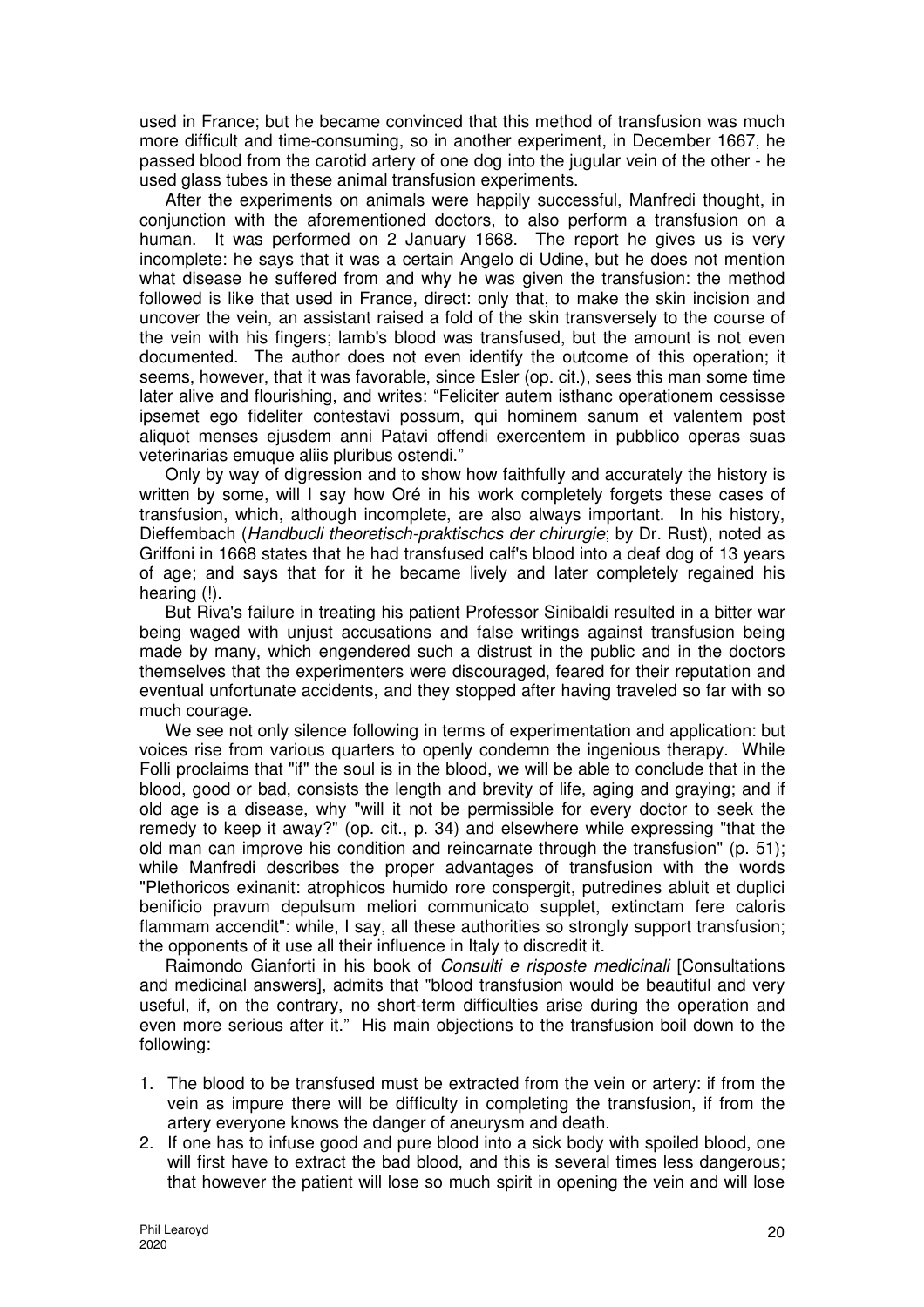used in France; but he became convinced that this method of transfusion was much more difficult and time-consuming, so in another experiment, in December 1667, he passed blood from the carotid artery of one dog into the jugular vein of the other - he used glass tubes in these animal transfusion experiments.

After the experiments on animals were happily successful, Manfredi thought, in conjunction with the aforementioned doctors, to also perform a transfusion on a human. It was performed on 2 January 1668. The report he gives us is very incomplete: he says that it was a certain Angelo di Udine, but he does not mention what disease he suffered from and why he was given the transfusion: the method followed is like that used in France, direct: only that, to make the skin incision and uncover the vein, an assistant raised a fold of the skin transversely to the course of the vein with his fingers; lamb's blood was transfused, but the amount is not even documented. The author does not even identify the outcome of this operation; it seems, however, that it was favorable, since Esler (op. cit.), sees this man some time later alive and flourishing, and writes: "Feliciter autem isthanc operationem cessisse ipsemet ego fideliter contestavi possum, qui hominem sanum et valentem post aliquot menses ejusdem anni Patavi offendi exercentem in pubblico operas suas veterinarias emuque aliis pluribus ostendi."

Only by way of digression and to show how faithfully and accurately the history is written by some, will I say how Oré in his work completely forgets these cases of transfusion, which, although incomplete, are also always important. In his history, Dieffembach (*Handbucli theoretisch-praktischcs der chirurgie*; by Dr. Rust), noted as Griffoni in 1668 states that he had transfused calf's blood into a deaf dog of 13 years of age; and says that for it he became lively and later completely regained his hearing (!).

But Riva's failure in treating his patient Professor Sinibaldi resulted in a bitter war being waged with unjust accusations and false writings against transfusion being made by many, which engendered such a distrust in the public and in the doctors themselves that the experimenters were discouraged, feared for their reputation and eventual unfortunate accidents, and they stopped after having traveled so far with so much courage.

We see not only silence following in terms of experimentation and application: but voices rise from various quarters to openly condemn the ingenious therapy. While Folli proclaims that "if" the soul is in the blood, we will be able to conclude that in the blood, good or bad, consists the length and brevity of life, aging and graying; and if old age is a disease, why "will it not be permissible for every doctor to seek the remedy to keep it away?" (op. cit., p. 34) and elsewhere while expressing "that the old man can improve his condition and reincarnate through the transfusion" (p. 51); while Manfredi describes the proper advantages of transfusion with the words "Plethoricos exinanit: atrophicos humido rore conspergit, putredines abluit et duplici benificio pravum depulsum meliori communicato supplet, extinctam fere caloris flammam accendit": while, I say, all these authorities so strongly support transfusion; the opponents of it use all their influence in Italy to discredit it.

Raimondo Gianforti in his book of *Consulti e risposte medicinali* [Consultations and medicinal answers], admits that "blood transfusion would be beautiful and very useful, if, on the contrary, no short-term difficulties arise during the operation and even more serious after it." His main objections to the transfusion boil down to the following:

1. The blood to be transfused must be extracted from the vein or artery: if from the vein as impure there will be difficulty in completing the transfusion, if from the artery everyone knows the danger of aneurysm and death.
2. If one has to infuse good and pure blood into a sick body with spoiled blood, one will first have to extract the bad blood, and this is several times less dangerous; that however the patient will lose so much spirit in opening the vein and will lose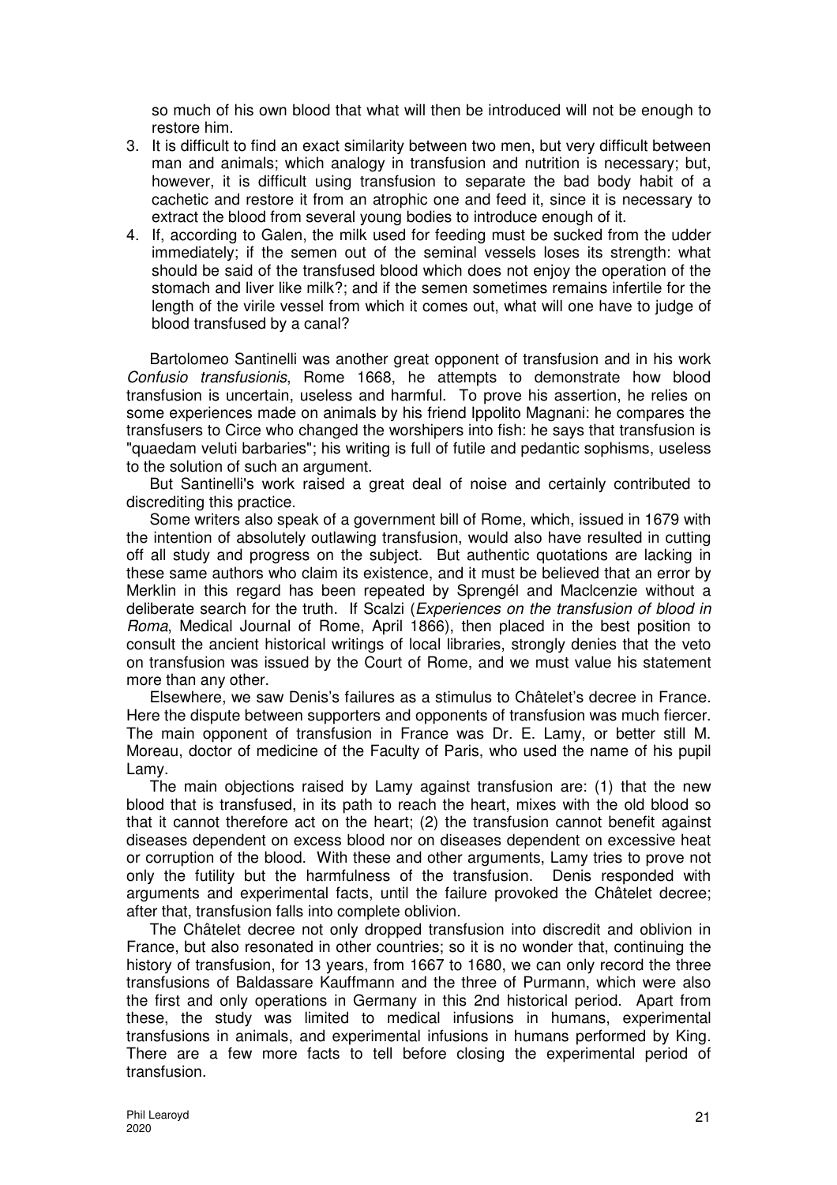so much of his own blood that what will then be introduced will not be enough to restore him.

3. It is difficult to find an exact similarity between two men, but very difficult between man and animals; which analogy in transfusion and nutrition is necessary; but, however, it is difficult using transfusion to separate the bad body habit of a cachetic and restore it from an atrophic one and feed it, since it is necessary to extract the blood from several young bodies to introduce enough of it.
4. If, according to Galen, the milk used for feeding must be sucked from the udder immediately; if the semen out of the seminal vessels loses its strength: what should be said of the transfused blood which does not enjoy the operation of the stomach and liver like milk?; and if the semen sometimes remains infertile for the length of the virile vessel from which it comes out, what will one have to judge of blood transfused by a canal?

Bartolomeo Santinelli was another great opponent of transfusion and in his work *Confusio transfusionis*, Rome 1668, he attempts to demonstrate how blood transfusion is uncertain, useless and harmful. To prove his assertion, he relies on some experiences made on animals by his friend Ippolito Magnani: he compares the transfusers to Circe who changed the worshipers into fish: he says that transfusion is "quaedam veluti barbaries"; his writing is full of futile and pedantic sophisms, useless to the solution of such an argument.

But Santinelli's work raised a great deal of noise and certainly contributed to discrediting this practice.

Some writers also speak of a government bill of Rome, which, issued in 1679 with the intention of absolutely outlawing transfusion, would also have resulted in cutting off all study and progress on the subject. But authentic quotations are lacking in these same authors who claim its existence, and it must be believed that an error by Merklin in this regard has been repeated by Sprengél and Maclcenzie without a deliberate search for the truth. If Scalzi (*Experiences on the transfusion of blood in Roma*, Medical Journal of Rome, April 1866), then placed in the best position to consult the ancient historical writings of local libraries, strongly denies that the veto on transfusion was issued by the Court of Rome, and we must value his statement more than any other.

Elsewhere, we saw Denis's failures as a stimulus to Châtelet's decree in France. Here the dispute between supporters and opponents of transfusion was much fiercer. The main opponent of transfusion in France was Dr. E. Lamy, or better still M. Moreau, doctor of medicine of the Faculty of Paris, who used the name of his pupil Lamy.

The main objections raised by Lamy against transfusion are: (1) that the new blood that is transfused, in its path to reach the heart, mixes with the old blood so that it cannot therefore act on the heart; (2) the transfusion cannot benefit against diseases dependent on excess blood nor on diseases dependent on excessive heat or corruption of the blood. With these and other arguments, Lamy tries to prove not only the futility but the harmfulness of the transfusion. Denis responded with arguments and experimental facts, until the failure provoked the Châtelet decree; after that, transfusion falls into complete oblivion.

The Châtelet decree not only dropped transfusion into discredit and oblivion in France, but also resonated in other countries; so it is no wonder that, continuing the history of transfusion, for 13 years, from 1667 to 1680, we can only record the three transfusions of Baldassare Kauffmann and the three of Purmann, which were also the first and only operations in Germany in this 2nd historical period. Apart from these, the study was limited to medical infusions in humans, experimental transfusions in animals, and experimental infusions in humans performed by King. There are a few more facts to tell before closing the experimental period of transfusion.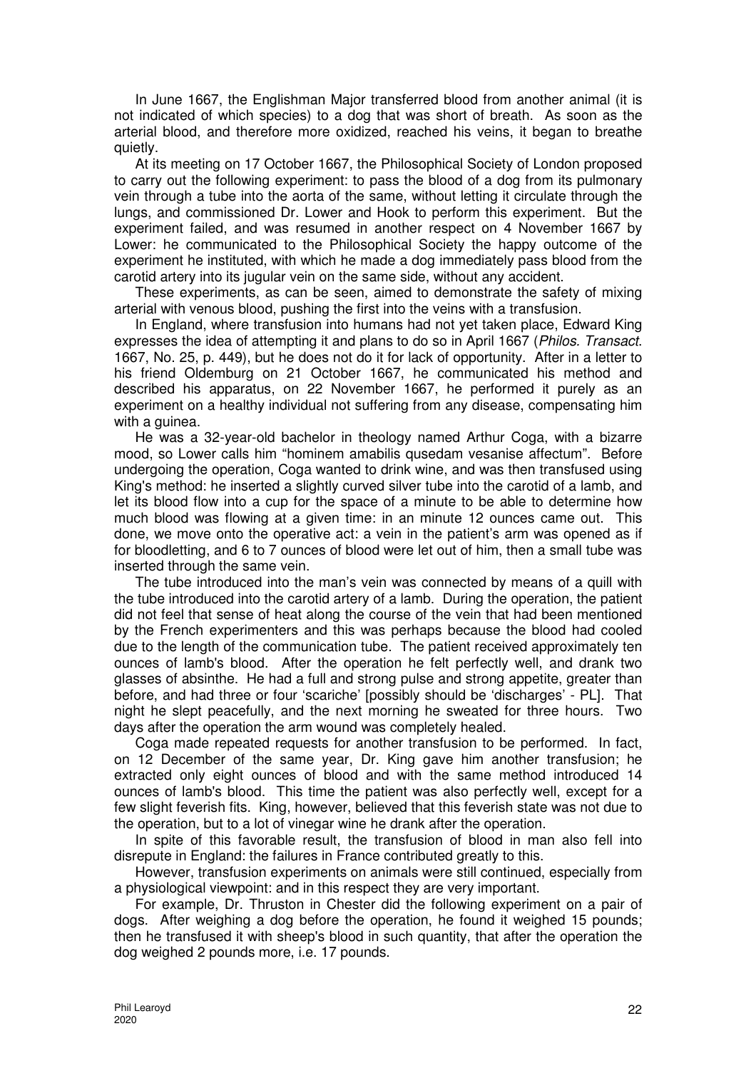In June 1667, the Englishman Major transferred blood from another animal (it is not indicated of which species) to a dog that was short of breath. As soon as the arterial blood, and therefore more oxidized, reached his veins, it began to breathe quietly.

At its meeting on 17 October 1667, the Philosophical Society of London proposed to carry out the following experiment: to pass the blood of a dog from its pulmonary vein through a tube into the aorta of the same, without letting it circulate through the lungs, and commissioned Dr. Lower and Hook to perform this experiment. But the experiment failed, and was resumed in another respect on 4 November 1667 by Lower: he communicated to the Philosophical Society the happy outcome of the experiment he instituted, with which he made a dog immediately pass blood from the carotid artery into its jugular vein on the same side, without any accident.

These experiments, as can be seen, aimed to demonstrate the safety of mixing arterial with venous blood, pushing the first into the veins with a transfusion.

In England, where transfusion into humans had not yet taken place, Edward King expresses the idea of attempting it and plans to do so in April 1667 (*Philos. Transact.* 1667, No. 25, p. 449), but he does not do it for lack of opportunity. After in a letter to his friend Oldemburg on 21 October 1667, he communicated his method and described his apparatus, on 22 November 1667, he performed it purely as an experiment on a healthy individual not suffering from any disease, compensating him with a guinea.

He was a 32-year-old bachelor in theology named Arthur Coga, with a bizarre mood, so Lower calls him "hominem amabilis qusedam vesanise affectum". Before undergoing the operation, Coga wanted to drink wine, and was then transfused using King's method: he inserted a slightly curved silver tube into the carotid of a lamb, and let its blood flow into a cup for the space of a minute to be able to determine how much blood was flowing at a given time: in an minute 12 ounces came out. This done, we move onto the operative act: a vein in the patient's arm was opened as if for bloodletting, and 6 to 7 ounces of blood were let out of him, then a small tube was inserted through the same vein.

The tube introduced into the man's vein was connected by means of a quill with the tube introduced into the carotid artery of a lamb. During the operation, the patient did not feel that sense of heat along the course of the vein that had been mentioned by the French experimenters and this was perhaps because the blood had cooled due to the length of the communication tube. The patient received approximately ten ounces of lamb's blood. After the operation he felt perfectly well, and drank two glasses of absinthe. He had a full and strong pulse and strong appetite, greater than before, and had three or four 'scariche' [possibly should be 'discharges' - PL]. That night he slept peacefully, and the next morning he sweated for three hours. Two days after the operation the arm wound was completely healed.

Coga made repeated requests for another transfusion to be performed. In fact, on 12 December of the same year, Dr. King gave him another transfusion; he extracted only eight ounces of blood and with the same method introduced 14 ounces of lamb's blood. This time the patient was also perfectly well, except for a few slight feverish fits. King, however, believed that this feverish state was not due to the operation, but to a lot of vinegar wine he drank after the operation.

In spite of this favorable result, the transfusion of blood in man also fell into disrepute in England: the failures in France contributed greatly to this.

However, transfusion experiments on animals were still continued, especially from a physiological viewpoint: and in this respect they are very important.

For example, Dr. Thruston in Chester did the following experiment on a pair of dogs. After weighing a dog before the operation, he found it weighed 15 pounds; then he transfused it with sheep's blood in such quantity, that after the operation the dog weighed 2 pounds more, i.e. 17 pounds.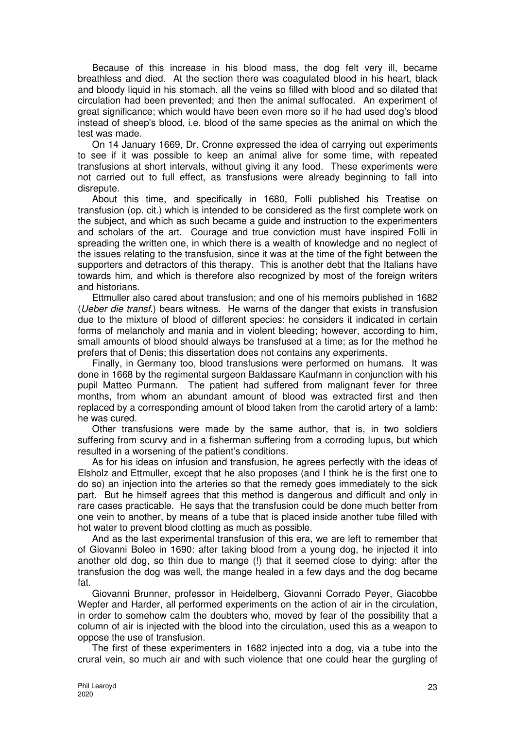Because of this increase in his blood mass, the dog felt very ill, became breathless and died. At the section there was coagulated blood in his heart, black and bloody liquid in his stomach, all the veins so filled with blood and so dilated that circulation had been prevented; and then the animal suffocated. An experiment of great significance; which would have been even more so if he had used dog's blood instead of sheep's blood, i.e. blood of the same species as the animal on which the test was made.

On 14 January 1669, Dr. Cronne expressed the idea of carrying out experiments to see if it was possible to keep an animal alive for some time, with repeated transfusions at short intervals, without giving it any food. These experiments were not carried out to full effect, as transfusions were already beginning to fall into disrepute.

About this time, and specifically in 1680, Folli published his Treatise on transfusion (op. cit.) which is intended to be considered as the first complete work on the subject, and which as such became a guide and instruction to the experimenters and scholars of the art. Courage and true conviction must have inspired Folli in spreading the written one, in which there is a wealth of knowledge and no neglect of the issues relating to the transfusion, since it was at the time of the fight between the supporters and detractors of this therapy. This is another debt that the Italians have towards him, and which is therefore also recognized by most of the foreign writers and historians.

Ettmuller also cared about transfusion; and one of his memoirs published in 1682 (*Ueber die transf.*) bears witness. He warns of the danger that exists in transfusion due to the mixture of blood of different species: he considers it indicated in certain forms of melancholy and mania and in violent bleeding; however, according to him, small amounts of blood should always be transfused at a time; as for the method he prefers that of Denis; this dissertation does not contains any experiments.

Finally, in Germany too, blood transfusions were performed on humans. It was done in 1668 by the regimental surgeon Baldassare Kaufmann in conjunction with his pupil Matteo Purmann. The patient had suffered from malignant fever for three months, from whom an abundant amount of blood was extracted first and then replaced by a corresponding amount of blood taken from the carotid artery of a lamb: he was cured.

Other transfusions were made by the same author, that is, in two soldiers suffering from scurvy and in a fisherman suffering from a corroding lupus, but which resulted in a worsening of the patient's conditions.

As for his ideas on infusion and transfusion, he agrees perfectly with the ideas of Elsholz and Ettmuller, except that he also proposes (and I think he is the first one to do so) an injection into the arteries so that the remedy goes immediately to the sick part. But he himself agrees that this method is dangerous and difficult and only in rare cases practicable. He says that the transfusion could be done much better from one vein to another, by means of a tube that is placed inside another tube filled with hot water to prevent blood clotting as much as possible.

And as the last experimental transfusion of this era, we are left to remember that of Giovanni Boleo in 1690: after taking blood from a young dog, he injected it into another old dog, so thin due to mange (!) that it seemed close to dying: after the transfusion the dog was well, the mange healed in a few days and the dog became fat.

Giovanni Brunner, professor in Heidelberg, Giovanni Corrado Peyer, Giacobbe Wepfer and Harder, all performed experiments on the action of air in the circulation, in order to somehow calm the doubters who, moved by fear of the possibility that a column of air is injected with the blood into the circulation, used this as a weapon to oppose the use of transfusion.

The first of these experimenters in 1682 injected into a dog, via a tube into the crural vein, so much air and with such violence that one could hear the gurgling of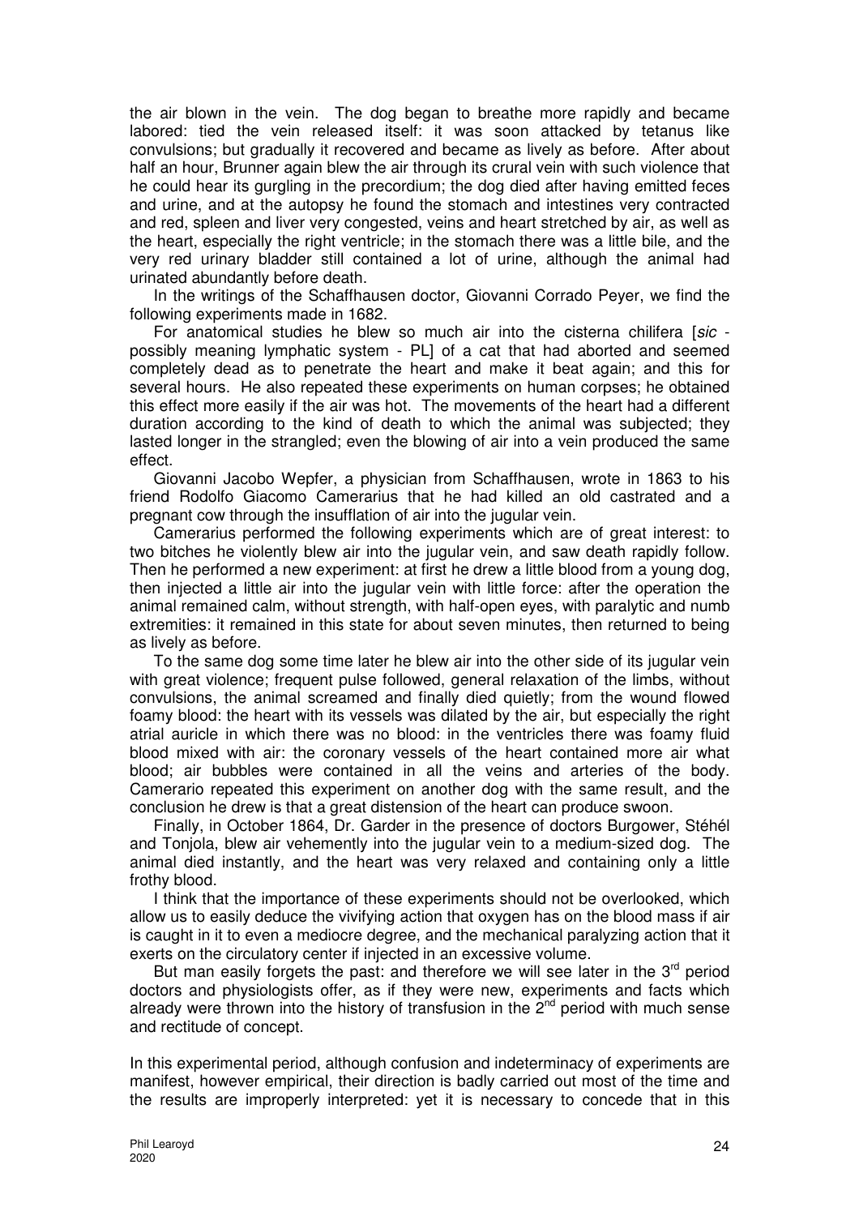the air blown in the vein. The dog began to breathe more rapidly and became labored: tied the vein released itself: it was soon attacked by tetanus like convulsions; but gradually it recovered and became as lively as before. After about half an hour, Brunner again blew the air through its crural vein with such violence that he could hear its gurgling in the precordium; the dog died after having emitted feces and urine, and at the autopsy he found the stomach and intestines very contracted and red, spleen and liver very congested, veins and heart stretched by air, as well as the heart, especially the right ventricle; in the stomach there was a little bile, and the very red urinary bladder still contained a lot of urine, although the animal had urinated abundantly before death.

In the writings of the Schaffhausen doctor, Giovanni Corrado Peyer, we find the following experiments made in 1682.

For anatomical studies he blew so much air into the cisterna chilifera [*sic* - possibly meaning lymphatic system - PL] of a cat that had aborted and seemed completely dead as to penetrate the heart and make it beat again; and this for several hours. He also repeated these experiments on human corpses; he obtained this effect more easily if the air was hot. The movements of the heart had a different duration according to the kind of death to which the animal was subjected; they lasted longer in the strangled; even the blowing of air into a vein produced the same effect.

Giovanni Jacobo Wepfer, a physician from Schaffhausen, wrote in 1863 to his friend Rodolfo Giacomo Camerarius that he had killed an old castrated and a pregnant cow through the insufflation of air into the jugular vein.

Camerarius performed the following experiments which are of great interest: to two bitches he violently blew air into the jugular vein, and saw death rapidly follow. Then he performed a new experiment: at first he drew a little blood from a young dog, then injected a little air into the jugular vein with little force: after the operation the animal remained calm, without strength, with half-open eyes, with paralytic and numb extremities: it remained in this state for about seven minutes, then returned to being as lively as before.

To the same dog some time later he blew air into the other side of its jugular vein with great violence; frequent pulse followed, general relaxation of the limbs, without convulsions, the animal screamed and finally died quietly; from the wound flowed foamy blood: the heart with its vessels was dilated by the air, but especially the right atrial auricle in which there was no blood: in the ventricles there was foamy fluid blood mixed with air: the coronary vessels of the heart contained more air what blood; air bubbles were contained in all the veins and arteries of the body. Camerario repeated this experiment on another dog with the same result, and the conclusion he drew is that a great distension of the heart can produce swoon.

Finally, in October 1864, Dr. Garder in the presence of doctors Burgower, Stéhél and Tonjola, blew air vehemently into the jugular vein to a medium-sized dog. The animal died instantly, and the heart was very relaxed and containing only a little frothy blood.

I think that the importance of these experiments should not be overlooked, which allow us to easily deduce the vivifying action that oxygen has on the blood mass if air is caught in it to even a mediocre degree, and the mechanical paralyzing action that it exerts on the circulatory center if injected in an excessive volume.

But man easily forgets the past: and therefore we will see later in the 3rd period doctors and physiologists offer, as if they were new, experiments and facts which already were thrown into the history of transfusion in the 2nd period with much sense and rectitude of concept.

In this experimental period, although confusion and indeterminacy of experiments are manifest, however empirical, their direction is badly carried out most of the time and the results are improperly interpreted: yet it is necessary to concede that in this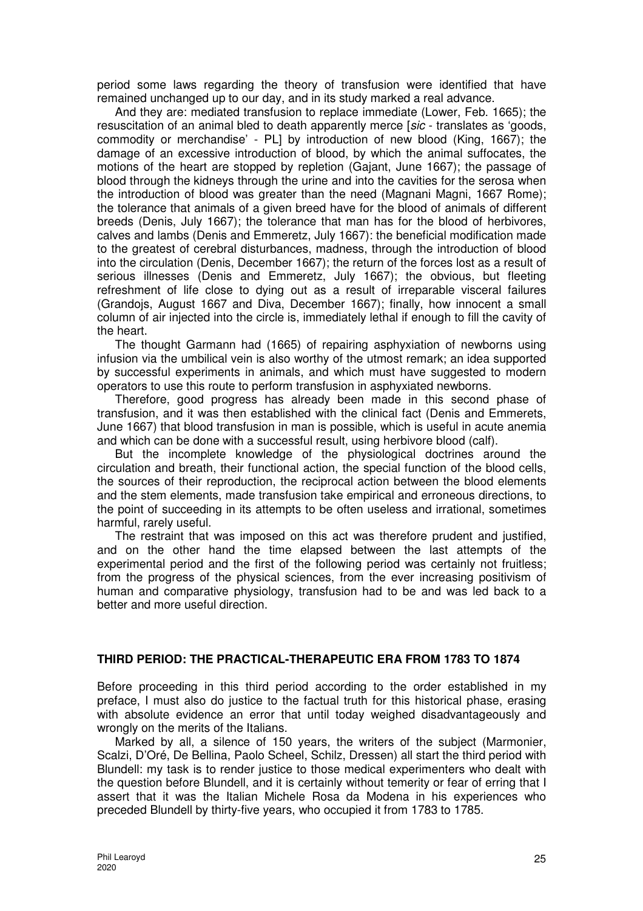period some laws regarding the theory of transfusion were identified that have remained unchanged up to our day, and in its study marked a real advance.

And they are: mediated transfusion to replace immediate (Lower, Feb. 1665); the resuscitation of an animal bled to death apparently merce [*sic* - translates as 'goods, commodity or merchandise' - PL] by introduction of new blood (King, 1667); the damage of an excessive introduction of blood, by which the animal suffocates, the motions of the heart are stopped by repletion (Gajant, June 1667); the passage of blood through the kidneys through the urine and into the cavities for the serosa when the introduction of blood was greater than the need (Magnani Magni, 1667 Rome); the tolerance that animals of a given breed have for the blood of animals of different breeds (Denis, July 1667); the tolerance that man has for the blood of herbivores, calves and lambs (Denis and Emmeretz, July 1667): the beneficial modification made to the greatest of cerebral disturbances, madness, through the introduction of blood into the circulation (Denis, December 1667); the return of the forces lost as a result of serious illnesses (Denis and Emmeretz, July 1667); the obvious, but fleeting refreshment of life close to dying out as a result of irreparable visceral failures (Grandojs, August 1667 and Diva, December 1667); finally, how innocent a small column of air injected into the circle is, immediately lethal if enough to fill the cavity of the heart.

The thought Garmann had (1665) of repairing asphyxiation of newborns using infusion via the umbilical vein is also worthy of the utmost remark; an idea supported by successful experiments in animals, and which must have suggested to modern operators to use this route to perform transfusion in asphyxiated newborns.

Therefore, good progress has already been made in this second phase of transfusion, and it was then established with the clinical fact (Denis and Emmerets, June 1667) that blood transfusion in man is possible, which is useful in acute anemia and which can be done with a successful result, using herbivore blood (calf).

But the incomplete knowledge of the physiological doctrines around the circulation and breath, their functional action, the special function of the blood cells, the sources of their reproduction, the reciprocal action between the blood elements and the stem elements, made transfusion take empirical and erroneous directions, to the point of succeeding in its attempts to be often useless and irrational, sometimes harmful, rarely useful.

The restraint that was imposed on this act was therefore prudent and justified, and on the other hand the time elapsed between the last attempts of the experimental period and the first of the following period was certainly not fruitless; from the progress of the physical sciences, from the ever increasing positivism of human and comparative physiology, transfusion had to be and was led back to a better and more useful direction.

## THIRD PERIOD: THE PRACTICAL-THERAPEUTIC ERA FROM 1783 TO 1874

Before proceeding in this third period according to the order established in my preface, I must also do justice to the factual truth for this historical phase, erasing with absolute evidence an error that until today weighed disadvantageously and wrongly on the merits of the Italians.

Marked by all, a silence of 150 years, the writers of the subject (Marmonier, Scalzi, D'Oré, De Bellina, Paolo Scheel, Schilz, Dressen) all start the third period with Blundell: my task is to render justice to those medical experimenters who dealt with the question before Blundell, and it is certainly without temerity or fear of erring that I assert that it was the Italian Michele Rosa da Modena in his experiences who preceded Blundell by thirty-five years, who occupied it from 1783 to 1785.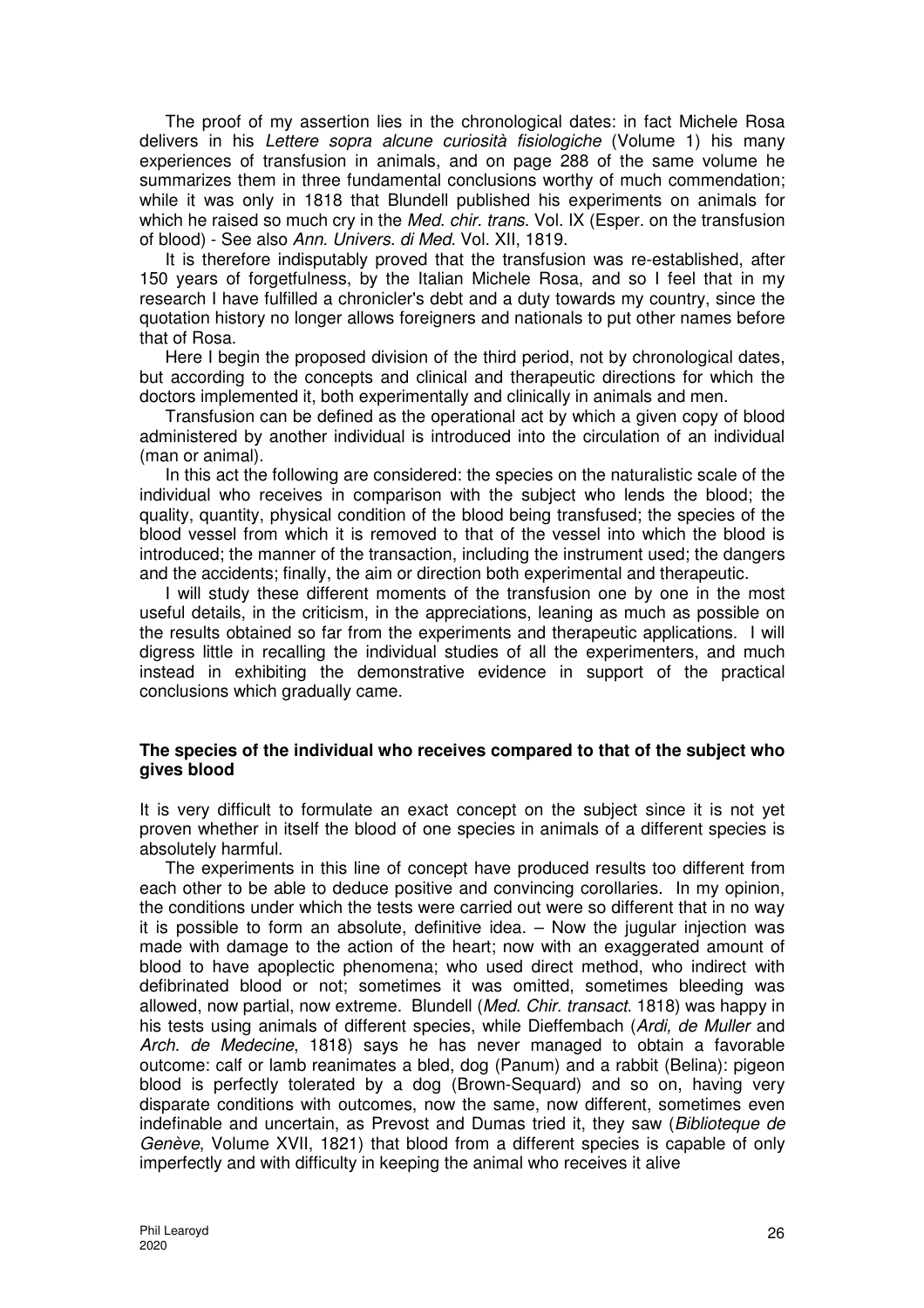The proof of my assertion lies in the chronological dates: in fact Michele Rosa delivers in his *Lettere sopra alcune curiosità fisiologiche* (Volume 1) his many experiences of transfusion in animals, and on page 288 of the same volume he summarizes them in three fundamental conclusions worthy of much commendation; while it was only in 1818 that Blundell published his experiments on animals for which he raised so much cry in the *Med. chir. trans*. Vol. IX (Esper. on the transfusion of blood) - See also *Ann. Univers. di Med*. Vol. XII, 1819.

It is therefore indisputably proved that the transfusion was re-established, after 150 years of forgetfulness, by the Italian Michele Rosa, and so I feel that in my research I have fulfilled a chronicler's debt and a duty towards my country, since the quotation history no longer allows foreigners and nationals to put other names before that of Rosa.

Here I begin the proposed division of the third period, not by chronological dates, but according to the concepts and clinical and therapeutic directions for which the doctors implemented it, both experimentally and clinically in animals and men.

Transfusion can be defined as the operational act by which a given copy of blood administered by another individual is introduced into the circulation of an individual (man or animal).

In this act the following are considered: the species on the naturalistic scale of the individual who receives in comparison with the subject who lends the blood; the quality, quantity, physical condition of the blood being transfused; the species of the blood vessel from which it is removed to that of the vessel into which the blood is introduced; the manner of the transaction, including the instrument used; the dangers and the accidents; finally, the aim or direction both experimental and therapeutic.

I will study these different moments of the transfusion one by one in the most useful details, in the criticism, in the appreciations, leaning as much as possible on the results obtained so far from the experiments and therapeutic applications. I will digress little in recalling the individual studies of all the experimenters, and much instead in exhibiting the demonstrative evidence in support of the practical conclusions which gradually came.

**The species of the individual who receives compared to that of the subject who gives blood**

It is very difficult to formulate an exact concept on the subject since it is not yet proven whether in itself the blood of one species in animals of a different species is absolutely harmful.

The experiments in this line of concept have produced results too different from each other to be able to deduce positive and convincing corollaries. In my opinion, the conditions under which the tests were carried out were so different that in no way it is possible to form an absolute, definitive idea. – Now the jugular injection was made with damage to the action of the heart; now with an exaggerated amount of blood to have apoplectic phenomena; who used direct method, who indirect with defibrinated blood or not; sometimes it was omitted, sometimes bleeding was allowed, now partial, now extreme. Blundell (*Med. Chir. transact*. 1818) was happy in his tests using animals of different species, while Dieffembach (*Ardi, de Muller* and *Arch. de Medecine*, 1818) says he has never managed to obtain a favorable outcome: calf or lamb reanimates a bled, dog (Panum) and a rabbit (Belina): pigeon blood is perfectly tolerated by a dog (Brown-Sequard) and so on, having very disparate conditions with outcomes, now the same, now different, sometimes even indefinable and uncertain, as Prevost and Dumas tried it, they saw (*Biblioteque de Genève*, Volume XVII, 1821) that blood from a different species is capable of only imperfectly and with difficulty in keeping the animal who receives it alive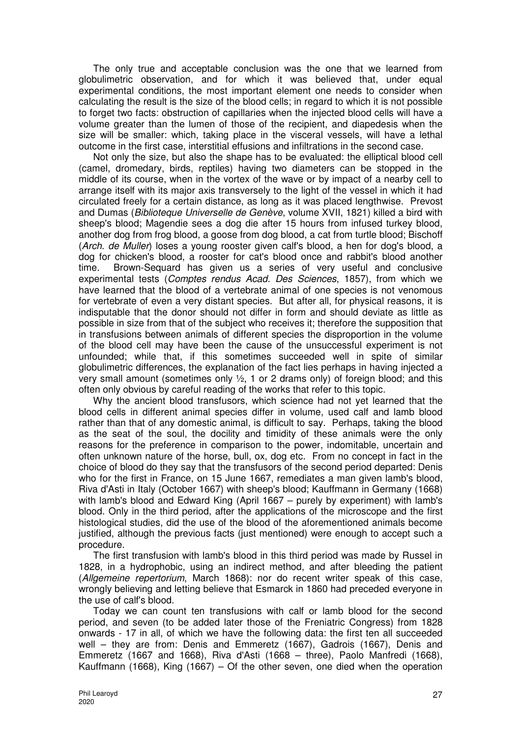The only true and acceptable conclusion was the one that we learned from globulimetric observation, and for which it was believed that, under equal experimental conditions, the most important element one needs to consider when calculating the result is the size of the blood cells; in regard to which it is not possible to forget two facts: obstruction of capillaries when the injected blood cells will have a volume greater than the lumen of those of the recipient, and diapedesis when the size will be smaller: which, taking place in the visceral vessels, will have a lethal outcome in the first case, interstitial effusions and infiltrations in the second case.

Not only the size, but also the shape has to be evaluated: the elliptical blood cell (camel, dromedary, birds, reptiles) having two diameters can be stopped in the middle of its course, when in the vortex of the wave or by impact of a nearby cell to arrange itself with its major axis transversely to the light of the vessel in which it had circulated freely for a certain distance, as long as it was placed lengthwise. Prevost and Dumas (*Biblioteque Universelle de Genève*, volume XVII, 1821) killed a bird with sheep's blood; Magendie sees a dog die after 15 hours from infused turkey blood, another dog from frog blood, a goose from dog blood, a cat from turtle blood; Bischoff (*Arch. de Muller*) loses a young rooster given calf's blood, a hen for dog's blood, a dog for chicken's blood, a rooster for cat's blood once and rabbit's blood another time. Brown-Sequard has given us a series of very useful and conclusive experimental tests (*Comptes rendus Acad. Des Sciences*, 1857), from which we have learned that the blood of a vertebrate animal of one species is not venomous for vertebrate of even a very distant species. But after all, for physical reasons, it is indisputable that the donor should not differ in form and should deviate as little as possible in size from that of the subject who receives it; therefore the supposition that in transfusions between animals of different species the disproportion in the volume of the blood cell may have been the cause of the unsuccessful experiment is not unfounded; while that, if this sometimes succeeded well in spite of similar globulimetric differences, the explanation of the fact lies perhaps in having injected a very small amount (sometimes only ½, 1 or 2 drams only) of foreign blood; and this often only obvious by careful reading of the works that refer to this topic.

Why the ancient blood transfusors, which science had not yet learned that the blood cells in different animal species differ in volume, used calf and lamb blood rather than that of any domestic animal, is difficult to say. Perhaps, taking the blood as the seat of the soul, the docility and timidity of these animals were the only reasons for the preference in comparison to the power, indomitable, uncertain and often unknown nature of the horse, bull, ox, dog etc. From no concept in fact in the choice of blood do they say that the transfusors of the second period departed: Denis who for the first in France, on 15 June 1667, remediates a man given lamb's blood, Riva d'Asti in Italy (October 1667) with sheep's blood; Kauffmann in Germany (1668) with lamb's blood and Edward King (April 1667 – purely by experiment) with lamb's blood. Only in the third period, after the applications of the microscope and the first histological studies, did the use of the blood of the aforementioned animals become justified, although the previous facts (just mentioned) were enough to accept such a procedure.

The first transfusion with lamb's blood in this third period was made by Russel in 1828, in a hydrophobic, using an indirect method, and after bleeding the patient (*Allgemeine repertorium*, March 1868): nor do recent writer speak of this case, wrongly believing and letting believe that Esmarck in 1860 had preceded everyone in the use of calf's blood.

Today we can count ten transfusions with calf or lamb blood for the second period, and seven (to be added later those of the Freniatric Congress) from 1828 onwards - 17 in all, of which we have the following data: the first ten all succeeded well – they are from: Denis and Emmeretz (1667), Gadrois (1667), Denis and Emmeretz (1667 and 1668), Riva d'Asti (1668 – three), Paolo Manfredi (1668), Kauffmann (1668), King (1667) – Of the other seven, one died when the operation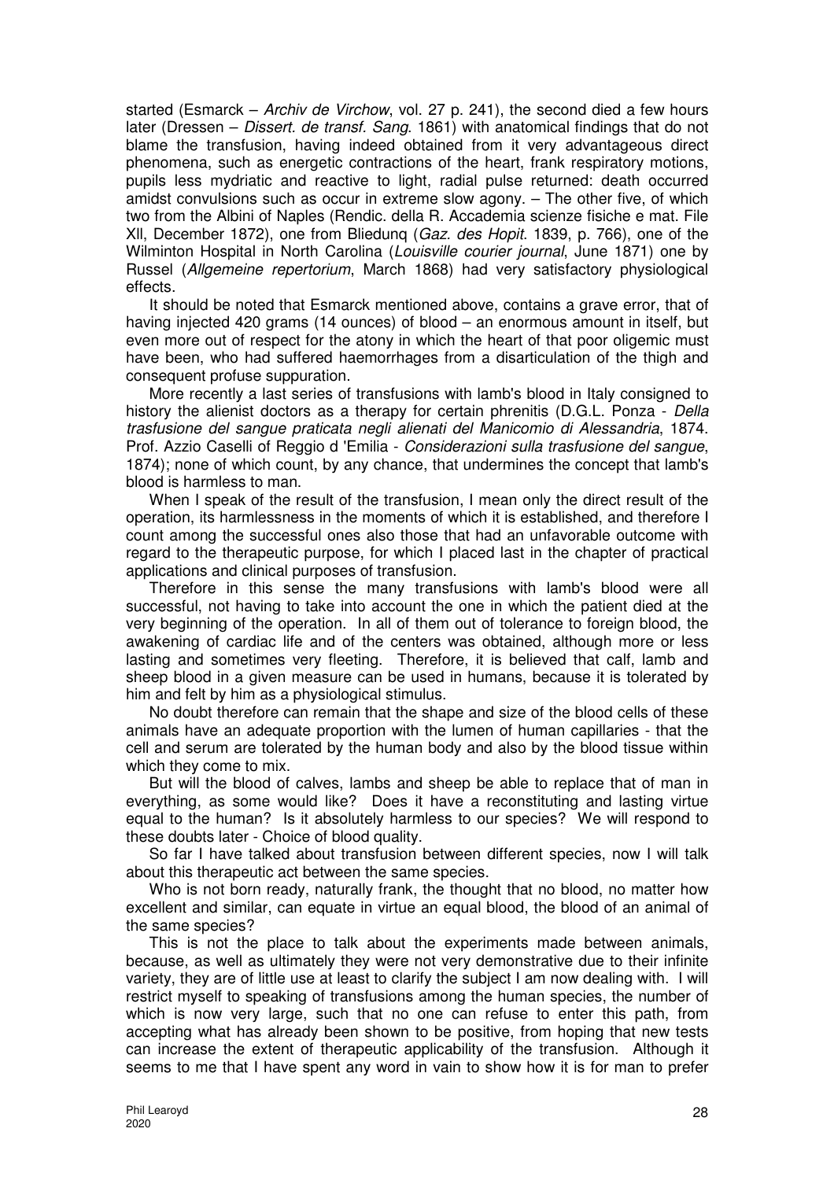started (Esmarck – *Archiv de Virchow*, vol. 27 p. 241), the second died a few hours later (Dressen – *Dissert. de transf. Sang*. 1861) with anatomical findings that do not blame the transfusion, having indeed obtained from it very advantageous direct phenomena, such as energetic contractions of the heart, frank respiratory motions, pupils less mydriatic and reactive to light, radial pulse returned: death occurred amidst convulsions such as occur in extreme slow agony. – The other five, of which two from the Albini of Naples (Rendic. della R. Accademia scienze fisiche e mat. File XII, December 1872), one from Bliedunq (*Gaz. des Hopit*. 1839, p. 766), one of the Wilminton Hospital in North Carolina (*Louisville courier journal*, June 1871) one by Russel (*Allgemeine repertorium*, March 1868) had very satisfactory physiological effects.

It should be noted that Esmarck mentioned above, contains a grave error, that of having injected 420 grams (14 ounces) of blood – an enormous amount in itself, but even more out of respect for the atony in which the heart of that poor oligemic must have been, who had suffered haemorrhages from a disarticulation of the thigh and consequent profuse suppuration.

More recently a last series of transfusions with lamb's blood in Italy consigned to history the alienist doctors as a therapy for certain phrenitis (D.G.L. Ponza - *Della trasfusione del sangue praticata negli alienati del Manicomio di Alessandria*, 1874. Prof. Azzio Caselli of Reggio d 'Emilia - *Considerazioni sulla trasfusione del sangue*, 1874); none of which count, by any chance, that undermines the concept that lamb's blood is harmless to man.

When I speak of the result of the transfusion, I mean only the direct result of the operation, its harmlessness in the moments of which it is established, and therefore I count among the successful ones also those that had an unfavorable outcome with regard to the therapeutic purpose, for which I placed last in the chapter of practical applications and clinical purposes of transfusion.

Therefore in this sense the many transfusions with lamb's blood were all successful, not having to take into account the one in which the patient died at the very beginning of the operation. In all of them out of tolerance to foreign blood, the awakening of cardiac life and of the centers was obtained, although more or less lasting and sometimes very fleeting. Therefore, it is believed that calf, lamb and sheep blood in a given measure can be used in humans, because it is tolerated by him and felt by him as a physiological stimulus.

No doubt therefore can remain that the shape and size of the blood cells of these animals have an adequate proportion with the lumen of human capillaries - that the cell and serum are tolerated by the human body and also by the blood tissue within which they come to mix.

But will the blood of calves, lambs and sheep be able to replace that of man in everything, as some would like? Does it have a reconstituting and lasting virtue equal to the human? Is it absolutely harmless to our species? We will respond to these doubts later - Choice of blood quality.

So far I have talked about transfusion between different species, now I will talk about this therapeutic act between the same species.

Who is not born ready, naturally frank, the thought that no blood, no matter how excellent and similar, can equate in virtue an equal blood, the blood of an animal of the same species?

This is not the place to talk about the experiments made between animals, because, as well as ultimately they were not very demonstrative due to their infinite variety, they are of little use at least to clarify the subject I am now dealing with. I will restrict myself to speaking of transfusions among the human species, the number of which is now very large, such that no one can refuse to enter this path, from accepting what has already been shown to be positive, from hoping that new tests can increase the extent of therapeutic applicability of the transfusion. Although it seems to me that I have spent any word in vain to show how it is for man to prefer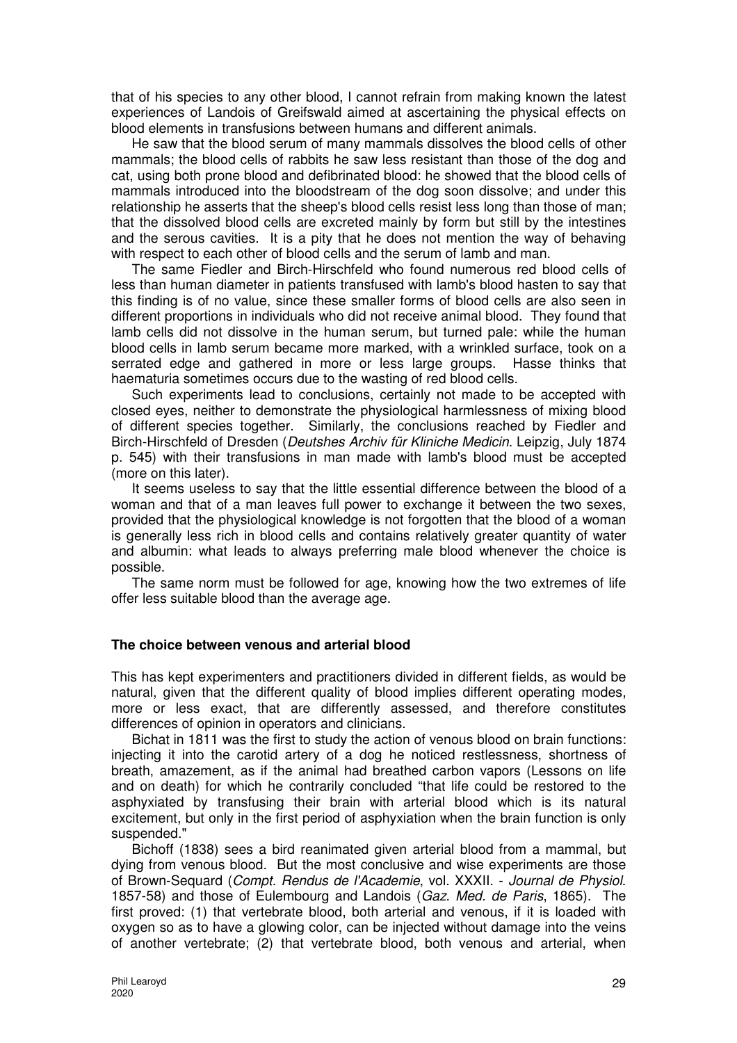that of his species to any other blood, I cannot refrain from making known the latest experiences of Landois of Greifswald aimed at ascertaining the physical effects on blood elements in transfusions between humans and different animals.

He saw that the blood serum of many mammals dissolves the blood cells of other mammals; the blood cells of rabbits he saw less resistant than those of the dog and cat, using both prone blood and defibrinated blood: he showed that the blood cells of mammals introduced into the bloodstream of the dog soon dissolve; and under this relationship he asserts that the sheep's blood cells resist less long than those of man; that the dissolved blood cells are excreted mainly by form but still by the intestines and the serous cavities. It is a pity that he does not mention the way of behaving with respect to each other of blood cells and the serum of lamb and man.

The same Fiedler and Birch-Hirschfeld who found numerous red blood cells of less than human diameter in patients transfused with lamb's blood hasten to say that this finding is of no value, since these smaller forms of blood cells are also seen in different proportions in individuals who did not receive animal blood. They found that lamb cells did not dissolve in the human serum, but turned pale: while the human blood cells in lamb serum became more marked, with a wrinkled surface, took on a serrated edge and gathered in more or less large groups. Hasse thinks that haematuria sometimes occurs due to the wasting of red blood cells.

Such experiments lead to conclusions, certainly not made to be accepted with closed eyes, neither to demonstrate the physiological harmlessness of mixing blood of different species together. Similarly, the conclusions reached by Fiedler and Birch-Hirschfeld of Dresden (*Deutshes Archiv für Kliniche Medicin*. Leipzig, July 1874 p. 545) with their transfusions in man made with lamb's blood must be accepted (more on this later).

It seems useless to say that the little essential difference between the blood of a woman and that of a man leaves full power to exchange it between the two sexes, provided that the physiological knowledge is not forgotten that the blood of a woman is generally less rich in blood cells and contains relatively greater quantity of water and albumin: what leads to always preferring male blood whenever the choice is possible.

The same norm must be followed for age, knowing how the two extremes of life offer less suitable blood than the average age.

**The choice between venous and arterial blood**

This has kept experimenters and practitioners divided in different fields, as would be natural, given that the different quality of blood implies different operating modes, more or less exact, that are differently assessed, and therefore constitutes differences of opinion in operators and clinicians.

Bichat in 1811 was the first to study the action of venous blood on brain functions: injecting it into the carotid artery of a dog he noticed restlessness, shortness of breath, amazement, as if the animal had breathed carbon vapors (Lessons on life and on death) for which he contrarily concluded "that life could be restored to the asphyxiated by transfusing their brain with arterial blood which is its natural excitement, but only in the first period of asphyxiation when the brain function is only suspended."

Bichoff (1838) sees a bird reanimated given arterial blood from a mammal, but dying from venous blood. But the most conclusive and wise experiments are those of Brown-Sequard (*Compt. Rendus de l'Academie*, vol. XXXII. - *Journal de Physiol.* 1857-58) and those of Eulembourg and Landois (*Gaz. Med. de Paris*, 1865). The first proved: (1) that vertebrate blood, both arterial and venous, if it is loaded with oxygen so as to have a glowing color, can be injected without damage into the veins of another vertebrate; (2) that vertebrate blood, both venous and arterial, when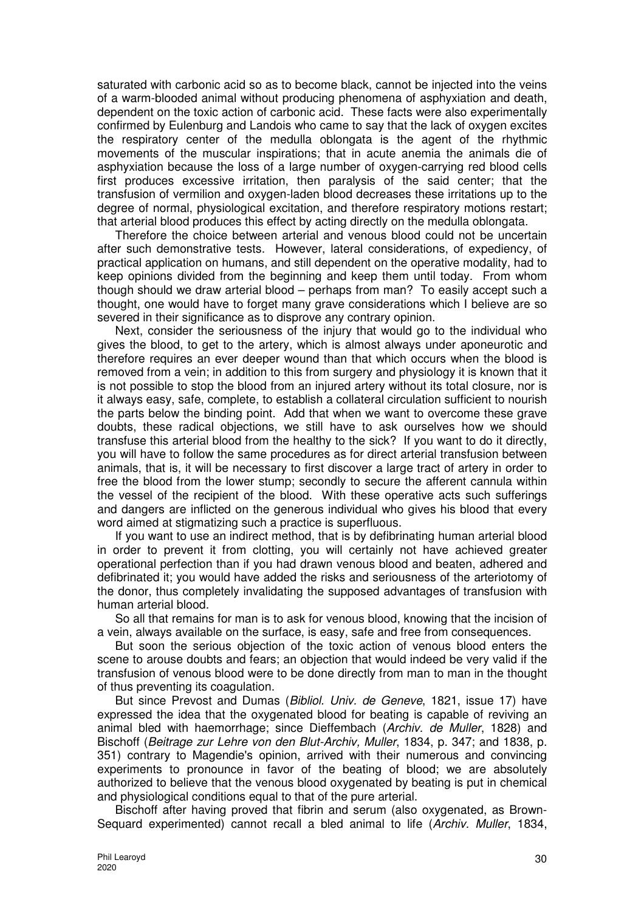saturated with carbonic acid so as to become black, cannot be injected into the veins of a warm-blooded animal without producing phenomena of asphyxiation and death, dependent on the toxic action of carbonic acid. These facts were also experimentally confirmed by Eulenburg and Landois who came to say that the lack of oxygen excites the respiratory center of the medulla oblongata is the agent of the rhythmic movements of the muscular inspirations; that in acute anemia the animals die of asphyxiation because the loss of a large number of oxygen-carrying red blood cells first produces excessive irritation, then paralysis of the said center; that the transfusion of vermilion and oxygen-laden blood decreases these irritations up to the degree of normal, physiological excitation, and therefore respiratory motions restart; that arterial blood produces this effect by acting directly on the medulla oblongata.

Therefore the choice between arterial and venous blood could not be uncertain after such demonstrative tests. However, lateral considerations, of expediency, of practical application on humans, and still dependent on the operative modality, had to keep opinions divided from the beginning and keep them until today. From whom though should we draw arterial blood – perhaps from man? To easily accept such a thought, one would have to forget many grave considerations which I believe are so severed in their significance as to disprove any contrary opinion.

Next, consider the seriousness of the injury that would go to the individual who gives the blood, to get to the artery, which is almost always under aponeurotic and therefore requires an ever deeper wound than that which occurs when the blood is removed from a vein; in addition to this from surgery and physiology it is known that it is not possible to stop the blood from an injured artery without its total closure, nor is it always easy, safe, complete, to establish a collateral circulation sufficient to nourish the parts below the binding point. Add that when we want to overcome these grave doubts, these radical objections, we still have to ask ourselves how we should transfuse this arterial blood from the healthy to the sick? If you want to do it directly, you will have to follow the same procedures as for direct arterial transfusion between animals, that is, it will be necessary to first discover a large tract of artery in order to free the blood from the lower stump; secondly to secure the afferent cannula within the vessel of the recipient of the blood. With these operative acts such sufferings and dangers are inflicted on the generous individual who gives his blood that every word aimed at stigmatizing such a practice is superfluous.

If you want to use an indirect method, that is by defibrinating human arterial blood in order to prevent it from clotting, you will certainly not have achieved greater operational perfection than if you had drawn venous blood and beaten, adhered and defibrinated it; you would have added the risks and seriousness of the arteriotomy of the donor, thus completely invalidating the supposed advantages of transfusion with human arterial blood.

So all that remains for man is to ask for venous blood, knowing that the incision of a vein, always available on the surface, is easy, safe and free from consequences.

But soon the serious objection of the toxic action of venous blood enters the scene to arouse doubts and fears; an objection that would indeed be very valid if the transfusion of venous blood were to be done directly from man to man in the thought of thus preventing its coagulation.

But since Prevost and Dumas (*Bibliol. Univ. de Geneve*, 1821, issue 17) have expressed the idea that the oxygenated blood for beating is capable of reviving an animal bled with haemorrhage; since Dieffembach (*Archiv. de Muller*, 1828) and Bischoff (*Beitrage zur Lehre von den Blut-Archiv, Muller*, 1834, p. 347; and 1838, p. 351) contrary to Magendie's opinion, arrived with their numerous and convincing experiments to pronounce in favor of the beating of blood; we are absolutely authorized to believe that the venous blood oxygenated by beating is put in chemical and physiological conditions equal to that of the pure arterial.

Bischoff after having proved that fibrin and serum (also oxygenated, as Brown-Sequard experimented) cannot recall a bled animal to life (*Archiv. Muller*, 1834,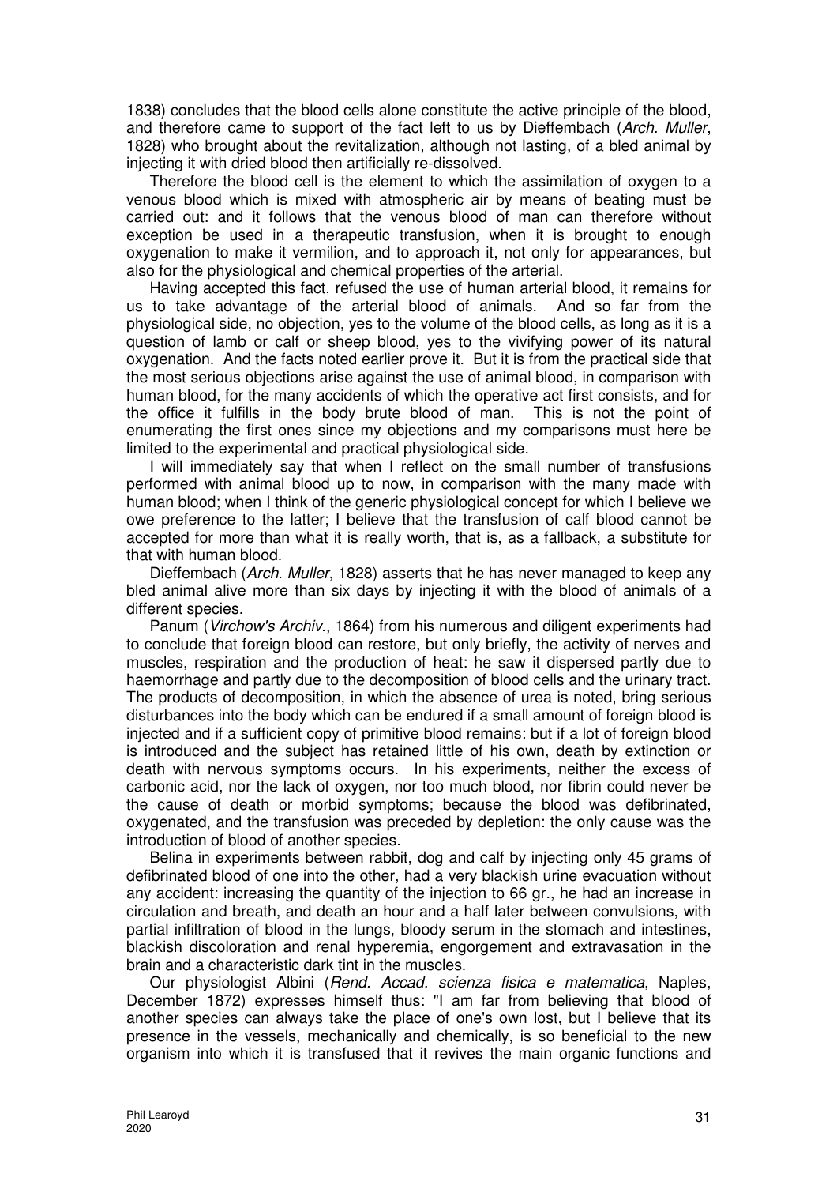1838) concludes that the blood cells alone constitute the active principle of the blood, and therefore came to support of the fact left to us by Dieffembach (*Arch. Muller*, 1828) who brought about the revitalization, although not lasting, of a bled animal by injecting it with dried blood then artificially re-dissolved.

Therefore the blood cell is the element to which the assimilation of oxygen to a venous blood which is mixed with atmospheric air by means of beating must be carried out: and it follows that the venous blood of man can therefore without exception be used in a therapeutic transfusion, when it is brought to enough oxygenation to make it vermilion, and to approach it, not only for appearances, but also for the physiological and chemical properties of the arterial.

Having accepted this fact, refused the use of human arterial blood, it remains for us to take advantage of the arterial blood of animals. And so far from the physiological side, no objection, yes to the volume of the blood cells, as long as it is a question of lamb or calf or sheep blood, yes to the vivifying power of its natural oxygenation. And the facts noted earlier prove it. But it is from the practical side that the most serious objections arise against the use of animal blood, in comparison with human blood, for the many accidents of which the operative act first consists, and for the office it fulfills in the body brute blood of man. This is not the point of enumerating the first ones since my objections and my comparisons must here be limited to the experimental and practical physiological side.

I will immediately say that when I reflect on the small number of transfusions performed with animal blood up to now, in comparison with the many made with human blood; when I think of the generic physiological concept for which I believe we owe preference to the latter; I believe that the transfusion of calf blood cannot be accepted for more than what it is really worth, that is, as a fallback, a substitute for that with human blood.

Dieffembach (*Arch. Muller*, 1828) asserts that he has never managed to keep any bled animal alive more than six days by injecting it with the blood of animals of a different species.

Panum (*Virchow's Archiv.*, 1864) from his numerous and diligent experiments had to conclude that foreign blood can restore, but only briefly, the activity of nerves and muscles, respiration and the production of heat: he saw it dispersed partly due to haemorrhage and partly due to the decomposition of blood cells and the urinary tract. The products of decomposition, in which the absence of urea is noted, bring serious disturbances into the body which can be endured if a small amount of foreign blood is injected and if a sufficient copy of primitive blood remains: but if a lot of foreign blood is introduced and the subject has retained little of his own, death by extinction or death with nervous symptoms occurs. In his experiments, neither the excess of carbonic acid, nor the lack of oxygen, nor too much blood, nor fibrin could never be the cause of death or morbid symptoms; because the blood was defibrinated, oxygenated, and the transfusion was preceded by depletion: the only cause was the introduction of blood of another species.

Belina in experiments between rabbit, dog and calf by injecting only 45 grams of defibrinated blood of one into the other, had a very blackish urine evacuation without any accident: increasing the quantity of the injection to 66 gr., he had an increase in circulation and breath, and death an hour and a half later between convulsions, with partial infiltration of blood in the lungs, bloody serum in the stomach and intestines, blackish discoloration and renal hyperemia, engorgement and extravasation in the brain and a characteristic dark tint in the muscles.

Our physiologist Albini (*Rend. Accad. scienza fisica e matematica*, Naples, December 1872) expresses himself thus: "I am far from believing that blood of another species can always take the place of one's own lost, but I believe that its presence in the vessels, mechanically and chemically, is so beneficial to the new organism into which it is transfused that it revives the main organic functions and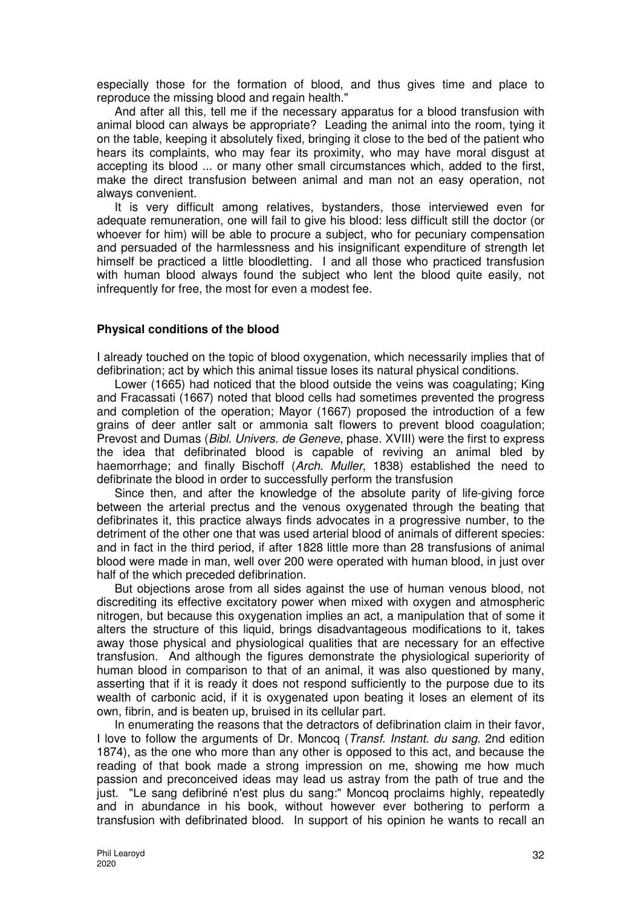especially those for the formation of blood, and thus gives time and place to reproduce the missing blood and regain health."

And after all this, tell me if the necessary apparatus for a blood transfusion with animal blood can always be appropriate? Leading the animal into the room, tying it on the table, keeping it absolutely fixed, bringing it close to the bed of the patient who hears its complaints, who may fear its proximity, who may have moral disgust at accepting its blood ... or many other small circumstances which, added to the first, make the direct transfusion between animal and man not an easy operation, not always convenient.

It is very difficult among relatives, bystanders, those interviewed even for adequate remuneration, one will fail to give his blood: less difficult still the doctor (or whoever for him) will be able to procure a subject, who for pecuniary compensation and persuaded of the harmlessness and his insignificant expenditure of strength let himself be practiced a little bloodletting. I and all those who practiced transfusion with human blood always found the subject who lent the blood quite easily, not infrequently for free, the most for even a modest fee.

### Physical conditions of the blood

I already touched on the topic of blood oxygenation, which necessarily implies that of defibrination; act by which this animal tissue loses its natural physical conditions.

Lower (1665) had noticed that the blood outside the veins was coagulating; King and Fracassati (1667) noted that blood cells had sometimes prevented the progress and completion of the operation; Mayor (1667) proposed the introduction of a few grains of deer antler salt or ammonia salt flowers to prevent blood coagulation; Prevost and Dumas (*Bibl. Univers. de Geneve*, phase. XVIII) were the first to express the idea that defibrinated blood is capable of reviving an animal bled by haemorrhage; and finally Bischoff (*Arch. Muller*, 1838) established the need to defibrinate the blood in order to successfully perform the transfusion

Since then, and after the knowledge of the absolute parity of life-giving force between the arterial prectus and the venous oxygenated through the beating that defibrinates it, this practice always finds advocates in a progressive number, to the detriment of the other one that was used arterial blood of animals of different species: and in fact in the third period, if after 1828 little more than 28 transfusions of animal blood were made in man, well over 200 were operated with human blood, in just over half of the which preceded defibrination.

But objections arose from all sides against the use of human venous blood, not discrediting its effective excitatory power when mixed with oxygen and atmospheric nitrogen, but because this oxygenation implies an act, a manipulation that of some it alters the structure of this liquid, brings disadvantageous modifications to it, takes away those physical and physiological qualities that are necessary for an effective transfusion. And although the figures demonstrate the physiological superiority of human blood in comparison to that of an animal, it was also questioned by many, asserting that if it is ready it does not respond sufficiently to the purpose due to its wealth of carbonic acid, if it is oxygenated upon beating it loses an element of its own, fibrin, and is beaten up, bruised in its cellular part.

In enumerating the reasons that the detractors of defibrination claim in their favor, I love to follow the arguments of Dr. Moncoq (*Transf. Instant. du sang*. 2nd edition 1874), as the one who more than any other is opposed to this act, and because the reading of that book made a strong impression on me, showing me how much passion and preconceived ideas may lead us astray from the path of true and the just. "Le sang defibriné n'est plus du sang:" Moncoq proclaims highly, repeatedly and in abundance in his book, without however ever bothering to perform a transfusion with defibrinated blood. In support of his opinion he wants to recall an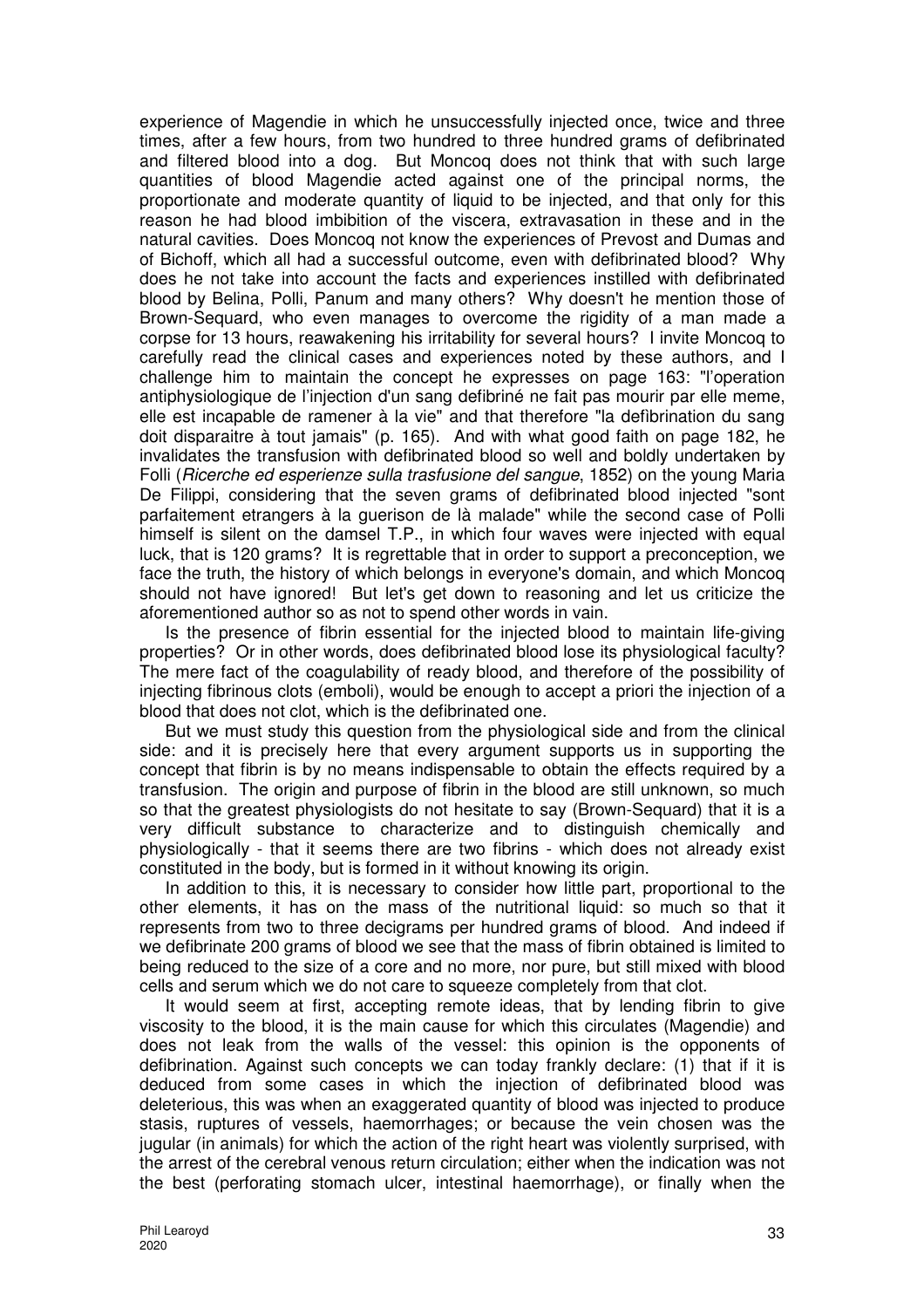experience of Magendie in which he unsuccessfully injected once, twice and three times, after a few hours, from two hundred to three hundred grams of defibrinated and filtered blood into a dog. But Moncoq does not think that with such large quantities of blood Magendie acted against one of the principal norms, the proportionate and moderate quantity of liquid to be injected, and that only for this reason he had blood imbibition of the viscera, extravasation in these and in the natural cavities. Does Moncoq not know the experiences of Prevost and Dumas and of Bichoff, which all had a successful outcome, even with defibrinated blood? Why does he not take into account the facts and experiences instilled with defibrinated blood by Belina, Polli, Panum and many others? Why doesn't he mention those of Brown-Sequard, who even manages to overcome the rigidity of a man made a corpse for 13 hours, reawakening his irritability for several hours? I invite Moncoq to carefully read the clinical cases and experiences noted by these authors, and I challenge him to maintain the concept he expresses on page 163: "l'operation antiphysiologique de l'injection d'un sang defibriné ne fait pas mourir par elle meme, elle est incapable de ramener à la vie" and that therefore "la defìbrination du sang doit disparaitre à tout jamais" (p. 165). And with what good faith on page 182, he invalidates the transfusion with defibrinated blood so well and boldly undertaken by Folli (*Ricerche ed esperienze sulla trasfusione del sangue*, 1852) on the young Maria De Filippi, considering that the seven grams of defibrinated blood injected "sont parfaitement etrangers à la guerison de là malade" while the second case of Polli himself is silent on the damsel T.P., in which four waves were injected with equal luck, that is 120 grams? It is regrettable that in order to support a preconception, we face the truth, the history of which belongs in everyone's domain, and which Moncoq should not have ignored! But let's get down to reasoning and let us criticize the aforementioned author so as not to spend other words in vain.

Is the presence of fibrin essential for the injected blood to maintain life-giving properties? Or in other words, does defibrinated blood lose its physiological faculty? The mere fact of the coagulability of ready blood, and therefore of the possibility of injecting fibrinous clots (emboli), would be enough to accept a priori the injection of a blood that does not clot, which is the defibrinated one.

But we must study this question from the physiological side and from the clinical side: and it is precisely here that every argument supports us in supporting the concept that fibrin is by no means indispensable to obtain the effects required by a transfusion. The origin and purpose of fibrin in the blood are still unknown, so much so that the greatest physiologists do not hesitate to say (Brown-Sequard) that it is a very difficult substance to characterize and to distinguish chemically and physiologically - that it seems there are two fibrins - which does not already exist constituted in the body, but is formed in it without knowing its origin.

In addition to this, it is necessary to consider how little part, proportional to the other elements, it has on the mass of the nutritional liquid: so much so that it represents from two to three decigrams per hundred grams of blood. And indeed if we defibrinate 200 grams of blood we see that the mass of fibrin obtained is limited to being reduced to the size of a core and no more, nor pure, but still mixed with blood cells and serum which we do not care to squeeze completely from that clot.

It would seem at first, accepting remote ideas, that by lending fibrin to give viscosity to the blood, it is the main cause for which this circulates (Magendie) and does not leak from the walls of the vessel: this opinion is the opponents of defibrination. Against such concepts we can today frankly declare: (1) that if it is deduced from some cases in which the injection of defibrinated blood was deleterious, this was when an exaggerated quantity of blood was injected to produce stasis, ruptures of vessels, haemorrhages; or because the vein chosen was the jugular (in animals) for which the action of the right heart was violently surprised, with the arrest of the cerebral venous return circulation; either when the indication was not the best (perforating stomach ulcer, intestinal haemorrhage), or finally when the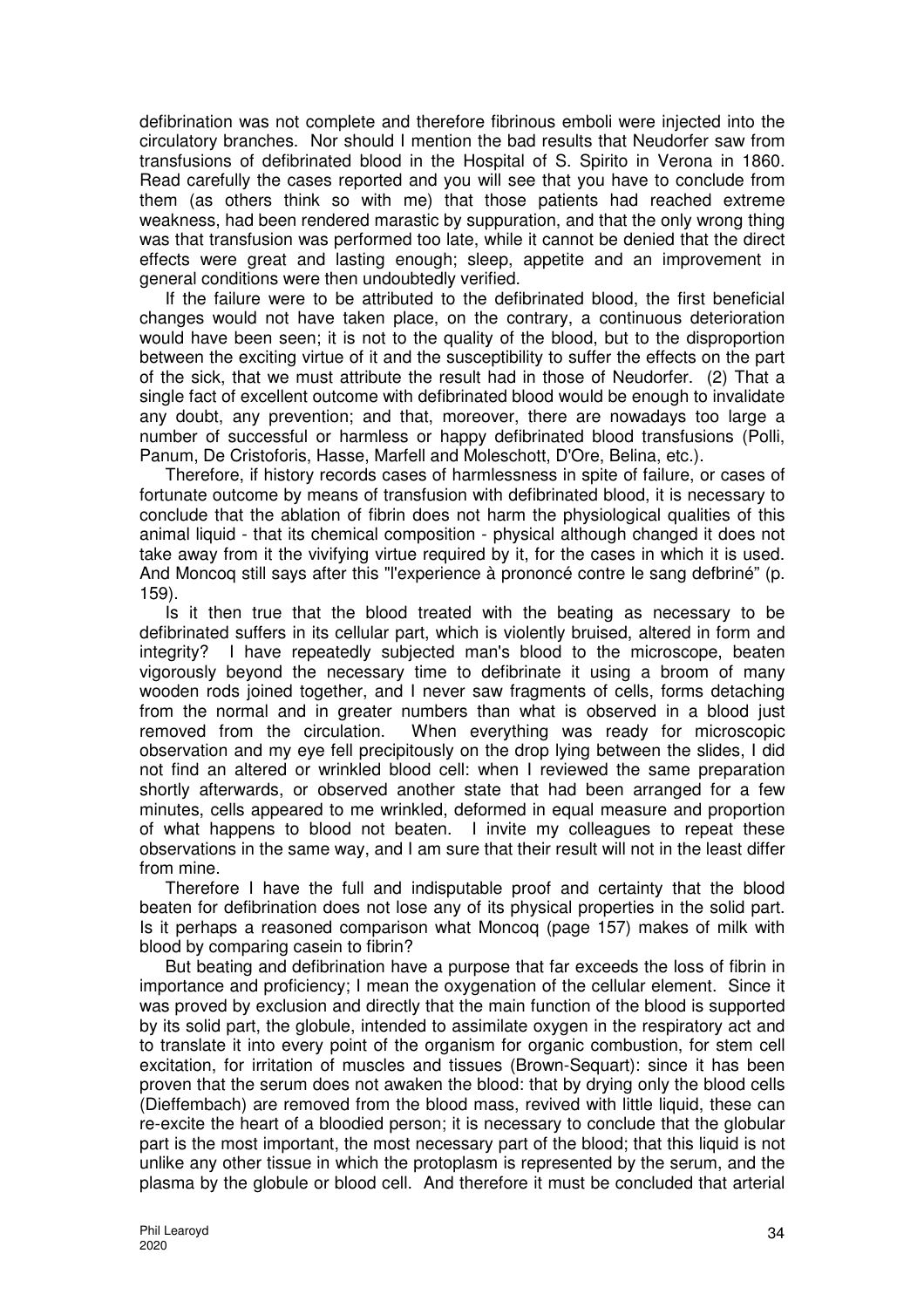defibrination was not complete and therefore fibrinous emboli were injected into the circulatory branches. Nor should I mention the bad results that Neudorfer saw from transfusions of defibrinated blood in the Hospital of S. Spirito in Verona in 1860. Read carefully the cases reported and you will see that you have to conclude from them (as others think so with me) that those patients had reached extreme weakness, had been rendered marastic by suppuration, and that the only wrong thing was that transfusion was performed too late, while it cannot be denied that the direct effects were great and lasting enough; sleep, appetite and an improvement in general conditions were then undoubtedly verified.

If the failure were to be attributed to the defibrinated blood, the first beneficial changes would not have taken place, on the contrary, a continuous deterioration would have been seen; it is not to the quality of the blood, but to the disproportion between the exciting virtue of it and the susceptibility to suffer the effects on the part of the sick, that we must attribute the result had in those of Neudorfer. (2) That a single fact of excellent outcome with defibrinated blood would be enough to invalidate any doubt, any prevention; and that, moreover, there are nowadays too large a number of successful or harmless or happy defibrinated blood transfusions (Polli, Panum, De Cristoforis, Hasse, Marfell and Moleschott, D'Ore, Belina, etc.).

Therefore, if history records cases of harmlessness in spite of failure, or cases of fortunate outcome by means of transfusion with defibrinated blood, it is necessary to conclude that the ablation of fibrin does not harm the physiological qualities of this animal liquid - that its chemical composition - physical although changed it does not take away from it the vivifying virtue required by it, for the cases in which it is used. And Moncoq still says after this "l'experience à prononcé contre le sang defbriné" (p. 159).

Is it then true that the blood treated with the beating as necessary to be defibrinated suffers in its cellular part, which is violently bruised, altered in form and integrity? I have repeatedly subjected man's blood to the microscope, beaten vigorously beyond the necessary time to defibrinate it using a broom of many wooden rods joined together, and I never saw fragments of cells, forms detaching from the normal and in greater numbers than what is observed in a blood just removed from the circulation. When everything was ready for microscopic observation and my eye fell precipitously on the drop lying between the slides, I did not find an altered or wrinkled blood cell: when I reviewed the same preparation shortly afterwards, or observed another state that had been arranged for a few minutes, cells appeared to me wrinkled, deformed in equal measure and proportion of what happens to blood not beaten. I invite my colleagues to repeat these observations in the same way, and I am sure that their result will not in the least differ from mine.

Therefore I have the full and indisputable proof and certainty that the blood beaten for defibrination does not lose any of its physical properties in the solid part. Is it perhaps a reasoned comparison what Moncoq (page 157) makes of milk with blood by comparing casein to fibrin?

But beating and defibrination have a purpose that far exceeds the loss of fibrin in importance and proficiency; I mean the oxygenation of the cellular element. Since it was proved by exclusion and directly that the main function of the blood is supported by its solid part, the globule, intended to assimilate oxygen in the respiratory act and to translate it into every point of the organism for organic combustion, for stem cell excitation, for irritation of muscles and tissues (Brown-Sequart): since it has been proven that the serum does not awaken the blood: that by drying only the blood cells (Dieffembach) are removed from the blood mass, revived with little liquid, these can re-excite the heart of a bloodied person; it is necessary to conclude that the globular part is the most important, the most necessary part of the blood; that this liquid is not unlike any other tissue in which the protoplasm is represented by the serum, and the plasma by the globule or blood cell. And therefore it must be concluded that arterial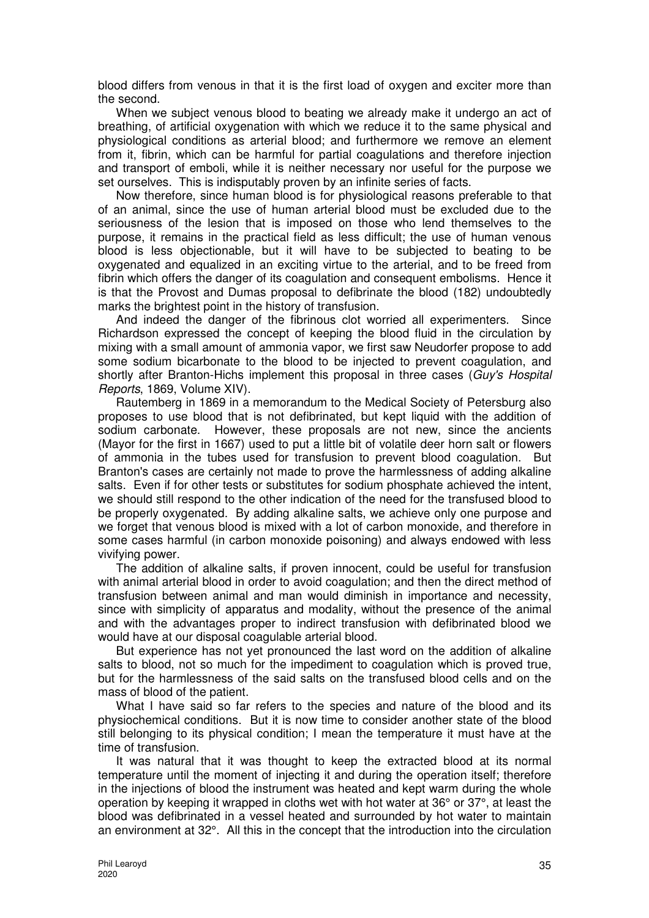blood differs from venous in that it is the first load of oxygen and exciter more than the second.

When we subject venous blood to beating we already make it undergo an act of breathing, of artificial oxygenation with which we reduce it to the same physical and physiological conditions as arterial blood; and furthermore we remove an element from it, fibrin, which can be harmful for partial coagulations and therefore injection and transport of emboli, while it is neither necessary nor useful for the purpose we set ourselves. This is indisputably proven by an infinite series of facts.

Now therefore, since human blood is for physiological reasons preferable to that of an animal, since the use of human arterial blood must be excluded due to the seriousness of the lesion that is imposed on those who lend themselves to the purpose, it remains in the practical field as less difficult; the use of human venous blood is less objectionable, but it will have to be subjected to beating to be oxygenated and equalized in an exciting virtue to the arterial, and to be freed from fibrin which offers the danger of its coagulation and consequent embolisms. Hence it is that the Provost and Dumas proposal to defibrinate the blood (182) undoubtedly marks the brightest point in the history of transfusion.

And indeed the danger of the fibrinous clot worried all experimenters. Since Richardson expressed the concept of keeping the blood fluid in the circulation by mixing with a small amount of ammonia vapor, we first saw Neudorfer propose to add some sodium bicarbonate to the blood to be injected to prevent coagulation, and shortly after Branton-Hichs implement this proposal in three cases (*Guy's Hospital Reports*, 1869, Volume XIV).

Rautemberg in 1869 in a memorandum to the Medical Society of Petersburg also proposes to use blood that is not defibrinated, but kept liquid with the addition of sodium carbonate. However, these proposals are not new, since the ancients (Mayor for the first in 1667) used to put a little bit of volatile deer horn salt or flowers of ammonia in the tubes used for transfusion to prevent blood coagulation. But Branton's cases are certainly not made to prove the harmlessness of adding alkaline salts. Even if for other tests or substitutes for sodium phosphate achieved the intent, we should still respond to the other indication of the need for the transfused blood to be properly oxygenated. By adding alkaline salts, we achieve only one purpose and we forget that venous blood is mixed with a lot of carbon monoxide, and therefore in some cases harmful (in carbon monoxide poisoning) and always endowed with less vivifying power.

The addition of alkaline salts, if proven innocent, could be useful for transfusion with animal arterial blood in order to avoid coagulation; and then the direct method of transfusion between animal and man would diminish in importance and necessity, since with simplicity of apparatus and modality, without the presence of the animal and with the advantages proper to indirect transfusion with defibrinated blood we would have at our disposal coagulable arterial blood.

But experience has not yet pronounced the last word on the addition of alkaline salts to blood, not so much for the impediment to coagulation which is proved true, but for the harmlessness of the said salts on the transfused blood cells and on the mass of blood of the patient.

What I have said so far refers to the species and nature of the blood and its physiochemical conditions. But it is now time to consider another state of the blood still belonging to its physical condition; I mean the temperature it must have at the time of transfusion.

It was natural that it was thought to keep the extracted blood at its normal temperature until the moment of injecting it and during the operation itself; therefore in the injections of blood the instrument was heated and kept warm during the whole operation by keeping it wrapped in cloths wet with hot water at 36° or 37°, at least the blood was defibrinated in a vessel heated and surrounded by hot water to maintain an environment at 32°. All this in the concept that the introduction into the circulation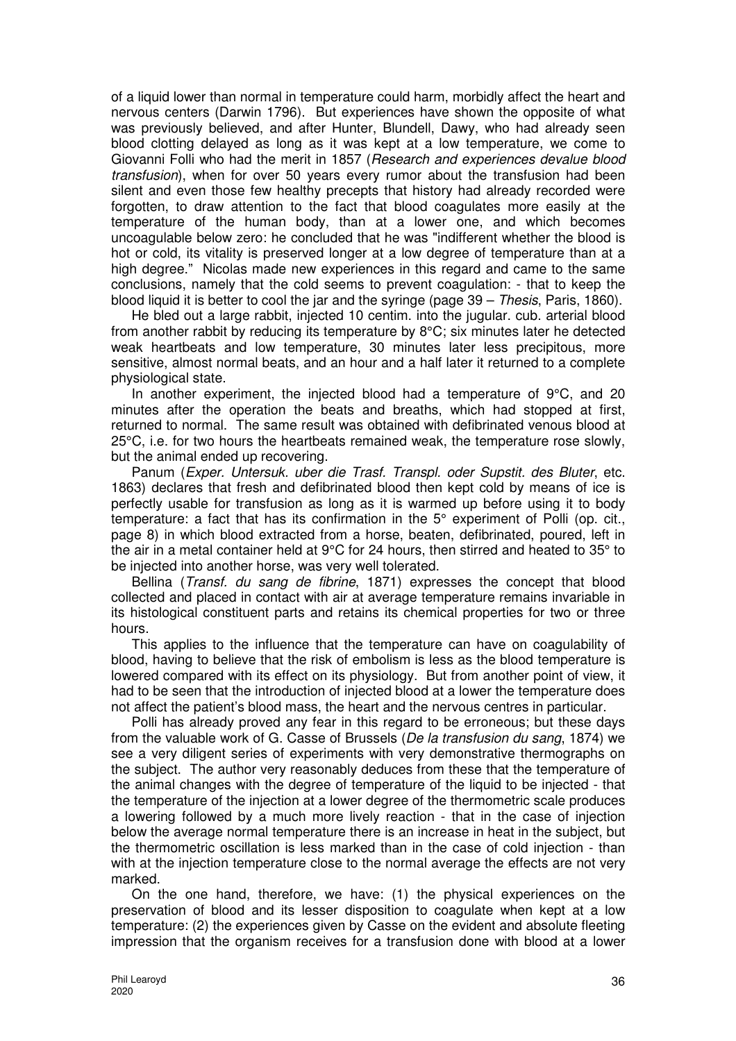of a liquid lower than normal in temperature could harm, morbidly affect the heart and nervous centers (Darwin 1796). But experiences have shown the opposite of what was previously believed, and after Hunter, Blundell, Dawy, who had already seen blood clotting delayed as long as it was kept at a low temperature, we come to Giovanni Folli who had the merit in 1857 (*Research and experiences devalue blood transfusion*), when for over 50 years every rumor about the transfusion had been silent and even those few healthy precepts that history had already recorded were forgotten, to draw attention to the fact that blood coagulates more easily at the temperature of the human body, than at a lower one, and which becomes uncoagulable below zero: he concluded that he was "indifferent whether the blood is hot or cold, its vitality is preserved longer at a low degree of temperature than at a high degree." Nicolas made new experiences in this regard and came to the same conclusions, namely that the cold seems to prevent coagulation: - that to keep the blood liquid it is better to cool the jar and the syringe (page 39 – *Thesis*, Paris, 1860).

He bled out a large rabbit, injected 10 centim. into the jugular. cub. arterial blood from another rabbit by reducing its temperature by 8°C; six minutes later he detected weak heartbeats and low temperature, 30 minutes later less precipitous, more sensitive, almost normal beats, and an hour and a half later it returned to a complete physiological state.

In another experiment, the injected blood had a temperature of 9°C, and 20 minutes after the operation the beats and breaths, which had stopped at first, returned to normal. The same result was obtained with defibrinated venous blood at 25°C, i.e. for two hours the heartbeats remained weak, the temperature rose slowly, but the animal ended up recovering.

Panum (*Exper. Untersuk. uber die Trasf. Transpl. oder Supstit. des Bluter*, etc. 1863) declares that fresh and defibrinated blood then kept cold by means of ice is perfectly usable for transfusion as long as it is warmed up before using it to body temperature: a fact that has its confirmation in the 5° experiment of Polli (op. cit., page 8) in which blood extracted from a horse, beaten, defibrinated, poured, left in the air in a metal container held at 9°C for 24 hours, then stirred and heated to 35° to be injected into another horse, was very well tolerated.

Bellina (*Transf. du sang de fibrine*, 1871) expresses the concept that blood collected and placed in contact with air at average temperature remains invariable in its histological constituent parts and retains its chemical properties for two or three hours.

This applies to the influence that the temperature can have on coagulability of blood, having to believe that the risk of embolism is less as the blood temperature is lowered compared with its effect on its physiology. But from another point of view, it had to be seen that the introduction of injected blood at a lower the temperature does not affect the patient's blood mass, the heart and the nervous centres in particular.

Polli has already proved any fear in this regard to be erroneous; but these days from the valuable work of G. Casse of Brussels (*De la transfusion du sang*, 1874) we see a very diligent series of experiments with very demonstrative thermographs on the subject. The author very reasonably deduces from these that the temperature of the animal changes with the degree of temperature of the liquid to be injected - that the temperature of the injection at a lower degree of the thermometric scale produces a lowering followed by a much more lively reaction - that in the case of injection below the average normal temperature there is an increase in heat in the subject, but the thermometric oscillation is less marked than in the case of cold injection - than with at the injection temperature close to the normal average the effects are not very marked.

On the one hand, therefore, we have: (1) the physical experiences on the preservation of blood and its lesser disposition to coagulate when kept at a low temperature: (2) the experiences given by Casse on the evident and absolute fleeting impression that the organism receives for a transfusion done with blood at a lower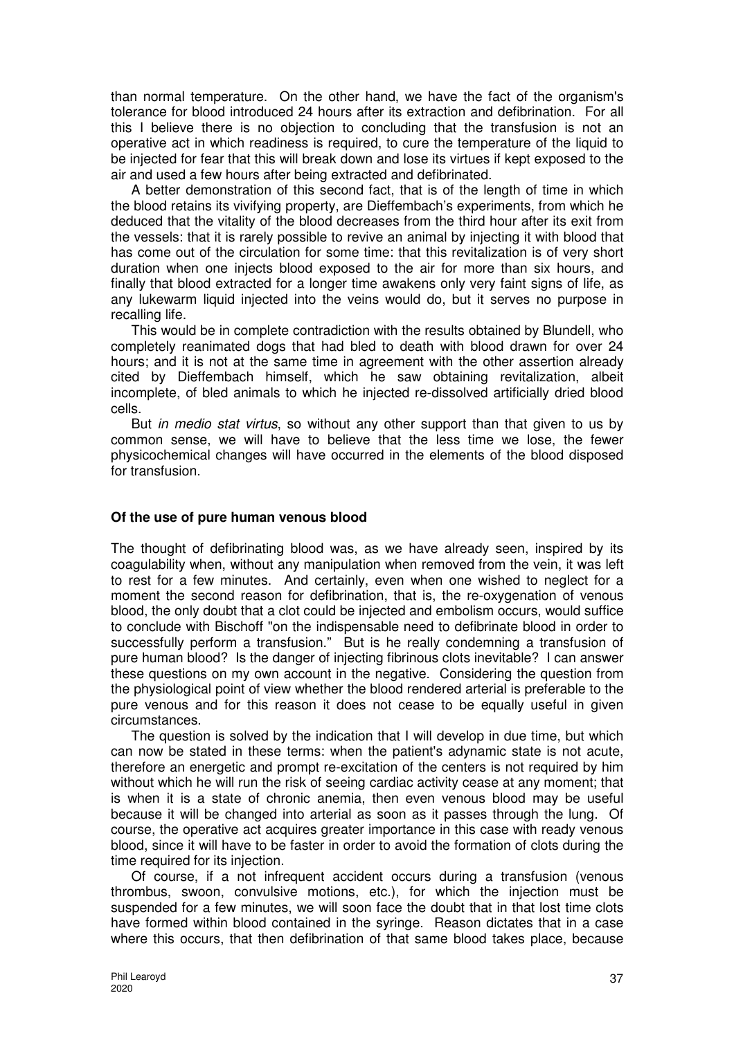than normal temperature. On the other hand, we have the fact of the organism's tolerance for blood introduced 24 hours after its extraction and defibrination. For all this I believe there is no objection to concluding that the transfusion is not an operative act in which readiness is required, to cure the temperature of the liquid to be injected for fear that this will break down and lose its virtues if kept exposed to the air and used a few hours after being extracted and defibrinated.

A better demonstration of this second fact, that is of the length of time in which the blood retains its vivifying property, are Dieffembach's experiments, from which he deduced that the vitality of the blood decreases from the third hour after its exit from the vessels: that it is rarely possible to revive an animal by injecting it with blood that has come out of the circulation for some time: that this revitalization is of very short duration when one injects blood exposed to the air for more than six hours, and finally that blood extracted for a longer time awakens only very faint signs of life, as any lukewarm liquid injected into the veins would do, but it serves no purpose in recalling life.

This would be in complete contradiction with the results obtained by Blundell, who completely reanimated dogs that had bled to death with blood drawn for over 24 hours; and it is not at the same time in agreement with the other assertion already cited by Dieffembach himself, which he saw obtaining revitalization, albeit incomplete, of bled animals to which he injected re-dissolved artificially dried blood cells.

But *in medio stat virtus*, so without any other support than that given to us by common sense, we will have to believe that the less time we lose, the fewer physicochemical changes will have occurred in the elements of the blood disposed for transfusion.

### Of the use of pure human venous blood

The thought of defibrinating blood was, as we have already seen, inspired by its coagulability when, without any manipulation when removed from the vein, it was left to rest for a few minutes. And certainly, even when one wished to neglect for a moment the second reason for defibrination, that is, the re-oxygenation of venous blood, the only doubt that a clot could be injected and embolism occurs, would suffice to conclude with Bischoff "on the indispensable need to defibrinate blood in order to successfully perform a transfusion." But is he really condemning a transfusion of pure human blood? Is the danger of injecting fibrinous clots inevitable? I can answer these questions on my own account in the negative. Considering the question from the physiological point of view whether the blood rendered arterial is preferable to the pure venous and for this reason it does not cease to be equally useful in given circumstances.

The question is solved by the indication that I will develop in due time, but which can now be stated in these terms: when the patient's adynamic state is not acute, therefore an energetic and prompt re-excitation of the centers is not required by him without which he will run the risk of seeing cardiac activity cease at any moment; that is when it is a state of chronic anemia, then even venous blood may be useful because it will be changed into arterial as soon as it passes through the lung. Of course, the operative act acquires greater importance in this case with ready venous blood, since it will have to be faster in order to avoid the formation of clots during the time required for its injection.

Of course, if a not infrequent accident occurs during a transfusion (venous thrombus, swoon, convulsive motions, etc.), for which the injection must be suspended for a few minutes, we will soon face the doubt that in that lost time clots have formed within blood contained in the syringe. Reason dictates that in a case where this occurs, that then defibrination of that same blood takes place, because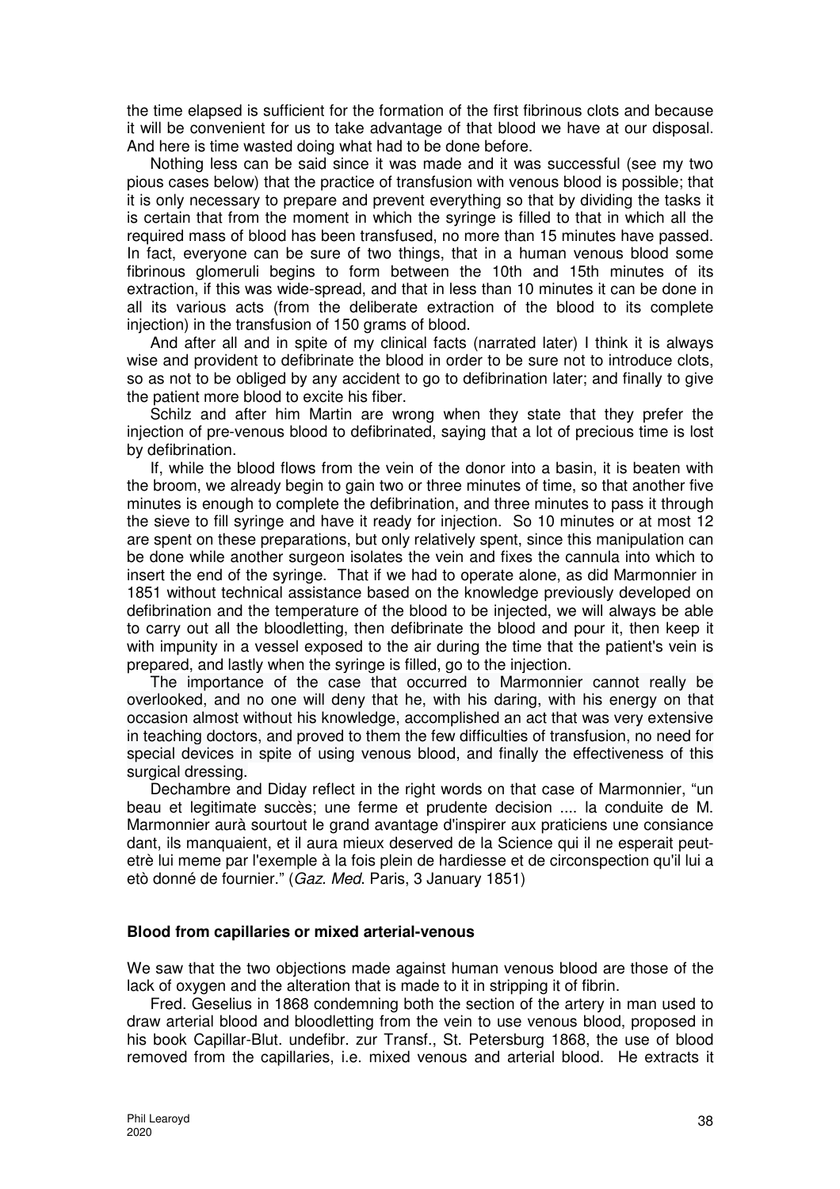the time elapsed is sufficient for the formation of the first fibrinous clots and because it will be convenient for us to take advantage of that blood we have at our disposal. And here is time wasted doing what had to be done before.

Nothing less can be said since it was made and it was successful (see my two pious cases below) that the practice of transfusion with venous blood is possible; that it is only necessary to prepare and prevent everything so that by dividing the tasks it is certain that from the moment in which the syringe is filled to that in which all the required mass of blood has been transfused, no more than 15 minutes have passed. In fact, everyone can be sure of two things, that in a human venous blood some fibrinous glomeruli begins to form between the 10th and 15th minutes of its extraction, if this was wide-spread, and that in less than 10 minutes it can be done in all its various acts (from the deliberate extraction of the blood to its complete injection) in the transfusion of 150 grams of blood.

And after all and in spite of my clinical facts (narrated later) I think it is always wise and provident to defibrinate the blood in order to be sure not to introduce clots, so as not to be obliged by any accident to go to defibrination later; and finally to give the patient more blood to excite his fiber.

Schilz and after him Martin are wrong when they state that they prefer the injection of pre-venous blood to defibrinated, saying that a lot of precious time is lost by defibrination.

If, while the blood flows from the vein of the donor into a basin, it is beaten with the broom, we already begin to gain two or three minutes of time, so that another five minutes is enough to complete the defibrination, and three minutes to pass it through the sieve to fill syringe and have it ready for injection. So 10 minutes or at most 12 are spent on these preparations, but only relatively spent, since this manipulation can be done while another surgeon isolates the vein and fixes the cannula into which to insert the end of the syringe. That if we had to operate alone, as did Marmonnier in 1851 without technical assistance based on the knowledge previously developed on defibrination and the temperature of the blood to be injected, we will always be able to carry out all the bloodletting, then defibrinate the blood and pour it, then keep it with impunity in a vessel exposed to the air during the time that the patient's vein is prepared, and lastly when the syringe is filled, go to the injection.

The importance of the case that occurred to Marmonnier cannot really be overlooked, and no one will deny that he, with his daring, with his energy on that occasion almost without his knowledge, accomplished an act that was very extensive in teaching doctors, and proved to them the few difficulties of transfusion, no need for special devices in spite of using venous blood, and finally the effectiveness of this surgical dressing.

Dechambre and Diday reflect in the right words on that case of Marmonnier, "un beau et legitimate succès; une ferme et prudente decision .... la conduite de M. Marmonnier aurà sourtout le grand avantage d'inspirer aux praticiens une consiance dant, ils manquaient, et il aura mieux deserved de la Science qui il ne esperait peut-etrè lui meme par l'exemple à la fois plein de hardiesse et de circonspection qu'il lui a etò donné de fournier." (*Gaz. Med*. Paris, 3 January 1851)

### Blood from capillaries or mixed arterial-venous

We saw that the two objections made against human venous blood are those of the lack of oxygen and the alteration that is made to it in stripping it of fibrin.

Fred. Geselius in 1868 condemning both the section of the artery in man used to draw arterial blood and bloodletting from the vein to use venous blood, proposed in his book Capillar-Blut. undefibr. zur Transf., St. Petersburg 1868, the use of blood removed from the capillaries, i.e. mixed venous and arterial blood. He extracts it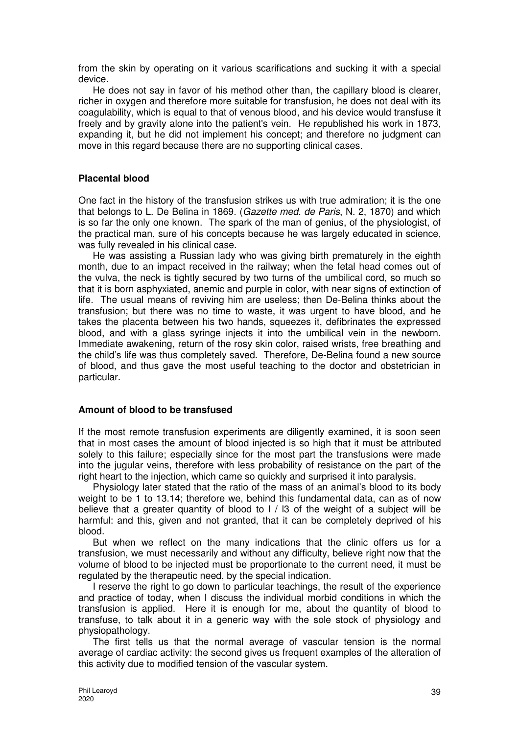from the skin by operating on it various scarifications and sucking it with a special device.

He does not say in favor of his method other than, the capillary blood is clearer, richer in oxygen and therefore more suitable for transfusion, he does not deal with its coagulability, which is equal to that of venous blood, and his device would transfuse it freely and by gravity alone into the patient's vein. He republished his work in 1873, expanding it, but he did not implement his concept; and therefore no judgment can move in this regard because there are no supporting clinical cases.

**Placental blood**

One fact in the history of the transfusion strikes us with true admiration; it is the one that belongs to L. De Belina in 1869. (*Gazette med. de Paris*, N. 2, 1870) and which is so far the only one known. The spark of the man of genius, of the physiologist, of the practical man, sure of his concepts because he was largely educated in science, was fully revealed in his clinical case.

He was assisting a Russian lady who was giving birth prematurely in the eighth month, due to an impact received in the railway; when the fetal head comes out of the vulva, the neck is tightly secured by two turns of the umbilical cord, so much so that it is born asphyxiated, anemic and purple in color, with near signs of extinction of life. The usual means of reviving him are useless; then De-Belina thinks about the transfusion; but there was no time to waste, it was urgent to have blood, and he takes the placenta between his two hands, squeezes it, defibrinates the expressed blood, and with a glass syringe injects it into the umbilical vein in the newborn. Immediate awakening, return of the rosy skin color, raised wrists, free breathing and the child's life was thus completely saved. Therefore, De-Belina found a new source of blood, and thus gave the most useful teaching to the doctor and obstetrician in particular.

**Amount of blood to be transfused**

If the most remote transfusion experiments are diligently examined, it is soon seen that in most cases the amount of blood injected is so high that it must be attributed solely to this failure; especially since for the most part the transfusions were made into the jugular veins, therefore with less probability of resistance on the part of the right heart to the injection, which came so quickly and surprised it into paralysis.

Physiology later stated that the ratio of the mass of an animal's blood to its body weight to be 1 to 13.14; therefore we, behind this fundamental data, can as of now believe that a greater quantity of blood to l / l3 of the weight of a subject will be harmful: and this, given and not granted, that it can be completely deprived of his blood.

But when we reflect on the many indications that the clinic offers us for a transfusion, we must necessarily and without any difficulty, believe right now that the volume of blood to be injected must be proportionate to the current need, it must be regulated by the therapeutic need, by the special indication.

I reserve the right to go down to particular teachings, the result of the experience and practice of today, when I discuss the individual morbid conditions in which the transfusion is applied. Here it is enough for me, about the quantity of blood to transfuse, to talk about it in a generic way with the sole stock of physiology and physiopathology.

The first tells us that the normal average of vascular tension is the normal average of cardiac activity: the second gives us frequent examples of the alteration of this activity due to modified tension of the vascular system.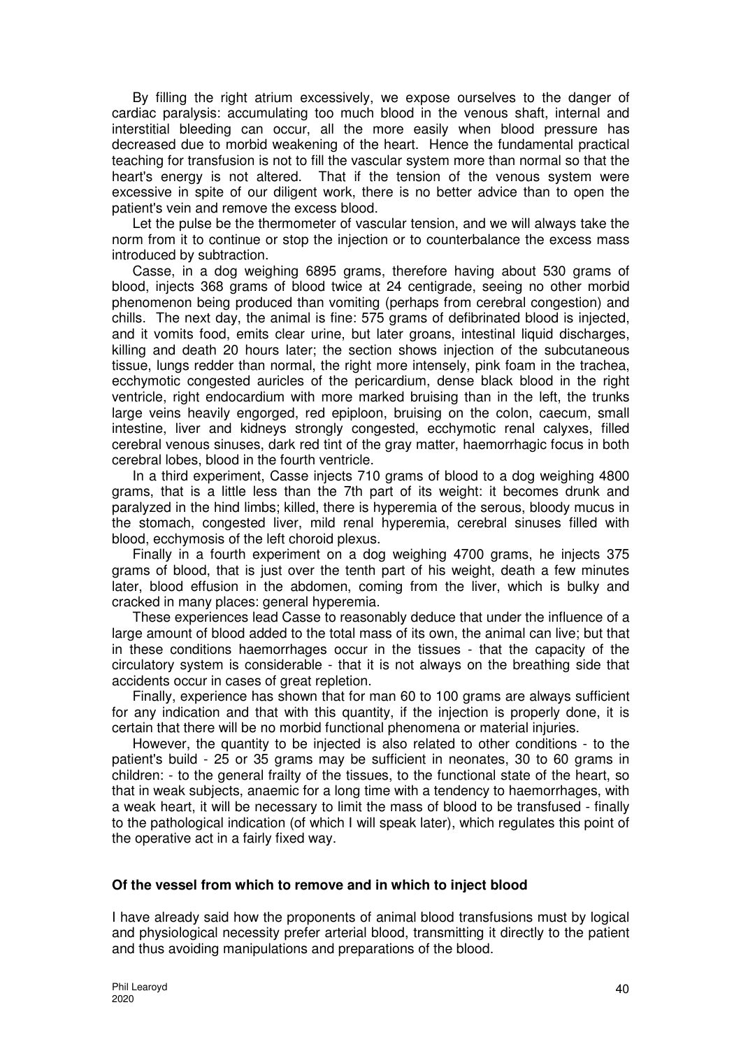By filling the right atrium excessively, we expose ourselves to the danger of cardiac paralysis: accumulating too much blood in the venous shaft, internal and interstitial bleeding can occur, all the more easily when blood pressure has decreased due to morbid weakening of the heart. Hence the fundamental practical teaching for transfusion is not to fill the vascular system more than normal so that the heart's energy is not altered. That if the tension of the venous system were excessive in spite of our diligent work, there is no better advice than to open the patient's vein and remove the excess blood.

Let the pulse be the thermometer of vascular tension, and we will always take the norm from it to continue or stop the injection or to counterbalance the excess mass introduced by subtraction.

Casse, in a dog weighing 6895 grams, therefore having about 530 grams of blood, injects 368 grams of blood twice at 24 centigrade, seeing no other morbid phenomenon being produced than vomiting (perhaps from cerebral congestion) and chills. The next day, the animal is fine: 575 grams of defibrinated blood is injected, and it vomits food, emits clear urine, but later groans, intestinal liquid discharges, killing and death 20 hours later; the section shows injection of the subcutaneous tissue, lungs redder than normal, the right more intensely, pink foam in the trachea, ecchymotic congested auricles of the pericardium, dense black blood in the right ventricle, right endocardium with more marked bruising than in the left, the trunks large veins heavily engorged, red epiploon, bruising on the colon, caecum, small intestine, liver and kidneys strongly congested, ecchymotic renal calyxes, filled cerebral venous sinuses, dark red tint of the gray matter, haemorrhagic focus in both cerebral lobes, blood in the fourth ventricle.

In a third experiment, Casse injects 710 grams of blood to a dog weighing 4800 grams, that is a little less than the 7th part of its weight: it becomes drunk and paralyzed in the hind limbs; killed, there is hyperemia of the serous, bloody mucus in the stomach, congested liver, mild renal hyperemia, cerebral sinuses filled with blood, ecchymosis of the left choroid plexus.

Finally in a fourth experiment on a dog weighing 4700 grams, he injects 375 grams of blood, that is just over the tenth part of his weight, death a few minutes later, blood effusion in the abdomen, coming from the liver, which is bulky and cracked in many places: general hyperemia.

These experiences lead Casse to reasonably deduce that under the influence of a large amount of blood added to the total mass of its own, the animal can live; but that in these conditions haemorrhages occur in the tissues - that the capacity of the circulatory system is considerable - that it is not always on the breathing side that accidents occur in cases of great repletion.

Finally, experience has shown that for man 60 to 100 grams are always sufficient for any indication and that with this quantity, if the injection is properly done, it is certain that there will be no morbid functional phenomena or material injuries.

However, the quantity to be injected is also related to other conditions - to the patient's build - 25 or 35 grams may be sufficient in neonates, 30 to 60 grams in children: - to the general frailty of the tissues, to the functional state of the heart, so that in weak subjects, anaemic for a long time with a tendency to haemorrhages, with a weak heart, it will be necessary to limit the mass of blood to be transfused - finally to the pathological indication (of which I will speak later), which regulates this point of the operative act in a fairly fixed way.

**Of the vessel from which to remove and in which to inject blood**

I have already said how the proponents of animal blood transfusions must by logical and physiological necessity prefer arterial blood, transmitting it directly to the patient and thus avoiding manipulations and preparations of the blood.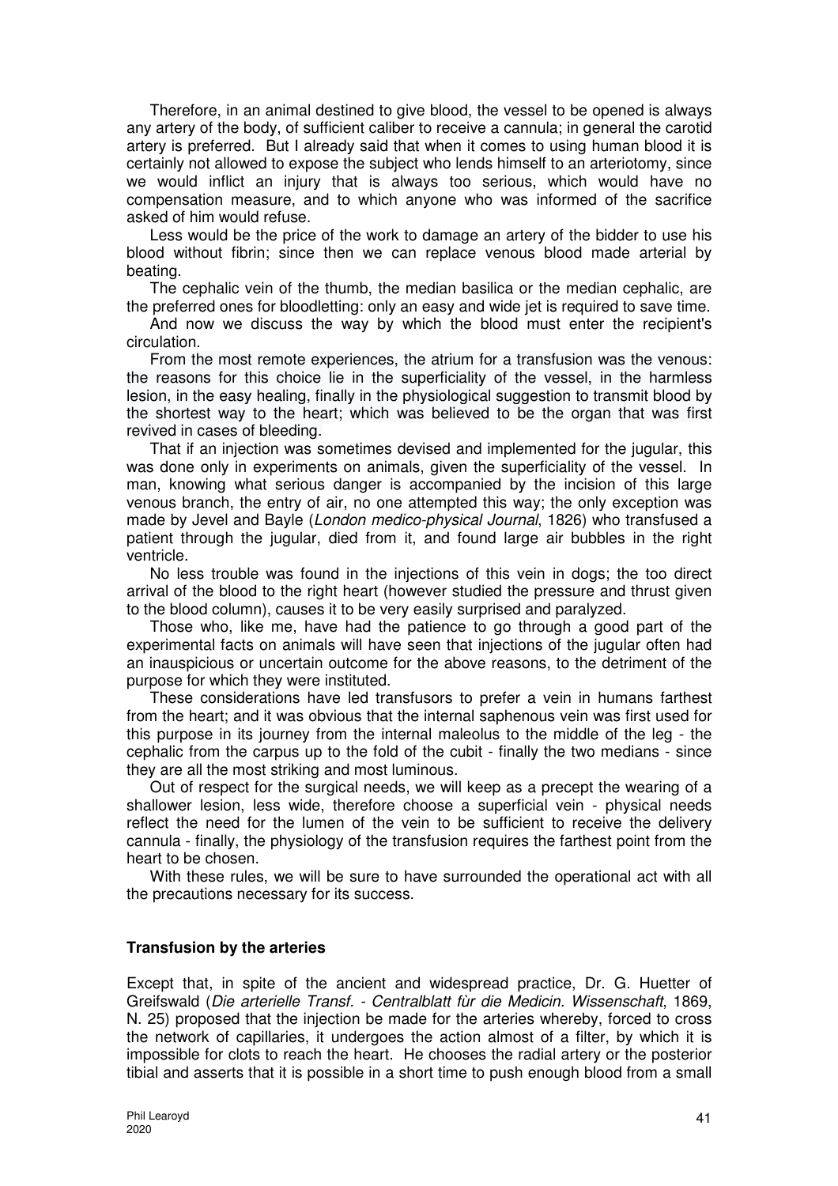Therefore, in an animal destined to give blood, the vessel to be opened is always any artery of the body, of sufficient caliber to receive a cannula; in general the carotid artery is preferred. But I already said that when it comes to using human blood it is certainly not allowed to expose the subject who lends himself to an arteriotomy, since we would inflict an injury that is always too serious, which would have no compensation measure, and to which anyone who was informed of the sacrifice asked of him would refuse.

Less would be the price of the work to damage an artery of the bidder to use his blood without fibrin; since then we can replace venous blood made arterial by beating.

The cephalic vein of the thumb, the median basilica or the median cephalic, are the preferred ones for bloodletting: only an easy and wide jet is required to save time.

And now we discuss the way by which the blood must enter the recipient's circulation.

From the most remote experiences, the atrium for a transfusion was the venous: the reasons for this choice lie in the superficiality of the vessel, in the harmless lesion, in the easy healing, finally in the physiological suggestion to transmit blood by the shortest way to the heart; which was believed to be the organ that was first revived in cases of bleeding.

That if an injection was sometimes devised and implemented for the jugular, this was done only in experiments on animals, given the superficiality of the vessel. In man, knowing what serious danger is accompanied by the incision of this large venous branch, the entry of air, no one attempted this way; the only exception was made by Jevel and Bayle (*London medico-physical Journal*, 1826) who transfused a patient through the jugular, died from it, and found large air bubbles in the right ventricle.

No less trouble was found in the injections of this vein in dogs; the too direct arrival of the blood to the right heart (however studied the pressure and thrust given to the blood column), causes it to be very easily surprised and paralyzed.

Those who, like me, have had the patience to go through a good part of the experimental facts on animals will have seen that injections of the jugular often had an inauspicious or uncertain outcome for the above reasons, to the detriment of the purpose for which they were instituted.

These considerations have led transfusors to prefer a vein in humans farthest from the heart; and it was obvious that the internal saphenous vein was first used for this purpose in its journey from the internal maleolus to the middle of the leg - the cephalic from the carpus up to the fold of the cubit - finally the two medians - since they are all the most striking and most luminous.

Out of respect for the surgical needs, we will keep as a precept the wearing of a shallower lesion, less wide, therefore choose a superficial vein - physical needs reflect the need for the lumen of the vein to be sufficient to receive the delivery cannula - finally, the physiology of the transfusion requires the farthest point from the heart to be chosen.

With these rules, we will be sure to have surrounded the operational act with all the precautions necessary for its success.

### Transfusion by the arteries

Except that, in spite of the ancient and widespread practice, Dr. G. Huetter of Greifswald (*Die arterielle Transf. - Centralblatt fùr die Medicin. Wissenschaft*, 1869, N. 25) proposed that the injection be made for the arteries whereby, forced to cross the network of capillaries, it undergoes the action almost of a filter, by which it is impossible for clots to reach the heart. He chooses the radial artery or the posterior tibial and asserts that it is possible in a short time to push enough blood from a small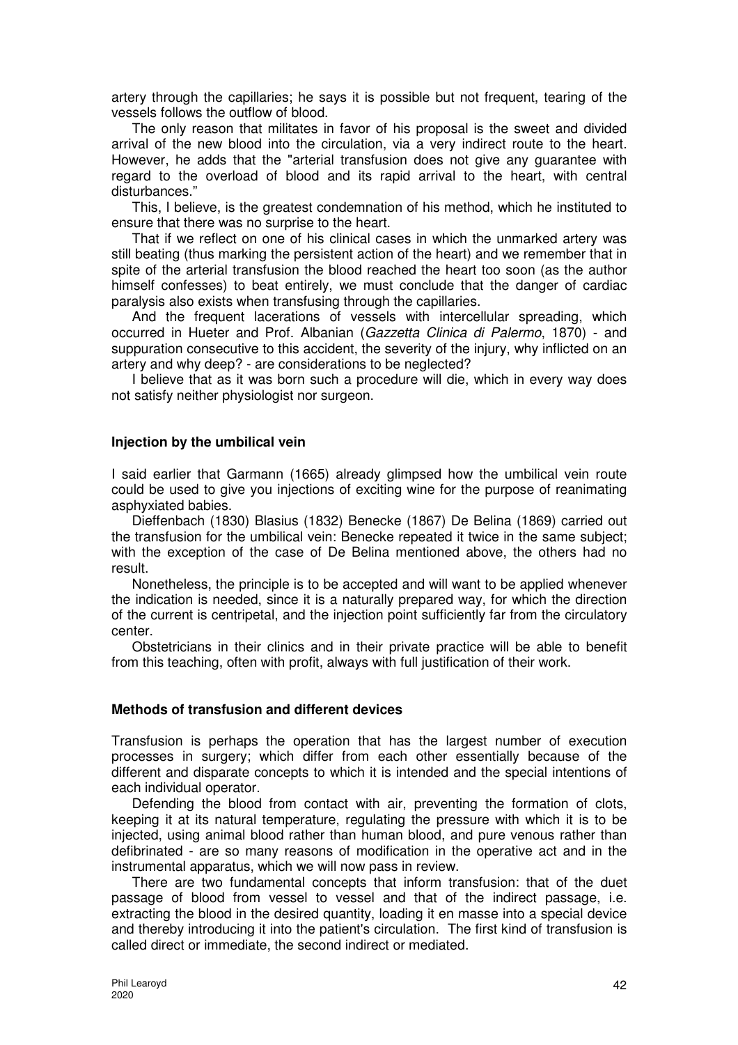artery through the capillaries; he says it is possible but not frequent, tearing of the vessels follows the outflow of blood.

The only reason that militates in favor of his proposal is the sweet and divided arrival of the new blood into the circulation, via a very indirect route to the heart. However, he adds that the "arterial transfusion does not give any guarantee with regard to the overload of blood and its rapid arrival to the heart, with central disturbances."

This, I believe, is the greatest condemnation of his method, which he instituted to ensure that there was no surprise to the heart.

That if we reflect on one of his clinical cases in which the unmarked artery was still beating (thus marking the persistent action of the heart) and we remember that in spite of the arterial transfusion the blood reached the heart too soon (as the author himself confesses) to beat entirely, we must conclude that the danger of cardiac paralysis also exists when transfusing through the capillaries.

And the frequent lacerations of vessels with intercellular spreading, which occurred in Hueter and Prof. Albanian (*Gazzetta Clinica di Palermo*, 1870) - and suppuration consecutive to this accident, the severity of the injury, why inflicted on an artery and why deep? - are considerations to be neglected?

I believe that as it was born such a procedure will die, which in every way does not satisfy neither physiologist nor surgeon.

**Injection by the umbilical vein**

I said earlier that Garmann (1665) already glimpsed how the umbilical vein route could be used to give you injections of exciting wine for the purpose of reanimating asphyxiated babies.

Dieffenbach (1830) Blasius (1832) Benecke (1867) De Belina (1869) carried out the transfusion for the umbilical vein: Benecke repeated it twice in the same subject; with the exception of the case of De Belina mentioned above, the others had no result.

Nonetheless, the principle is to be accepted and will want to be applied whenever the indication is needed, since it is a naturally prepared way, for which the direction of the current is centripetal, and the injection point sufficiently far from the circulatory center.

Obstetricians in their clinics and in their private practice will be able to benefit from this teaching, often with profit, always with full justification of their work.

**Methods of transfusion and different devices**

Transfusion is perhaps the operation that has the largest number of execution processes in surgery; which differ from each other essentially because of the different and disparate concepts to which it is intended and the special intentions of each individual operator.

Defending the blood from contact with air, preventing the formation of clots, keeping it at its natural temperature, regulating the pressure with which it is to be injected, using animal blood rather than human blood, and pure venous rather than defibrinated - are so many reasons of modification in the operative act and in the instrumental apparatus, which we will now pass in review.

There are two fundamental concepts that inform transfusion: that of the duet passage of blood from vessel to vessel and that of the indirect passage, i.e. extracting the blood in the desired quantity, loading it en masse into a special device and thereby introducing it into the patient's circulation. The first kind of transfusion is called direct or immediate, the second indirect or mediated.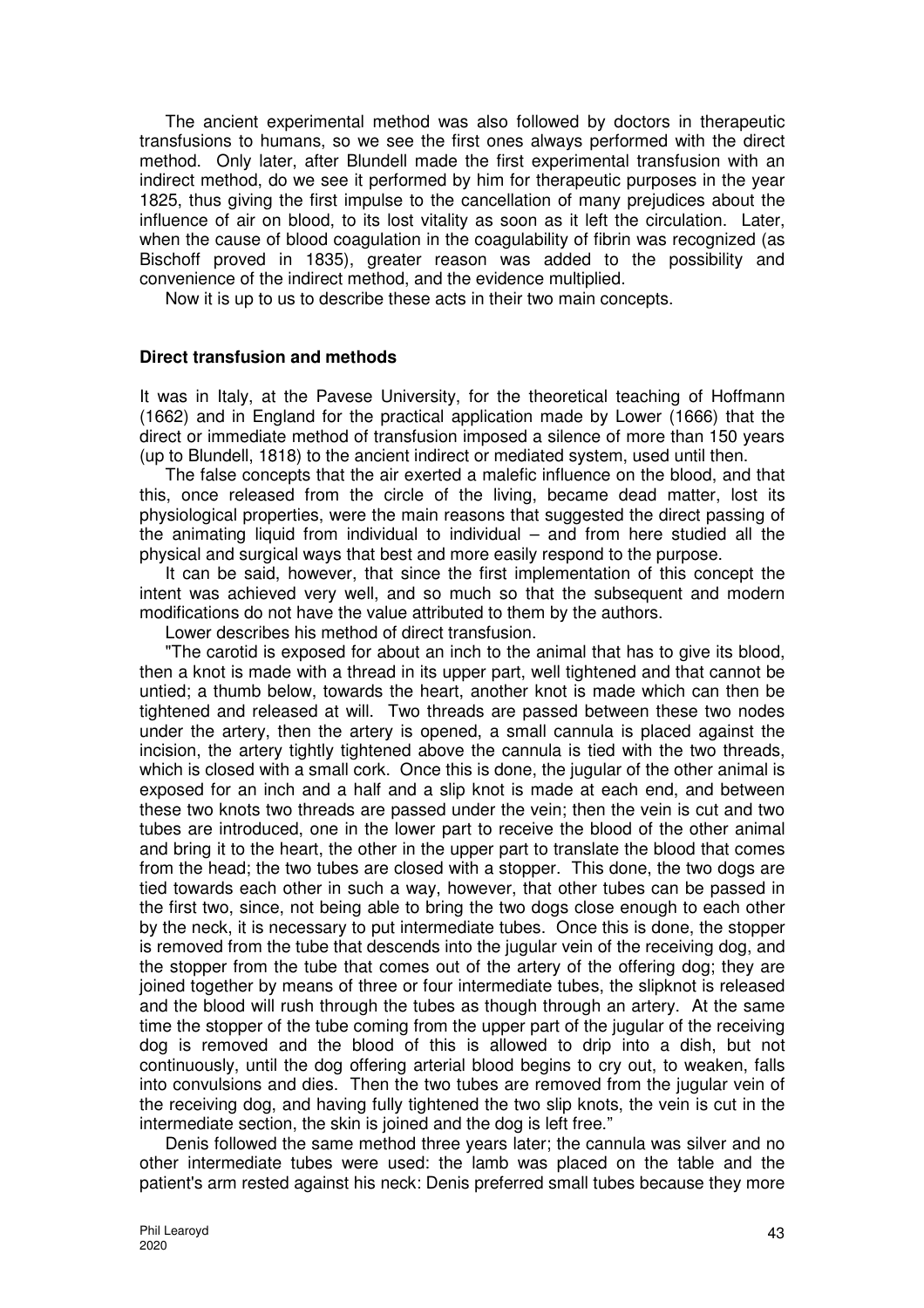The ancient experimental method was also followed by doctors in therapeutic transfusions to humans, so we see the first ones always performed with the direct method. Only later, after Blundell made the first experimental transfusion with an indirect method, do we see it performed by him for therapeutic purposes in the year 1825, thus giving the first impulse to the cancellation of many prejudices about the influence of air on blood, to its lost vitality as soon as it left the circulation. Later, when the cause of blood coagulation in the coagulability of fibrin was recognized (as Bischoff proved in 1835), greater reason was added to the possibility and convenience of the indirect method, and the evidence multiplied.

Now it is up to us to describe these acts in their two main concepts.

### Direct transfusion and methods

It was in Italy, at the Pavese University, for the theoretical teaching of Hoffmann (1662) and in England for the practical application made by Lower (1666) that the direct or immediate method of transfusion imposed a silence of more than 150 years (up to Blundell, 1818) to the ancient indirect or mediated system, used until then.

The false concepts that the air exerted a malefic influence on the blood, and that this, once released from the circle of the living, became dead matter, lost its physiological properties, were the main reasons that suggested the direct passing of the animating liquid from individual to individual – and from here studied all the physical and surgical ways that best and more easily respond to the purpose.

It can be said, however, that since the first implementation of this concept the intent was achieved very well, and so much so that the subsequent and modern modifications do not have the value attributed to them by the authors.

Lower describes his method of direct transfusion.

"The carotid is exposed for about an inch to the animal that has to give its blood, then a knot is made with a thread in its upper part, well tightened and that cannot be untied; a thumb below, towards the heart, another knot is made which can then be tightened and released at will. Two threads are passed between these two nodes under the artery, then the artery is opened, a small cannula is placed against the incision, the artery tightly tightened above the cannula is tied with the two threads, which is closed with a small cork. Once this is done, the jugular of the other animal is exposed for an inch and a half and a slip knot is made at each end, and between these two knots two threads are passed under the vein; then the vein is cut and two tubes are introduced, one in the lower part to receive the blood of the other animal and bring it to the heart, the other in the upper part to translate the blood that comes from the head; the two tubes are closed with a stopper. This done, the two dogs are tied towards each other in such a way, however, that other tubes can be passed in the first two, since, not being able to bring the two dogs close enough to each other by the neck, it is necessary to put intermediate tubes. Once this is done, the stopper is removed from the tube that descends into the jugular vein of the receiving dog, and the stopper from the tube that comes out of the artery of the offering dog; they are joined together by means of three or four intermediate tubes, the slipknot is released and the blood will rush through the tubes as though through an artery. At the same time the stopper of the tube coming from the upper part of the jugular of the receiving dog is removed and the blood of this is allowed to drip into a dish, but not continuously, until the dog offering arterial blood begins to cry out, to weaken, falls into convulsions and dies. Then the two tubes are removed from the jugular vein of the receiving dog, and having fully tightened the two slip knots, the vein is cut in the intermediate section, the skin is joined and the dog is left free."

Denis followed the same method three years later; the cannula was silver and no other intermediate tubes were used: the lamb was placed on the table and the patient's arm rested against his neck: Denis preferred small tubes because they more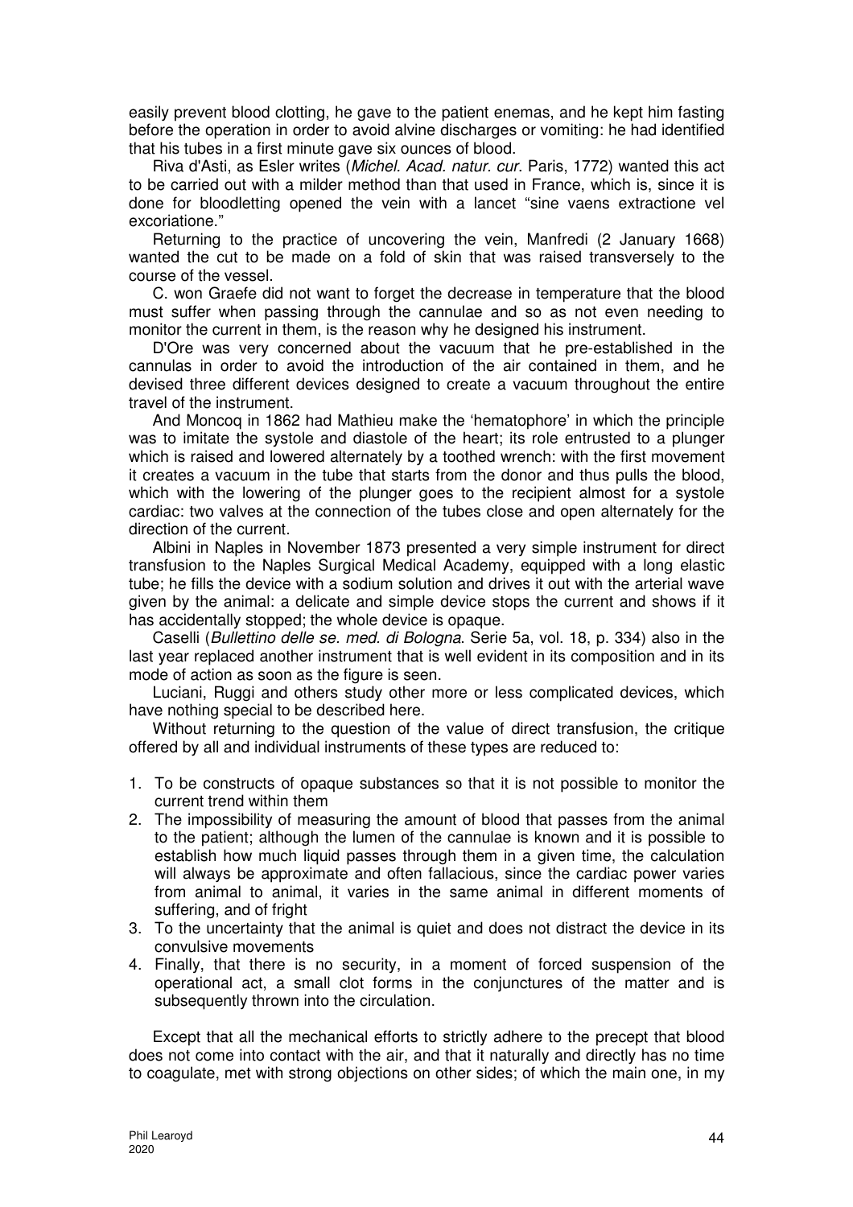easily prevent blood clotting, he gave to the patient enemas, and he kept him fasting before the operation in order to avoid alvine discharges or vomiting: he had identified that his tubes in a first minute gave six ounces of blood.

Riva d'Asti, as Esler writes (*Michel. Acad. natur. cur.* Paris, 1772) wanted this act to be carried out with a milder method than that used in France, which is, since it is done for bloodletting opened the vein with a lancet "sine vaens extractione vel excoriatione."

Returning to the practice of uncovering the vein, Manfredi (2 January 1668) wanted the cut to be made on a fold of skin that was raised transversely to the course of the vessel.

C. won Graefe did not want to forget the decrease in temperature that the blood must suffer when passing through the cannulae and so as not even needing to monitor the current in them, is the reason why he designed his instrument.

D'Ore was very concerned about the vacuum that he pre-established in the cannulas in order to avoid the introduction of the air contained in them, and he devised three different devices designed to create a vacuum throughout the entire travel of the instrument.

And Moncoq in 1862 had Mathieu make the 'hematophore' in which the principle was to imitate the systole and diastole of the heart; its role entrusted to a plunger which is raised and lowered alternately by a toothed wrench: with the first movement it creates a vacuum in the tube that starts from the donor and thus pulls the blood, which with the lowering of the plunger goes to the recipient almost for a systole cardiac: two valves at the connection of the tubes close and open alternately for the direction of the current.

Albini in Naples in November 1873 presented a very simple instrument for direct transfusion to the Naples Surgical Medical Academy, equipped with a long elastic tube; he fills the device with a sodium solution and drives it out with the arterial wave given by the animal: a delicate and simple device stops the current and shows if it has accidentally stopped; the whole device is opaque.

Caselli (*Bullettino delle se. med. di Bologna*. Serie 5a, vol. 18, p. 334) also in the last year replaced another instrument that is well evident in its composition and in its mode of action as soon as the figure is seen.

Luciani, Ruggi and others study other more or less complicated devices, which have nothing special to be described here.

Without returning to the question of the value of direct transfusion, the critique offered by all and individual instruments of these types are reduced to:

1. To be constructs of opaque substances so that it is not possible to monitor the current trend within them
2. The impossibility of measuring the amount of blood that passes from the animal to the patient; although the lumen of the cannulae is known and it is possible to establish how much liquid passes through them in a given time, the calculation will always be approximate and often fallacious, since the cardiac power varies from animal to animal, it varies in the same animal in different moments of suffering, and of fright
3. To the uncertainty that the animal is quiet and does not distract the device in its convulsive movements
4. Finally, that there is no security, in a moment of forced suspension of the operational act, a small clot forms in the conjunctures of the matter and is subsequently thrown into the circulation.

Except that all the mechanical efforts to strictly adhere to the precept that blood does not come into contact with the air, and that it naturally and directly has no time to coagulate, met with strong objections on other sides; of which the main one, in my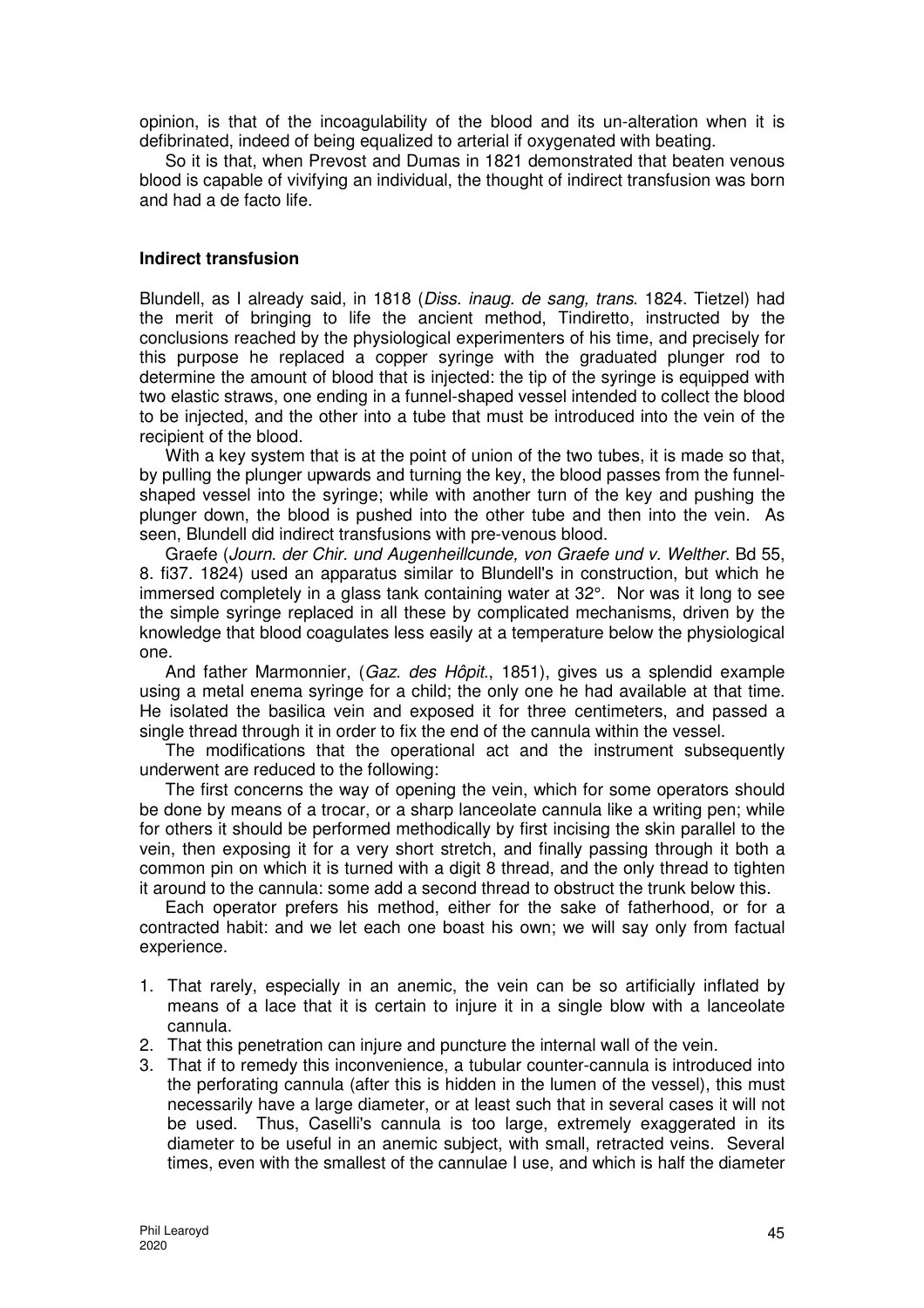opinion, is that of the incoagulability of the blood and its un-alteration when it is defibrinated, indeed of being equalized to arterial if oxygenated with beating.

So it is that, when Prevost and Dumas in 1821 demonstrated that beaten venous blood is capable of vivifying an individual, the thought of indirect transfusion was born and had a de facto life.

### Indirect transfusion

Blundell, as I already said, in 1818 (*Diss. inaug. de sang, trans*. 1824. Tietzel) had the merit of bringing to life the ancient method, Tindiretto, instructed by the conclusions reached by the physiological experimenters of his time, and precisely for this purpose he replaced a copper syringe with the graduated plunger rod to determine the amount of blood that is injected: the tip of the syringe is equipped with two elastic straws, one ending in a funnel-shaped vessel intended to collect the blood to be injected, and the other into a tube that must be introduced into the vein of the recipient of the blood.

With a key system that is at the point of union of the two tubes, it is made so that, by pulling the plunger upwards and turning the key, the blood passes from the funnel-shaped vessel into the syringe; while with another turn of the key and pushing the plunger down, the blood is pushed into the other tube and then into the vein. As seen, Blundell did indirect transfusions with pre-venous blood.

Graefe (*Journ. der Chir. und Augenheillcunde, von Graefe und v. Welther*. Bd 55, 8. fi37. 1824) used an apparatus similar to Blundell's in construction, but which he immersed completely in a glass tank containing water at 32°. Nor was it long to see the simple syringe replaced in all these by complicated mechanisms, driven by the knowledge that blood coagulates less easily at a temperature below the physiological one.

And father Marmonnier, (*Gaz. des Hôpit*., 1851), gives us a splendid example using a metal enema syringe for a child; the only one he had available at that time. He isolated the basilica vein and exposed it for three centimeters, and passed a single thread through it in order to fix the end of the cannula within the vessel.

The modifications that the operational act and the instrument subsequently underwent are reduced to the following:

The first concerns the way of opening the vein, which for some operators should be done by means of a trocar, or a sharp lanceolate cannula like a writing pen; while for others it should be performed methodically by first incising the skin parallel to the vein, then exposing it for a very short stretch, and finally passing through it both a common pin on which it is turned with a digit 8 thread, and the only thread to tighten it around to the cannula: some add a second thread to obstruct the trunk below this.

Each operator prefers his method, either for the sake of fatherhood, or for a contracted habit: and we let each one boast his own; we will say only from factual experience.

1. That rarely, especially in an anemic, the vein can be so artificially inflated by means of a lace that it is certain to injure it in a single blow with a lanceolate cannula.
2. That this penetration can injure and puncture the internal wall of the vein.
3. That if to remedy this inconvenience, a tubular counter-cannula is introduced into the perforating cannula (after this is hidden in the lumen of the vessel), this must necessarily have a large diameter, or at least such that in several cases it will not be used. Thus, Caselli's cannula is too large, extremely exaggerated in its diameter to be useful in an anemic subject, with small, retracted veins. Several times, even with the smallest of the cannulae I use, and which is half the diameter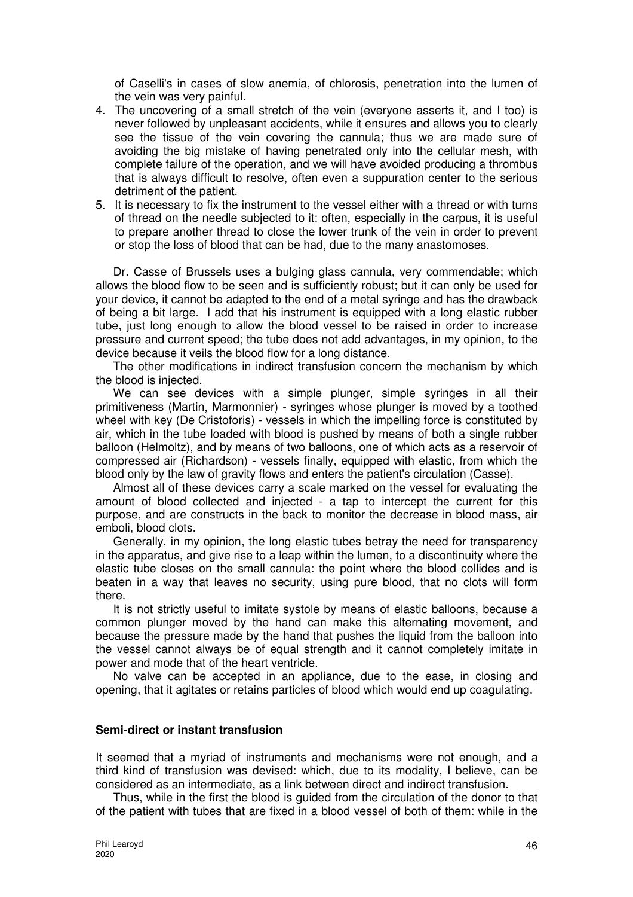of Caselli's in cases of slow anemia, of chlorosis, penetration into the lumen of the vein was very painful.

4. The uncovering of a small stretch of the vein (everyone asserts it, and I too) is never followed by unpleasant accidents, while it ensures and allows you to clearly see the tissue of the vein covering the cannula; thus we are made sure of avoiding the big mistake of having penetrated only into the cellular mesh, with complete failure of the operation, and we will have avoided producing a thrombus that is always difficult to resolve, often even a suppuration center to the serious detriment of the patient.
5. It is necessary to fix the instrument to the vessel either with a thread or with turns of thread on the needle subjected to it: often, especially in the carpus, it is useful to prepare another thread to close the lower trunk of the vein in order to prevent or stop the loss of blood that can be had, due to the many anastomoses.

Dr. Casse of Brussels uses a bulging glass cannula, very commendable; which allows the blood flow to be seen and is sufficiently robust; but it can only be used for your device, it cannot be adapted to the end of a metal syringe and has the drawback of being a bit large. I add that his instrument is equipped with a long elastic rubber tube, just long enough to allow the blood vessel to be raised in order to increase pressure and current speed; the tube does not add advantages, in my opinion, to the device because it veils the blood flow for a long distance.

The other modifications in indirect transfusion concern the mechanism by which the blood is injected.

We can see devices with a simple plunger, simple syringes in all their primitiveness (Martin, Marmonnier) - syringes whose plunger is moved by a toothed wheel with key (De Cristoforis) - vessels in which the impelling force is constituted by air, which in the tube loaded with blood is pushed by means of both a single rubber balloon (Helmoltz), and by means of two balloons, one of which acts as a reservoir of compressed air (Richardson) - vessels finally, equipped with elastic, from which the blood only by the law of gravity flows and enters the patient's circulation (Casse).

Almost all of these devices carry a scale marked on the vessel for evaluating the amount of blood collected and injected - a tap to intercept the current for this purpose, and are constructs in the back to monitor the decrease in blood mass, air emboli, blood clots.

Generally, in my opinion, the long elastic tubes betray the need for transparency in the apparatus, and give rise to a leap within the lumen, to a discontinuity where the elastic tube closes on the small cannula: the point where the blood collides and is beaten in a way that leaves no security, using pure blood, that no clots will form there.

It is not strictly useful to imitate systole by means of elastic balloons, because a common plunger moved by the hand can make this alternating movement, and because the pressure made by the hand that pushes the liquid from the balloon into the vessel cannot always be of equal strength and it cannot completely imitate in power and mode that of the heart ventricle.

No valve can be accepted in an appliance, due to the ease, in closing and opening, that it agitates or retains particles of blood which would end up coagulating.

**Semi-direct or instant transfusion**

It seemed that a myriad of instruments and mechanisms were not enough, and a third kind of transfusion was devised: which, due to its modality, I believe, can be considered as an intermediate, as a link between direct and indirect transfusion.

Thus, while in the first the blood is guided from the circulation of the donor to that of the patient with tubes that are fixed in a blood vessel of both of them: while in the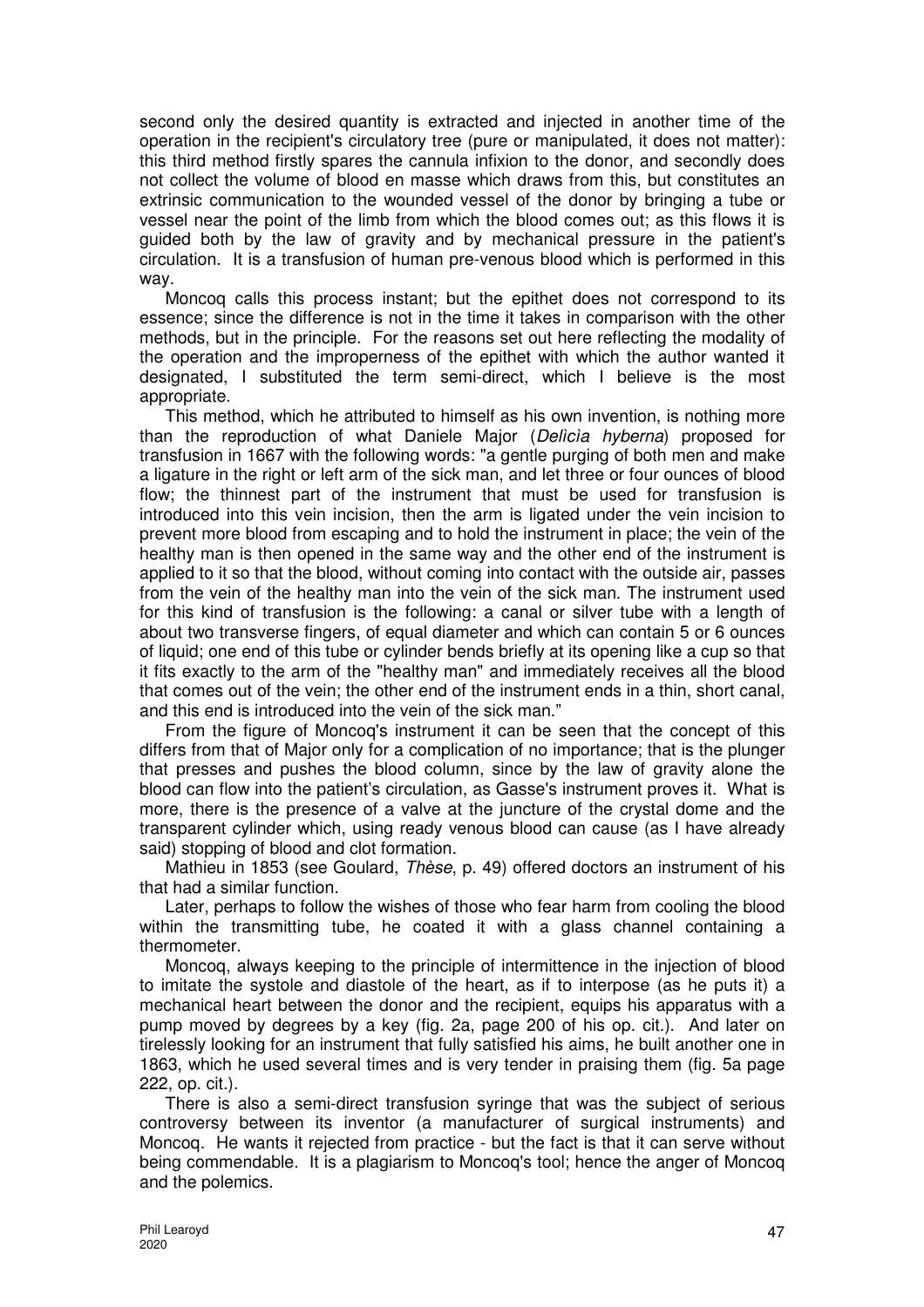second only the desired quantity is extracted and injected in another time of the operation in the recipient's circulatory tree (pure or manipulated, it does not matter): this third method firstly spares the cannula infixion to the donor, and secondly does not collect the volume of blood en masse which draws from this, but constitutes an extrinsic communication to the wounded vessel of the donor by bringing a tube or vessel near the point of the limb from which the blood comes out; as this flows it is guided both by the law of gravity and by mechanical pressure in the patient's circulation. It is a transfusion of human pre-venous blood which is performed in this way.

Moncoq calls this process instant; but the epithet does not correspond to its essence; since the difference is not in the time it takes in comparison with the other methods, but in the principle. For the reasons set out here reflecting the modality of the operation and the improperness of the epithet with which the author wanted it designated, I substituted the term semi-direct, which I believe is the most appropriate.

This method, which he attributed to himself as his own invention, is nothing more than the reproduction of what Daniele Major (*Delìcìa hyberna*) proposed for transfusion in 1667 with the following words: "a gentle purging of both men and make a ligature in the right or left arm of the sick man, and let three or four ounces of blood flow; the thinnest part of the instrument that must be used for transfusion is introduced into this vein incision, then the arm is ligated under the vein incision to prevent more blood from escaping and to hold the instrument in place; the vein of the healthy man is then opened in the same way and the other end of the instrument is applied to it so that the blood, without coming into contact with the outside air, passes from the vein of the healthy man into the vein of the sick man. The instrument used for this kind of transfusion is the following: a canal or silver tube with a length of about two transverse fingers, of equal diameter and which can contain 5 or 6 ounces of liquid; one end of this tube or cylinder bends briefly at its opening like a cup so that it fits exactly to the arm of the "healthy man" and immediately receives all the blood that comes out of the vein; the other end of the instrument ends in a thin, short canal, and this end is introduced into the vein of the sick man."

From the figure of Moncoq's instrument it can be seen that the concept of this differs from that of Major only for a complication of no importance; that is the plunger that presses and pushes the blood column, since by the law of gravity alone the blood can flow into the patient's circulation, as Gasse's instrument proves it. What is more, there is the presence of a valve at the juncture of the crystal dome and the transparent cylinder which, using ready venous blood can cause (as I have already said) stopping of blood and clot formation.

Mathieu in 1853 (see Goulard, *Thèse*, p. 49) offered doctors an instrument of his that had a similar function.

Later, perhaps to follow the wishes of those who fear harm from cooling the blood within the transmitting tube, he coated it with a glass channel containing a thermometer.

Moncoq, always keeping to the principle of intermittence in the injection of blood to imitate the systole and diastole of the heart, as if to interpose (as he puts it) a mechanical heart between the donor and the recipient, equips his apparatus with a pump moved by degrees by a key (fig. 2a, page 200 of his op. cit.). And later on tirelessly looking for an instrument that fully satisfied his aims, he built another one in 1863, which he used several times and is very tender in praising them (fig. 5a page 222, op. cit.).

There is also a semi-direct transfusion syringe that was the subject of serious controversy between its inventor (a manufacturer of surgical instruments) and Moncoq. He wants it rejected from practice - but the fact is that it can serve without being commendable. It is a plagiarism to Moncoq's tool; hence the anger of Moncoq and the polemics.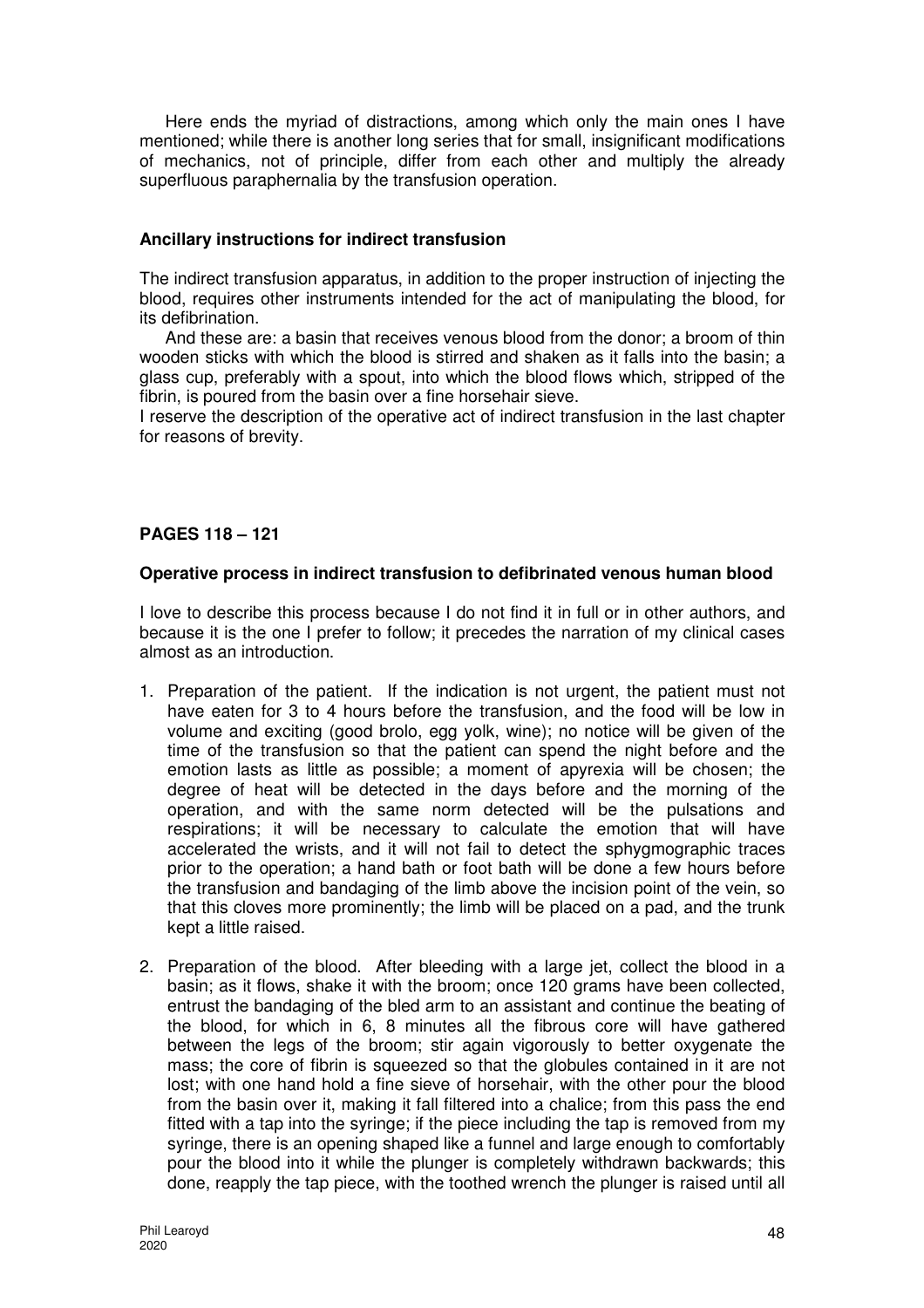Here ends the myriad of distractions, among which only the main ones I have mentioned; while there is another long series that for small, insignificant modifications of mechanics, not of principle, differ from each other and multiply the already superfluous paraphernalia by the transfusion operation.

### Ancillary instructions for indirect transfusion

The indirect transfusion apparatus, in addition to the proper instruction of injecting the blood, requires other instruments intended for the act of manipulating the blood, for its defibrination.

And these are: a basin that receives venous blood from the donor; a broom of thin wooden sticks with which the blood is stirred and shaken as it falls into the basin; a glass cup, preferably with a spout, into which the blood flows which, stripped of the fibrin, is poured from the basin over a fine horsehair sieve.

I reserve the description of the operative act of indirect transfusion in the last chapter for reasons of brevity.

## PAGES 118 – 121

### Operative process in indirect transfusion to defibrinated venous human blood

I love to describe this process because I do not find it in full or in other authors, and because it is the one I prefer to follow; it precedes the narration of my clinical cases almost as an introduction.

1. Preparation of the patient. If the indication is not urgent, the patient must not have eaten for 3 to 4 hours before the transfusion, and the food will be low in volume and exciting (good brolo, egg yolk, wine); no notice will be given of the time of the transfusion so that the patient can spend the night before and the emotion lasts as little as possible; a moment of apyrexia will be chosen; the degree of heat will be detected in the days before and the morning of the operation, and with the same norm detected will be the pulsations and respirations; it will be necessary to calculate the emotion that will have accelerated the wrists, and it will not fail to detect the sphygmographic traces prior to the operation; a hand bath or foot bath will be done a few hours before the transfusion and bandaging of the limb above the incision point of the vein, so that this cloves more prominently; the limb will be placed on a pad, and the trunk kept a little raised.

2. Preparation of the blood. After bleeding with a large jet, collect the blood in a basin; as it flows, shake it with the broom; once 120 grams have been collected, entrust the bandaging of the bled arm to an assistant and continue the beating of the blood, for which in 6, 8 minutes all the fibrous core will have gathered between the legs of the broom; stir again vigorously to better oxygenate the mass; the core of fibrin is squeezed so that the globules contained in it are not lost; with one hand hold a fine sieve of horsehair, with the other pour the blood from the basin over it, making it fall filtered into a chalice; from this pass the end fitted with a tap into the syringe; if the piece including the tap is removed from my syringe, there is an opening shaped like a funnel and large enough to comfortably pour the blood into it while the plunger is completely withdrawn backwards; this done, reapply the tap piece, with the toothed wrench the plunger is raised until all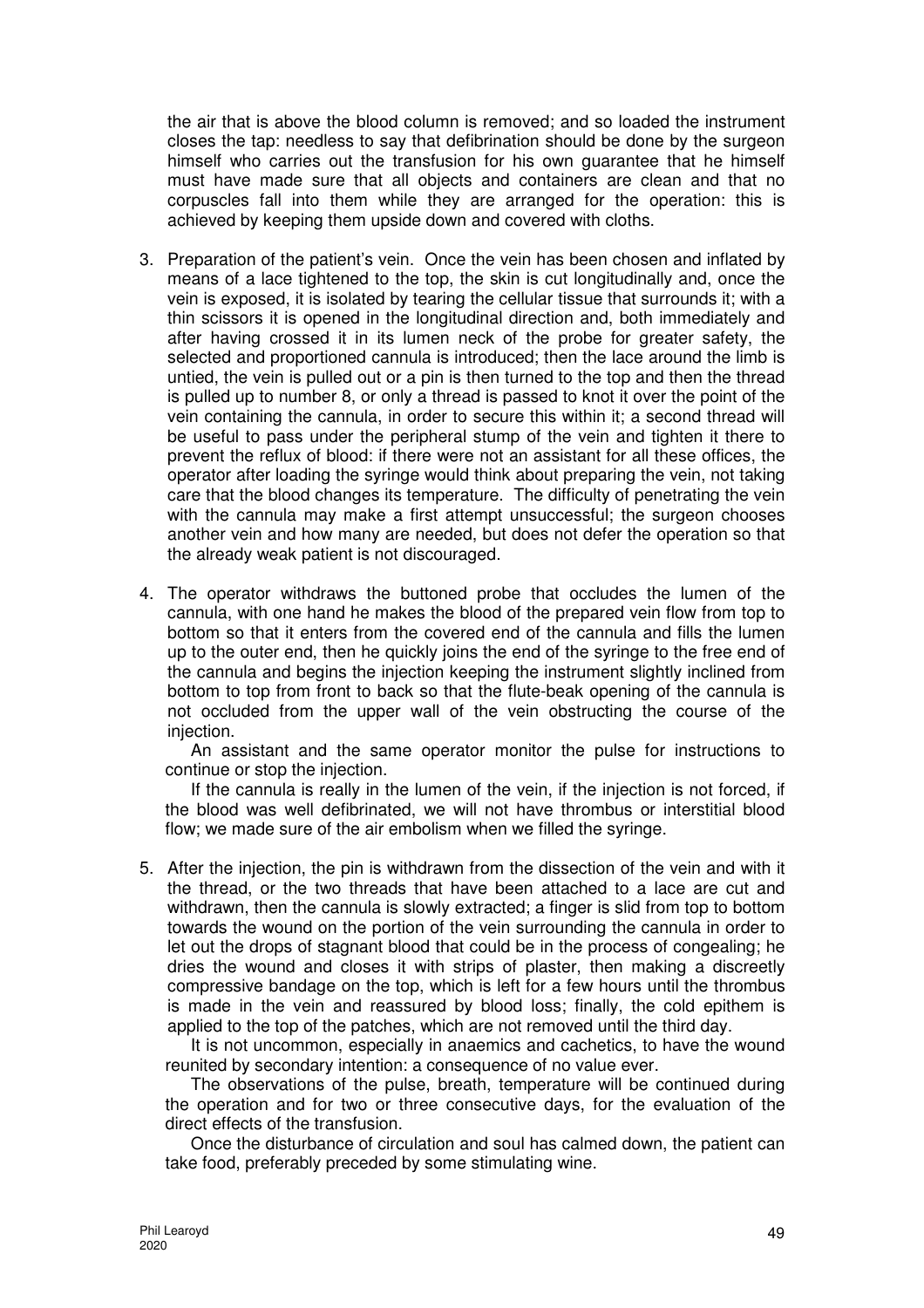the air that is above the blood column is removed; and so loaded the instrument closes the tap: needless to say that defibrination should be done by the surgeon himself who carries out the transfusion for his own guarantee that he himself must have made sure that all objects and containers are clean and that no corpuscles fall into them while they are arranged for the operation: this is achieved by keeping them upside down and covered with cloths.

3. Preparation of the patient's vein. Once the vein has been chosen and inflated by means of a lace tightened to the top, the skin is cut longitudinally and, once the vein is exposed, it is isolated by tearing the cellular tissue that surrounds it; with a thin scissors it is opened in the longitudinal direction and, both immediately and after having crossed it in its lumen neck of the probe for greater safety, the selected and proportioned cannula is introduced; then the lace around the limb is untied, the vein is pulled out or a pin is then turned to the top and then the thread is pulled up to number 8, or only a thread is passed to knot it over the point of the vein containing the cannula, in order to secure this within it; a second thread will be useful to pass under the peripheral stump of the vein and tighten it there to prevent the reflux of blood: if there were not an assistant for all these offices, the operator after loading the syringe would think about preparing the vein, not taking care that the blood changes its temperature. The difficulty of penetrating the vein with the cannula may make a first attempt unsuccessful; the surgeon chooses another vein and how many are needed, but does not defer the operation so that the already weak patient is not discouraged.

4. The operator withdraws the buttoned probe that occludes the lumen of the cannula, with one hand he makes the blood of the prepared vein flow from top to bottom so that it enters from the covered end of the cannula and fills the lumen up to the outer end, then he quickly joins the end of the syringe to the free end of the cannula and begins the injection keeping the instrument slightly inclined from bottom to top from front to back so that the flute-beak opening of the cannula is not occluded from the upper wall of the vein obstructing the course of the injection.

   An assistant and the same operator monitor the pulse for instructions to continue or stop the injection.

   If the cannula is really in the lumen of the vein, if the injection is not forced, if the blood was well defibrinated, we will not have thrombus or interstitial blood flow; we made sure of the air embolism when we filled the syringe.

5. After the injection, the pin is withdrawn from the dissection of the vein and with it the thread, or the two threads that have been attached to a lace are cut and withdrawn, then the cannula is slowly extracted; a finger is slid from top to bottom towards the wound on the portion of the vein surrounding the cannula in order to let out the drops of stagnant blood that could be in the process of congealing; he dries the wound and closes it with strips of plaster, then making a discreetly compressive bandage on the top, which is left for a few hours until the thrombus is made in the vein and reassured by blood loss; finally, the cold epithem is applied to the top of the patches, which are not removed until the third day.

   It is not uncommon, especially in anaemics and cachetics, to have the wound reunited by secondary intention: a consequence of no value ever.

   The observations of the pulse, breath, temperature will be continued during the operation and for two or three consecutive days, for the evaluation of the direct effects of the transfusion.

   Once the disturbance of circulation and soul has calmed down, the patient can take food, preferably preceded by some stimulating wine.